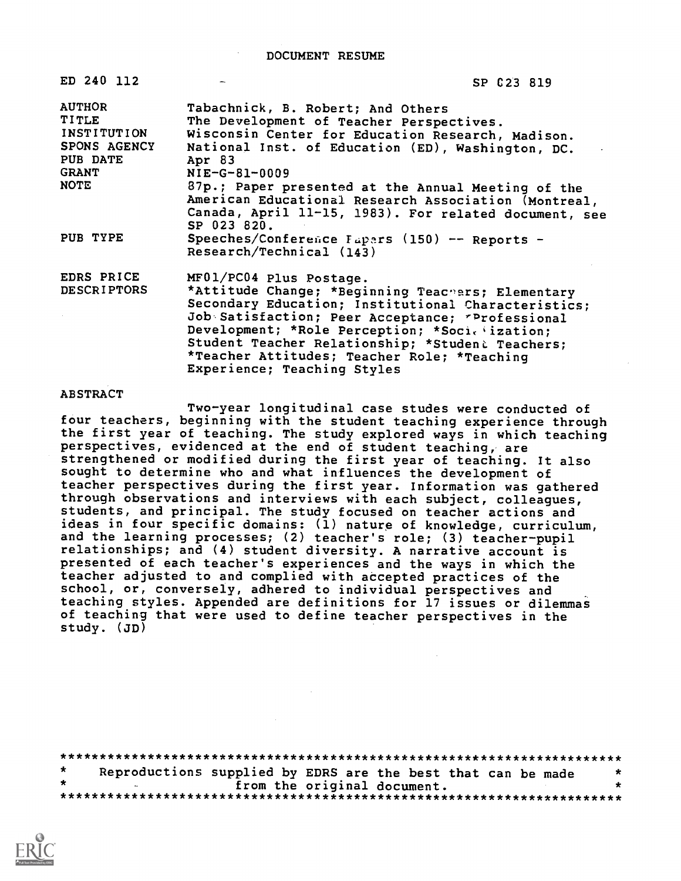# DOCUMENT RESUME

| | | |
|---|---|---|
| ED 240 112 | | SP 023 819 |
| AUTHOR | Tabachnick, B. Robert; And Others | |
| TITLE | The Development of Teacher Perspectives. | |
| INSTITUTION | Wisconsin Center for Education Research, Madison. | |
| SPONS AGENCY | National Inst. of Education (ED), Washington, DC. | |
| PUB DATE | Apr 83 | |
| GRANT | NIE-G-81-0009 | |
| NOTE | 87p.; Paper presented at the Annual Meeting of the American Educational Research Association (Montreal, Canada, April 11-15, 1983). For related document, see SP 023 820. | |
| PUB TYPE | Speeches/Conference Papers (150) -- Reports - Research/Technical (143) | |
| EDRS PRICE | MF01/PC04 Plus Postage. | |
| DESCRIPTORS | *Attitude Change; *Beginning Teachers; Elementary Secondary Education; Institutional Characteristics; Job Satisfaction; Peer Acceptance; *Professional Development; *Role Perception; *Socialization; Student Teacher Relationship; *Student Teachers; *Teacher Attitudes; Teacher Role; *Teaching Experience; Teaching Styles | |

## ABSTRACT

Two-year longitudinal case studes were conducted of four teachers, beginning with the student teaching experience through the first year of teaching. The study explored ways in which teaching perspectives, evidenced at the end of student teaching, are strengthened or modified during the first year of teaching. It also sought to determine who and what influences the development of teacher perspectives during the first year. Information was gathered through observations and interviews with each subject, colleagues, students, and principal. The study focused on teacher actions and ideas in four specific domains: (1) nature of knowledge, curriculum, and the learning processes; (2) teacher's role; (3) teacher-pupil relationships; and (4) student diversity. A narrative account is presented of each teacher's experiences and the ways in which the teacher adjusted to and complied with accepted practices of the school, or, conversely, adhered to individual perspectives and teaching styles. Appended are definitions for 17 issues or dilemmas of teaching that were used to define teacher perspectives in the study. (JD)

***********************************************************************
* Reproductions supplied by EDRS are the best that can be made *
* from the original document. *
***********************************************************************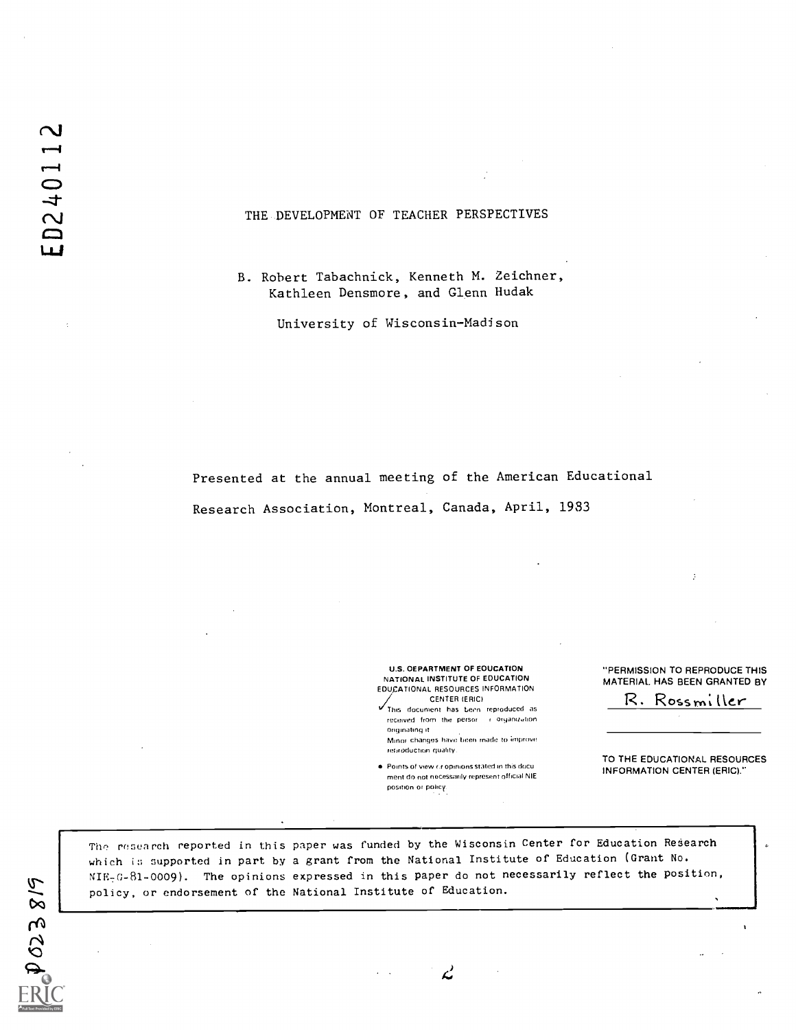ED240112

# THE DEVELOPMENT OF TEACHER PERSPECTIVES

B. Robert Tabachnick, Kenneth M. Zeichner, Kathleen Densmore, and Glenn Hudak

University of Wisconsin-Madison

Presented at the annual meeting of the American Educational Research Association, Montreal, Canada, April, 1983

U.S. DEPARTMENT OF EDUCATION
NATIONAL INSTITUTE OF EDUCATION
EDUCATIONAL RESOURCES INFORMATION CENTER (ERIC)

✓ This document has been reproduced as received from the person or organization originating it.
Minor changes have been made to improve reproduction quality.

- Points of view or opinions stated in this document do not necessarily represent official NIE position or policy.

"PERMISSION TO REPRODUCE THIS MATERIAL HAS BEEN GRANTED BY

R. Rossmiller

TO THE EDUCATIONAL RESOURCES INFORMATION CENTER (ERIC)."

The research reported in this paper was funded by the Wisconsin Center for Education Research which is supported in part by a grant from the National Institute of Education (Grant No. NIE-G-81-0009). The opinions expressed in this paper do not necessarily reflect the position, policy, or endorsement of the National Institute of Education.

SP 023 819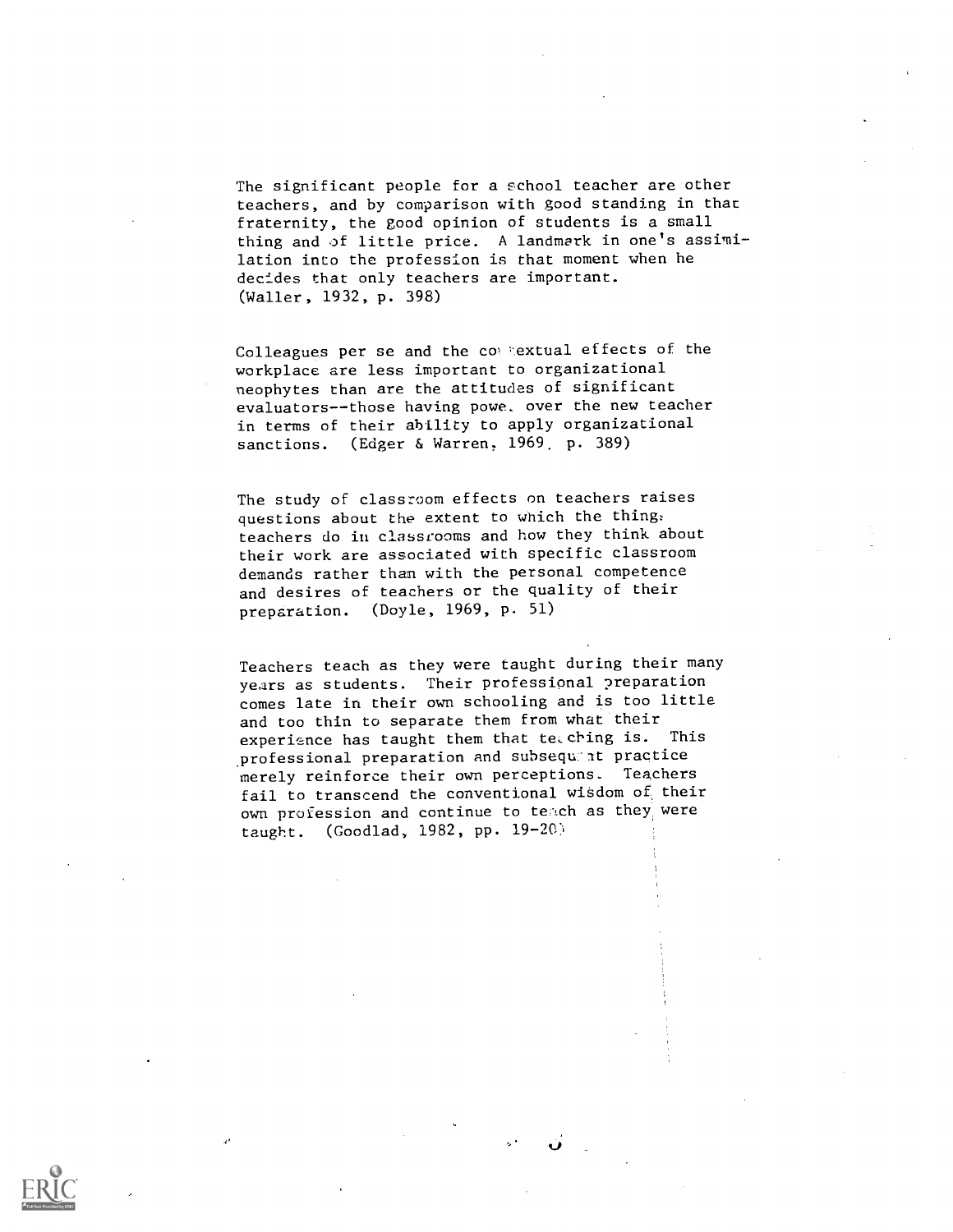The significant people for a school teacher are other teachers, and by comparison with good standing in that fraternity, the good opinion of students is a small thing and of little price. A landmark in one's assimilation into the profession is that moment when he decides that only teachers are important. (Waller, 1932, p. 398)

Colleagues per se and the contextual effects of the workplace are less important to organizational neophytes than are the attitudes of significant evaluators--those having power over the new teacher in terms of their ability to apply organizational sanctions. (Edger & Warren, 1969, p. 389)

The study of classroom effects on teachers raises questions about the extent to which the things teachers do in classrooms and how they think about their work are associated with specific classroom demands rather than with the personal competence and desires of teachers or the quality of their preparation. (Doyle, 1969, p. 51)

Teachers teach as they were taught during their many years as students. Their professional preparation comes late in their own schooling and is too little and too thin to separate them from what their experience has taught them that teaching is. This professional preparation and subsequent practice merely reinforce their own perceptions. Teachers fail to transcend the conventional wisdom of their own profession and continue to teach as they were taught. (Goodlad, 1982, pp. 19-20)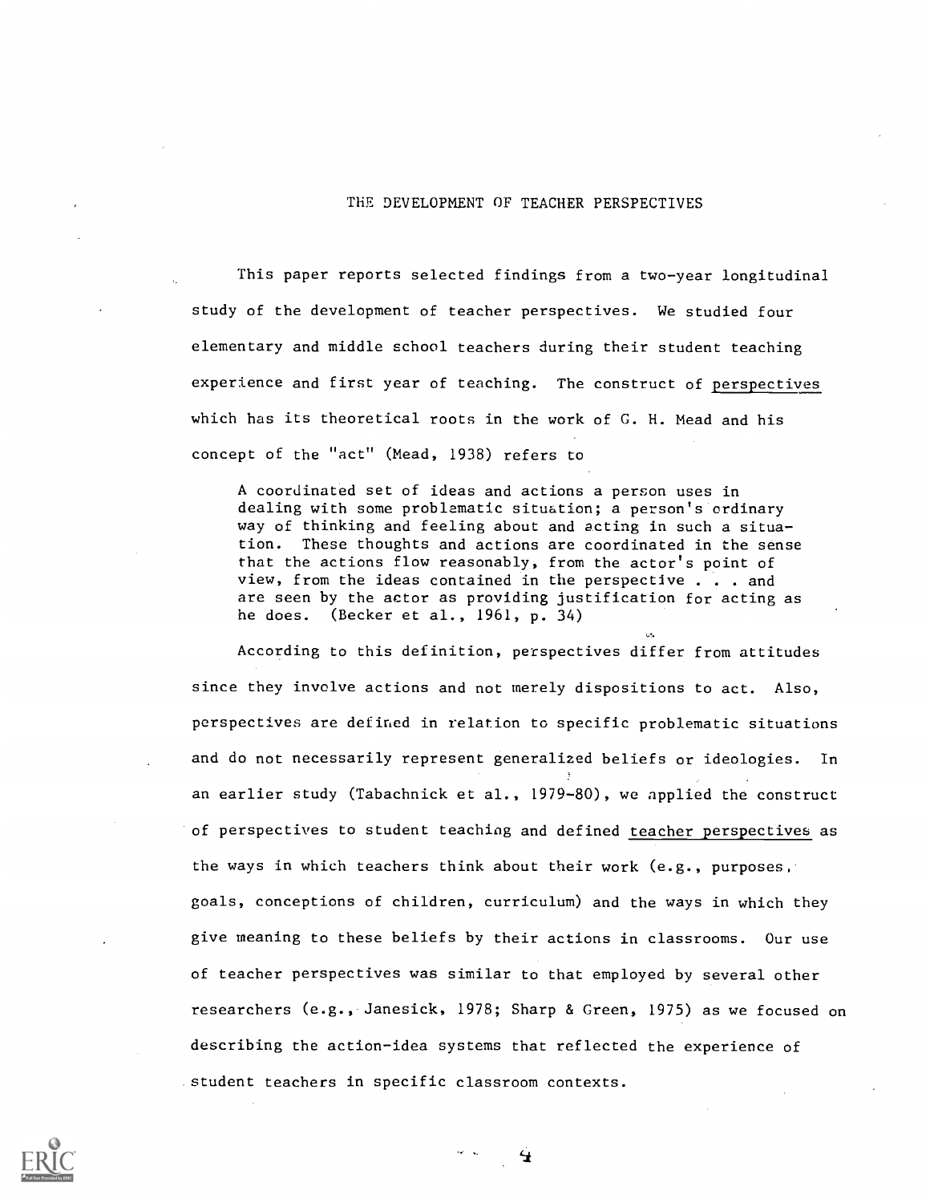# THE DEVELOPMENT OF TEACHER PERSPECTIVES

This paper reports selected findings from a two-year longitudinal study of the development of teacher perspectives. We studied four elementary and middle school teachers during their student teaching experience and first year of teaching. The construct of <u>perspectives</u> which has its theoretical roots in the work of G. H. Mead and his concept of the "act" (Mead, 1938) refers to

> A coordinated set of ideas and actions a person uses in dealing with some problematic situation; a person's ordinary way of thinking and feeling about and acting in such a situation. These thoughts and actions are coordinated in the sense that the actions flow reasonably, from the actor's point of view, from the ideas contained in the perspective . . . and are seen by the actor as providing justification for acting as he does. (Becker et al., 1961, p. 34)

According to this definition, perspectives differ from attitudes since they involve actions and not merely dispositions to act. Also, perspectives are defined in relation to specific problematic situations and do not necessarily represent generalized beliefs or ideologies. In an earlier study (Tabachnick et al., 1979-80), we applied the construct of perspectives to student teaching and defined <u>teacher perspectives</u> as the ways in which teachers think about their work (e.g., purposes, goals, conceptions of children, curriculum) and the ways in which they give meaning to these beliefs by their actions in classrooms. Our use of teacher perspectives was similar to that employed by several other researchers (e.g., Janesick, 1978; Sharp & Green, 1975) as we focused on describing the action-idea systems that reflected the experience of student teachers in specific classroom contexts.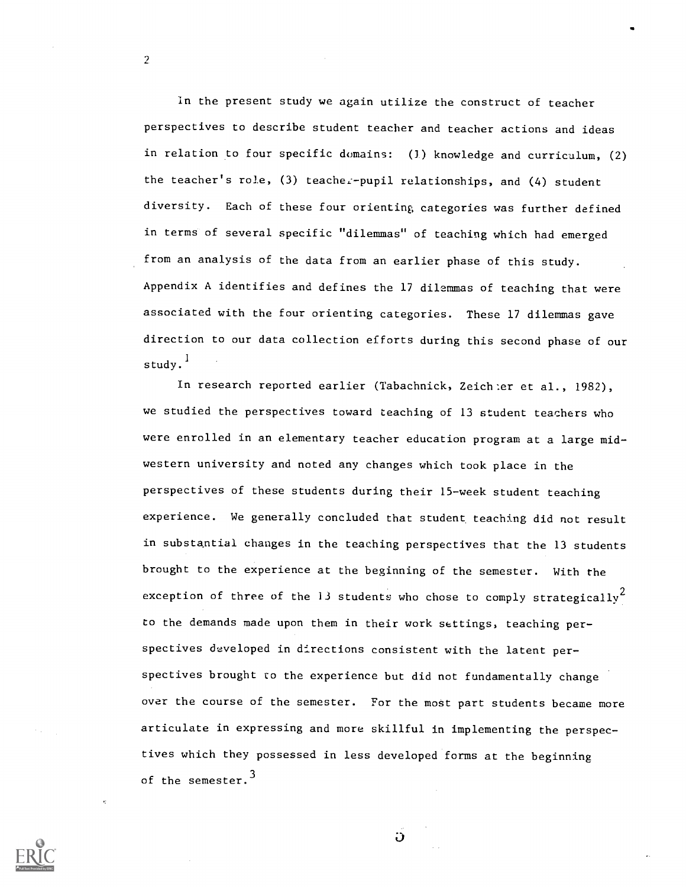In the present study we again utilize the construct of teacher perspectives to describe student teacher and teacher actions and ideas in relation to four specific domains: (1) knowledge and curriculum, (2) the teacher's role, (3) teacher-pupil relationships, and (4) student diversity. Each of these four orienting categories was further defined in terms of several specific "dilemmas" of teaching which had emerged from an analysis of the data from an earlier phase of this study. Appendix A identifies and defines the 17 dilemmas of teaching that were associated with the four orienting categories. These 17 dilemmas gave direction to our data collection efforts during this second phase of our study.[1]

In research reported earlier (Tabachnick, Zeichner et al., 1982), we studied the perspectives toward teaching of 13 student teachers who were enrolled in an elementary teacher education program at a large midwestern university and noted any changes which took place in the perspectives of these students during their 15-week student teaching experience. We generally concluded that student teaching did not result in substantial changes in the teaching perspectives that the 13 students brought to the experience at the beginning of the semester. With the exception of three of the 13 students who chose to comply strategically[2] to the demands made upon them in their work settings, teaching perspectives developed in directions consistent with the latent perspectives brought to the experience but did not fundamentally change over the course of the semester. For the most part students became more articulate in expressing and more skillful in implementing the perspectives which they possessed in less developed forms at the beginning of the semester.[3]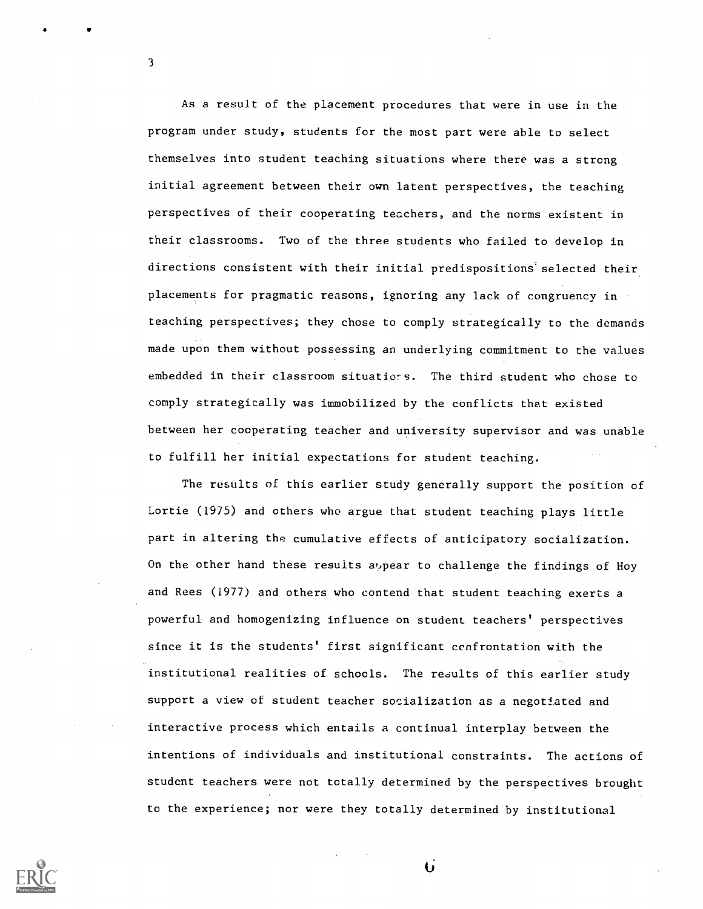As a result of the placement procedures that were in use in the program under study, students for the most part were able to select themselves into student teaching situations where there was a strong initial agreement between their own latent perspectives, the teaching perspectives of their cooperating teachers, and the norms existent in their classrooms. Two of the three students who failed to develop in directions consistent with their initial predispositions selected their placements for pragmatic reasons, ignoring any lack of congruency in teaching perspectives; they chose to comply strategically to the demands made upon them without possessing an underlying commitment to the values embedded in their classroom situations. The third student who chose to comply strategically was immobilized by the conflicts that existed between her cooperating teacher and university supervisor and was unable to fulfill her initial expectations for student teaching.

The results of this earlier study generally support the position of Lortie (1975) and others who argue that student teaching plays little part in altering the cumulative effects of anticipatory socialization. On the other hand these results appear to challenge the findings of Hoy and Rees (1977) and others who contend that student teaching exerts a powerful and homogenizing influence on student teachers' perspectives since it is the students' first significant confrontation with the institutional realities of schools. The results of this earlier study support a view of student teacher socialization as a negotiated and interactive process which entails a continual interplay between the intentions of individuals and institutional constraints. The actions of student teachers were not totally determined by the perspectives brought to the experience; nor were they totally determined by institutional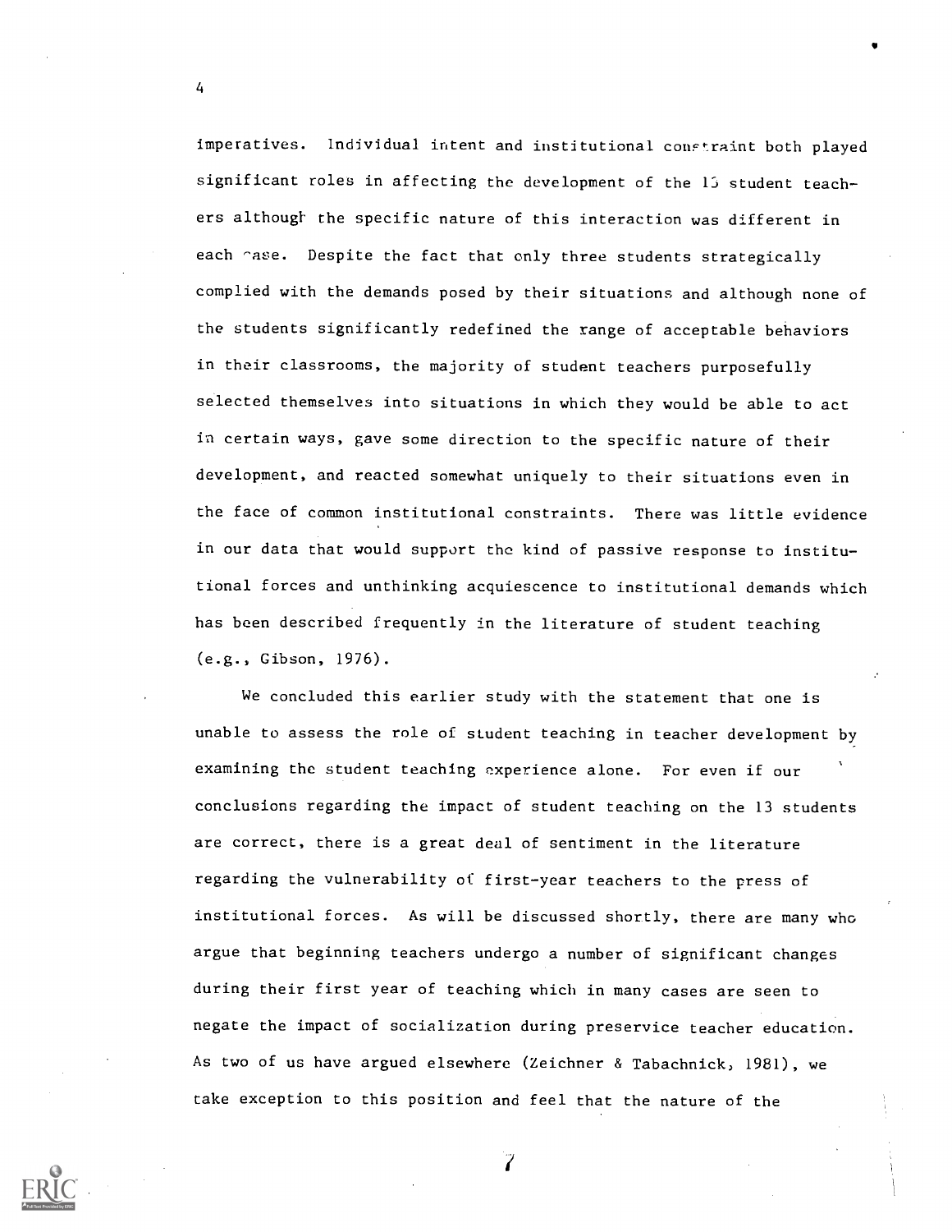imperatives. Individual intent and institutional constraint both played significant roles in affecting the development of the 13 student teachers although the specific nature of this interaction was different in each case. Despite the fact that only three students strategically complied with the demands posed by their situations and although none of the students significantly redefined the range of acceptable behaviors in their classrooms, the majority of student teachers purposefully selected themselves into situations in which they would be able to act in certain ways, gave some direction to the specific nature of their development, and reacted somewhat uniquely to their situations even in the face of common institutional constraints. There was little evidence in our data that would support the kind of passive response to institutional forces and unthinking acquiescence to institutional demands which has been described frequently in the literature of student teaching (e.g., Gibson, 1976).

We concluded this earlier study with the statement that one is unable to assess the role of student teaching in teacher development by examining the student teaching experience alone. For even if our conclusions regarding the impact of student teaching on the 13 students are correct, there is a great deal of sentiment in the literature regarding the vulnerability of first-year teachers to the press of institutional forces. As will be discussed shortly, there are many who argue that beginning teachers undergo a number of significant changes during their first year of teaching which in many cases are seen to negate the impact of socialization during preservice teacher education. As two of us have argued elsewhere (Zeichner & Tabachnick, 1981), we take exception to this position and feel that the nature of the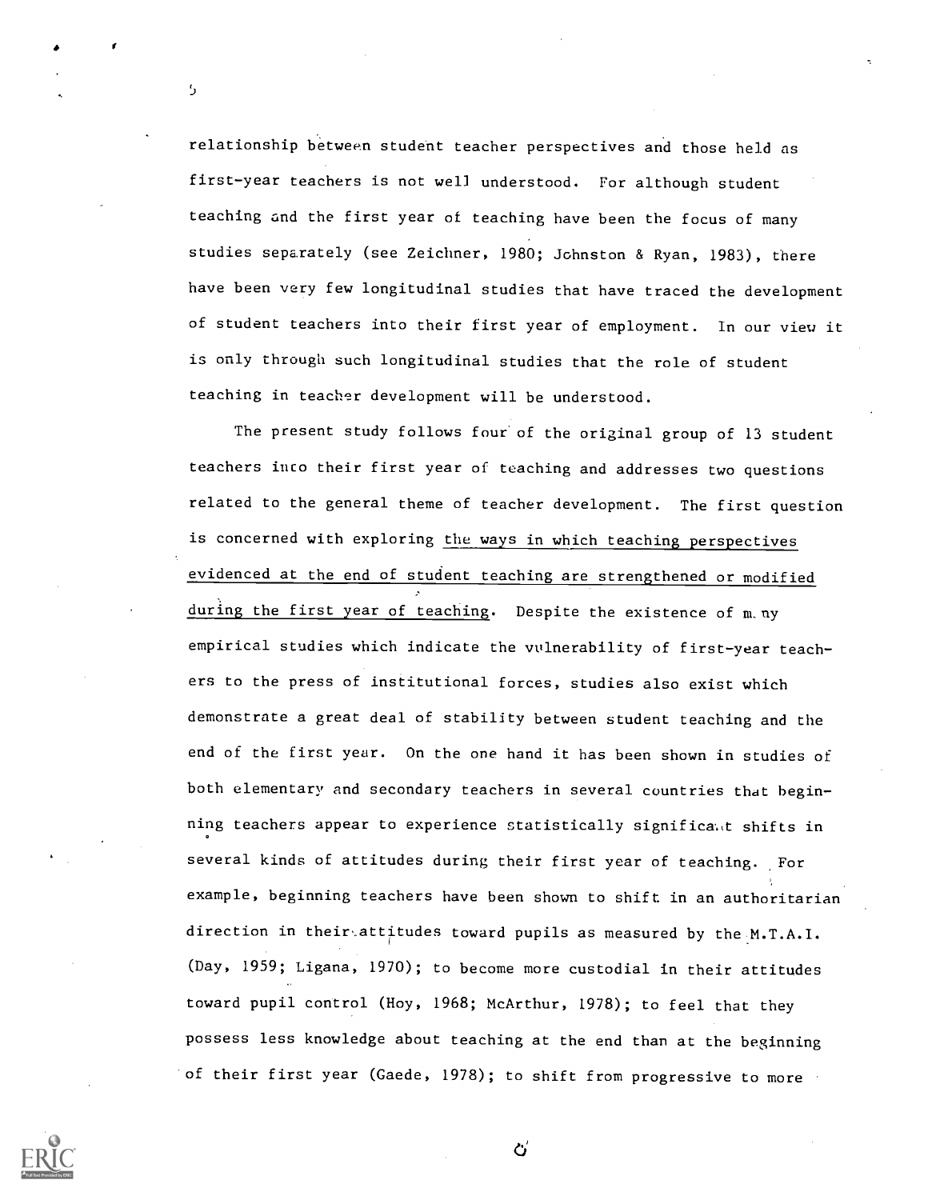relationship between student teacher perspectives and those held as first-year teachers is not well understood. For although student teaching and the first year of teaching have been the focus of many studies separately (see Zeichner, 1980; Johnston & Ryan, 1983), there have been very few longitudinal studies that have traced the development of student teachers into their first year of employment. In our view it is only through such longitudinal studies that the role of student teaching in teacher development will be understood.

The present study follows four of the original group of 13 student teachers into their first year of teaching and addresses two questions related to the general theme of teacher development. The first question is concerned with exploring the ways in which teaching perspectives evidenced at the end of student teaching are strengthened or modified during the first year of teaching. Despite the existence of many empirical studies which indicate the vulnerability of first-year teachers to the press of institutional forces, studies also exist which demonstrate a great deal of stability between student teaching and the end of the first year. On the one hand it has been shown in studies of both elementary and secondary teachers in several countries that beginning teachers appear to experience statistically significant shifts in several kinds of attitudes during their first year of teaching. For example, beginning teachers have been shown to shift in an authoritarian direction in their attitudes toward pupils as measured by the M.T.A.I. (Day, 1959; Ligana, 1970); to become more custodial in their attitudes toward pupil control (Hoy, 1968; McArthur, 1978); to feel that they possess less knowledge about teaching at the end than at the beginning of their first year (Gaede, 1978); to shift from progressive to more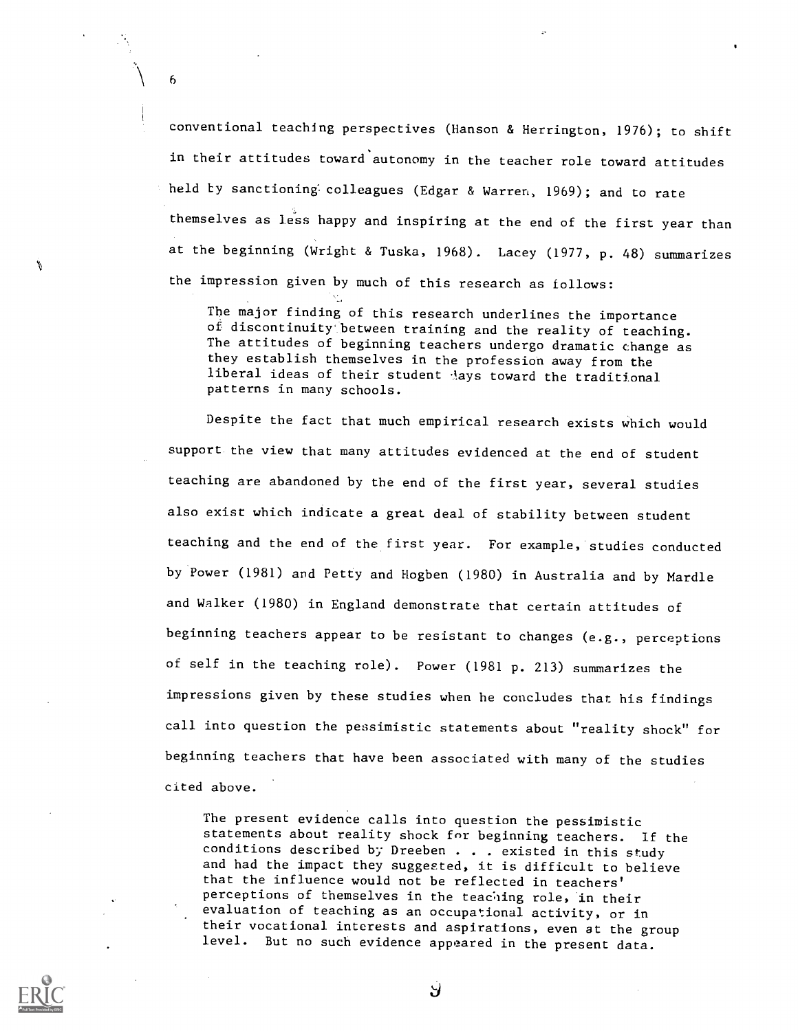conventional teaching perspectives (Hanson & Herrington, 1976); to shift in their attitudes toward autonomy in the teacher role toward attitudes held by sanctioning colleagues (Edgar & Warren, 1969); and to rate themselves as less happy and inspiring at the end of the first year than at the beginning (Wright & Tuska, 1968). Lacey (1977, p. 48) summarizes the impression given by much of this research as follows:

> The major finding of this research underlines the importance of discontinuity between training and the reality of teaching. The attitudes of beginning teachers undergo dramatic change as they establish themselves in the profession away from the liberal ideas of their student days toward the traditional patterns in many schools.

Despite the fact that much empirical research exists which would support the view that many attitudes evidenced at the end of student teaching are abandoned by the end of the first year, several studies also exist which indicate a great deal of stability between student teaching and the end of the first year. For example, studies conducted by Power (1981) and Petty and Hogben (1980) in Australia and by Mardle and Walker (1980) in England demonstrate that certain attitudes of beginning teachers appear to be resistant to changes (e.g., perceptions of self in the teaching role). Power (1981 p. 213) summarizes the impressions given by these studies when he concludes that his findings call into question the pessimistic statements about "reality shock" for beginning teachers that have been associated with many of the studies cited above.

> The present evidence calls into question the pessimistic statements about reality shock for beginning teachers. If the conditions described by Dreeben . . . existed in this study and had the impact they suggested, it is difficult to believe that the influence would not be reflected in teachers' perceptions of themselves in the teaching role, in their evaluation of teaching as an occupational activity, or in their vocational interests and aspirations, even at the group level. But no such evidence appeared in the present data.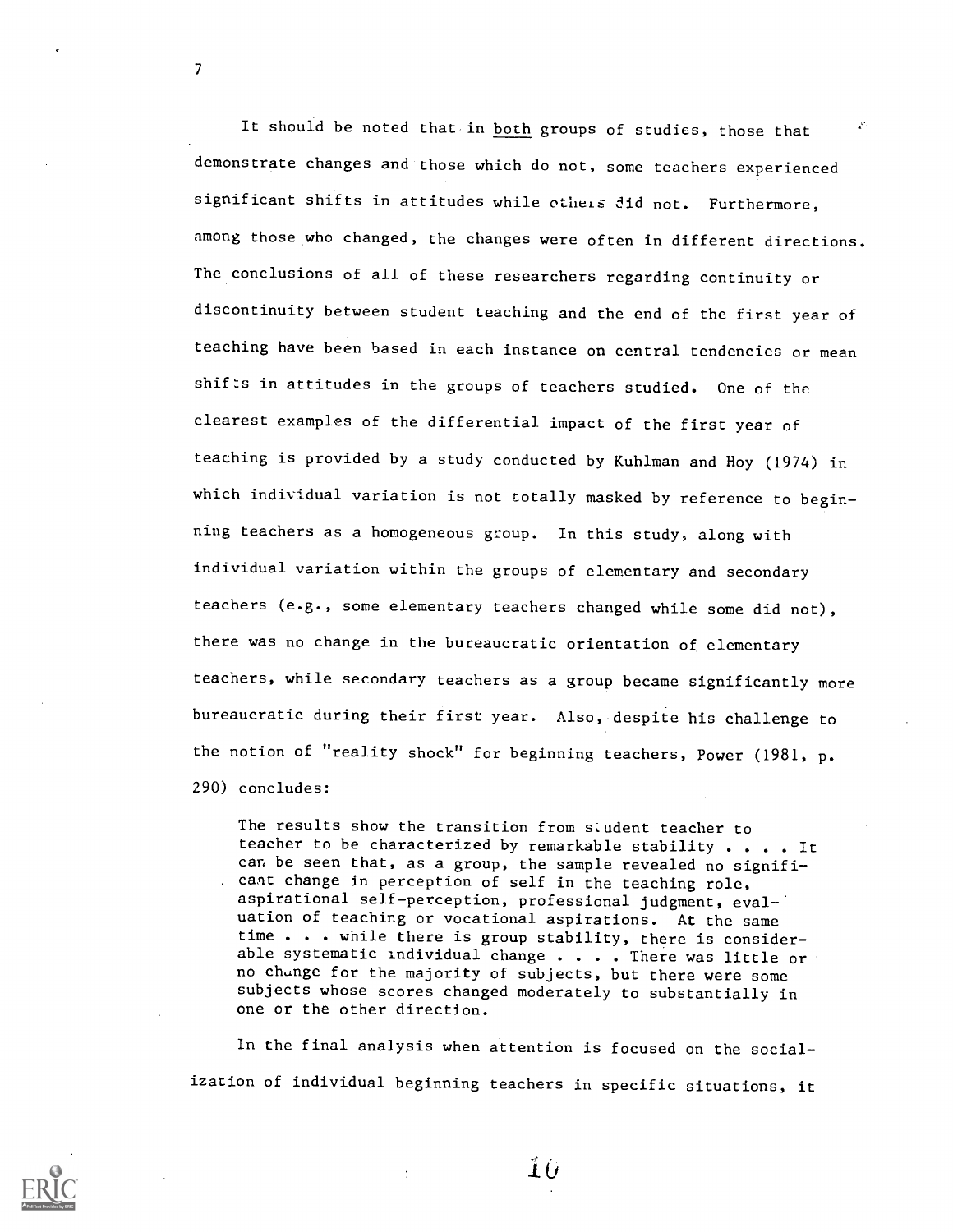It should be noted that in both groups of studies, those that demonstrate changes and those which do not, some teachers experienced significant shifts in attitudes while others did not. Furthermore, among those who changed, the changes were often in different directions. The conclusions of all of these researchers regarding continuity or discontinuity between student teaching and the end of the first year of teaching have been based in each instance on central tendencies or mean shifts in attitudes in the groups of teachers studied. One of the clearest examples of the differential impact of the first year of teaching is provided by a study conducted by Kuhlman and Hoy (1974) in which individual variation is not totally masked by reference to beginning teachers as a homogeneous group. In this study, along with individual variation within the groups of elementary and secondary teachers (e.g., some elementary teachers changed while some did not), there was no change in the bureaucratic orientation of elementary teachers, while secondary teachers as a group became significantly more bureaucratic during their first year. Also, despite his challenge to the notion of "reality shock" for beginning teachers, Power (1981, p. 290) concludes:

> The results show the transition from student teacher to teacher to be characterized by remarkable stability . . . . It can be seen that, as a group, the sample revealed no significant change in perception of self in the teaching role, aspirational self-perception, professional judgment, evaluation of teaching or vocational aspirations. At the same time . . . while there is group stability, there is considerable systematic individual change . . . . There was little or no change for the majority of subjects, but there were some subjects whose scores changed moderately to substantially in one or the other direction.

In the final analysis when attention is focused on the socialization of individual beginning teachers in specific situations, it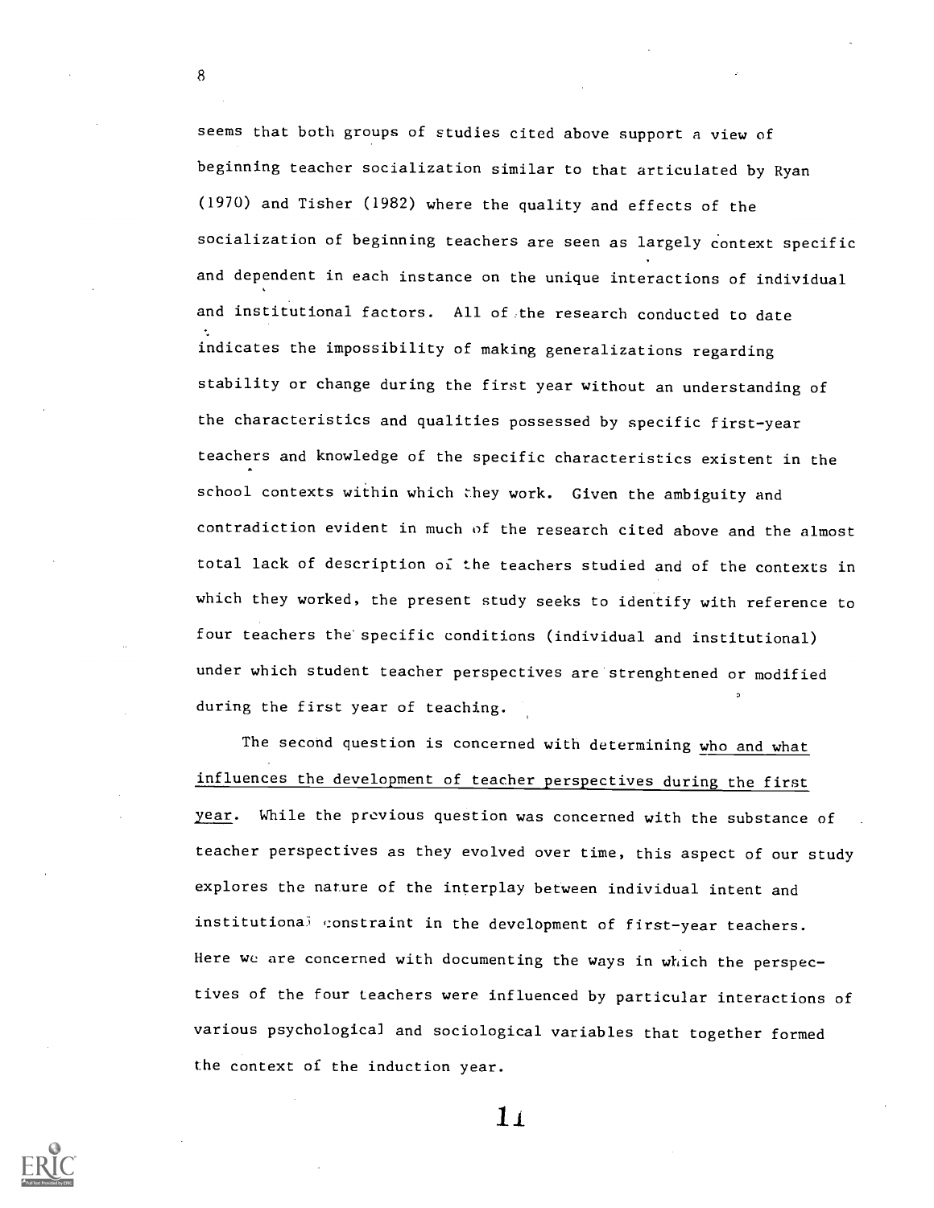seems that both groups of studies cited above support a view of beginning teacher socialization similar to that articulated by Ryan (1970) and Tisher (1982) where the quality and effects of the socialization of beginning teachers are seen as largely context specific and dependent in each instance on the unique interactions of individual and institutional factors. All of the research conducted to date indicates the impossibility of making generalizations regarding stability or change during the first year without an understanding of the characteristics and qualities possessed by specific first-year teachers and knowledge of the specific characteristics existent in the school contexts within which they work. Given the ambiguity and contradiction evident in much of the research cited above and the almost total lack of description of the teachers studied and of the contexts in which they worked, the present study seeks to identify with reference to four teachers the specific conditions (individual and institutional) under which student teacher perspectives are strenghtened or modified during the first year of teaching.

The second question is concerned with determining <u>who and what influences the development of teacher perspectives during the first year</u>. While the previous question was concerned with the substance of teacher perspectives as they evolved over time, this aspect of our study explores the nature of the interplay between individual intent and institutional constraint in the development of first-year teachers. Here we are concerned with documenting the ways in which the perspectives of the four teachers were influenced by particular interactions of various psychological and sociological variables that together formed the context of the induction year.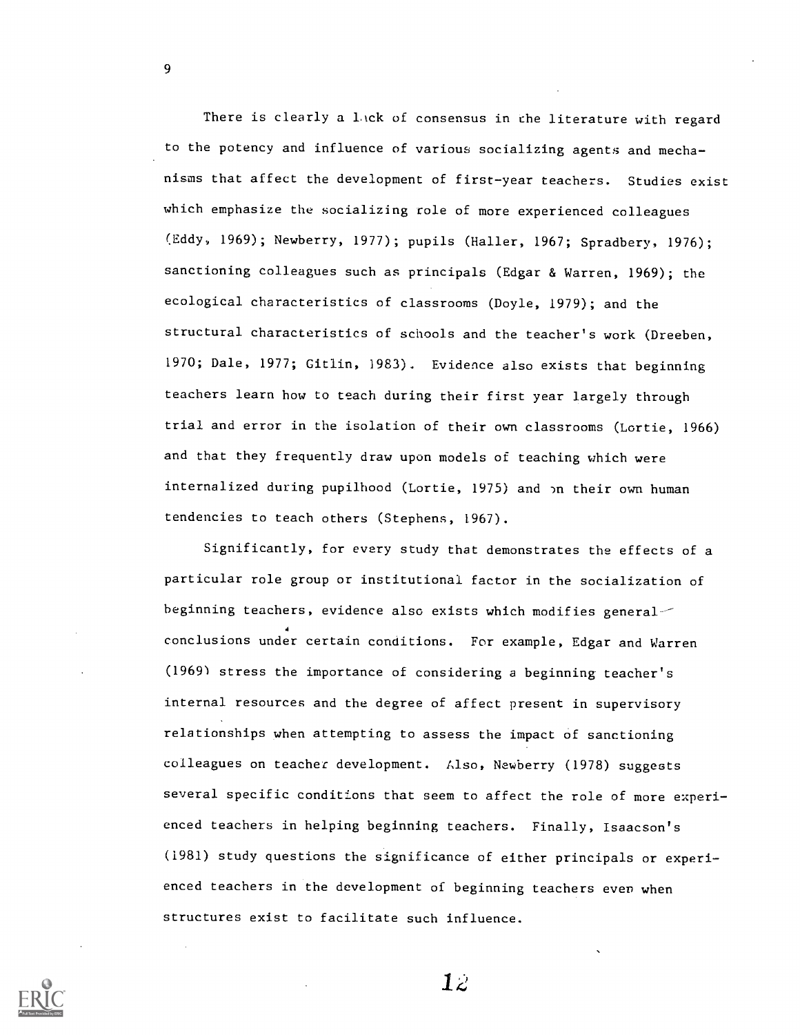There is clearly a lack of consensus in the literature with regard to the potency and influence of various socializing agents and mechanisms that affect the development of first-year teachers. Studies exist which emphasize the socializing role of more experienced colleagues (Eddy, 1969); Newberry, 1977); pupils (Haller, 1967; Spradbery, 1976); sanctioning colleagues such as principals (Edgar & Warren, 1969); the ecological characteristics of classrooms (Doyle, 1979); and the structural characteristics of schools and the teacher's work (Dreeben, 1970; Dale, 1977; Gitlin, 1983). Evidence also exists that beginning teachers learn how to teach during their first year largely through trial and error in the isolation of their own classrooms (Lortie, 1966) and that they frequently draw upon models of teaching which were internalized during pupilhood (Lortie, 1975) and on their own human tendencies to teach others (Stephens, 1967).

Significantly, for every study that demonstrates the effects of a particular role group or institutional factor in the socialization of beginning teachers, evidence also exists which modifies general conclusions under certain conditions. For example, Edgar and Warren (1969) stress the importance of considering a beginning teacher's internal resources and the degree of affect present in supervisory relationships when attempting to assess the impact of sanctioning colleagues on teacher development. Also, Newberry (1978) suggests several specific conditions that seem to affect the role of more experienced teachers in helping beginning teachers. Finally, Isaacson's (1981) study questions the significance of either principals or experienced teachers in the development of beginning teachers even when structures exist to facilitate such influence.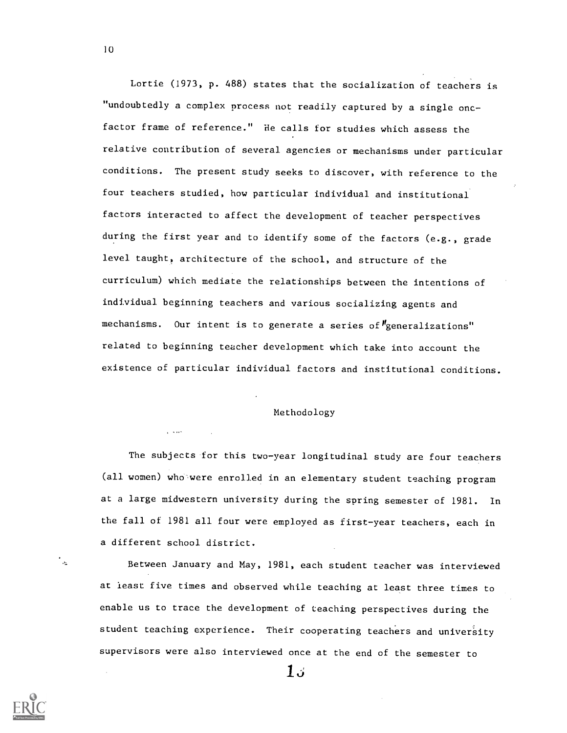Lortie (1973, p. 488) states that the socialization of teachers is "undoubtedly a complex process not readily captured by a single onc-factor frame of reference." He calls for studies which assess the relative contribution of several agencies or mechanisms under particular conditions. The present study seeks to discover, with reference to the four teachers studied, how particular individual and institutional factors interacted to affect the development of teacher perspectives during the first year and to identify some of the factors (e.g., grade level taught, architecture of the school, and structure of the curriculum) which mediate the relationships between the intentions of individual beginning teachers and various socializing agents and mechanisms. Our intent is to generate a series of "generalizations" related to beginning teacher development which take into account the existence of particular individual factors and institutional conditions.

## Methodology

The subjects for this two-year longitudinal study are four teachers (all women) who were enrolled in an elementary student teaching program at a large midwestern university during the spring semester of 1981. In the fall of 1981 all four were employed as first-year teachers, each in a different school district.

Between January and May, 1981, each student teacher was interviewed at least five times and observed while teaching at least three times to enable us to trace the development of teaching perspectives during the student teaching experience. Their cooperating teachers and university supervisors were also interviewed once at the end of the semester to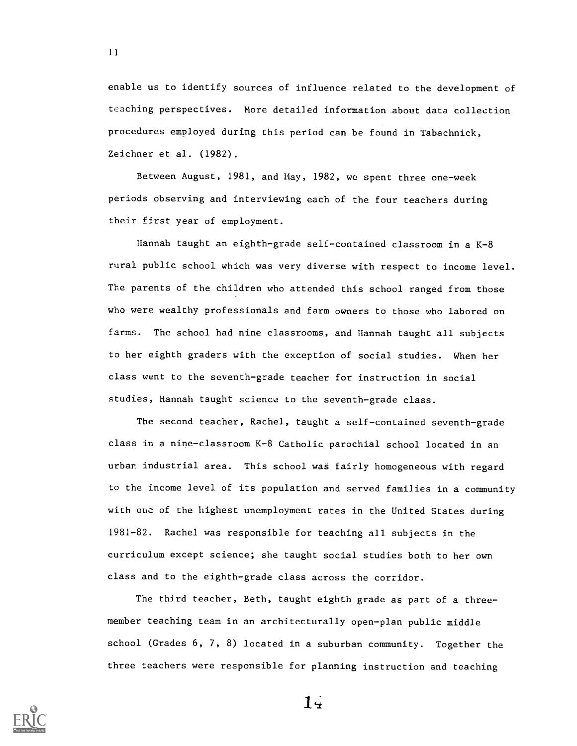enable us to identify sources of influence related to the development of teaching perspectives. More detailed information about data collection procedures employed during this period can be found in Tabachnick, Zeichner et al. (1982).

Between August, 1981, and May, 1982, we spent three one-week periods observing and interviewing each of the four teachers during their first year of employment.

Hannah taught an eighth-grade self-contained classroom in a K-8 rural public school which was very diverse with respect to income level. The parents of the children who attended this school ranged from those who were wealthy professionals and farm owners to those who labored on farms. The school had nine classrooms, and Hannah taught all subjects to her eighth graders with the exception of social studies. When her class went to the seventh-grade teacher for instruction in social studies, Hannah taught science to the seventh-grade class.

The second teacher, Rachel, taught a self-contained seventh-grade class in a nine-classroom K-8 Catholic parochial school located in an urban industrial area. This school was fairly homogeneous with regard to the income level of its population and served families in a community with one of the highest unemployment rates in the United States during 1981-82. Rachel was responsible for teaching all subjects in the curriculum except science; she taught social studies both to her own class and to the eighth-grade class across the corridor.

The third teacher, Beth, taught eighth grade as part of a three-member teaching team in an architecturally open-plan public middle school (Grades 6, 7, 8) located in a suburban community. Together the three teachers were responsible for planning instruction and teaching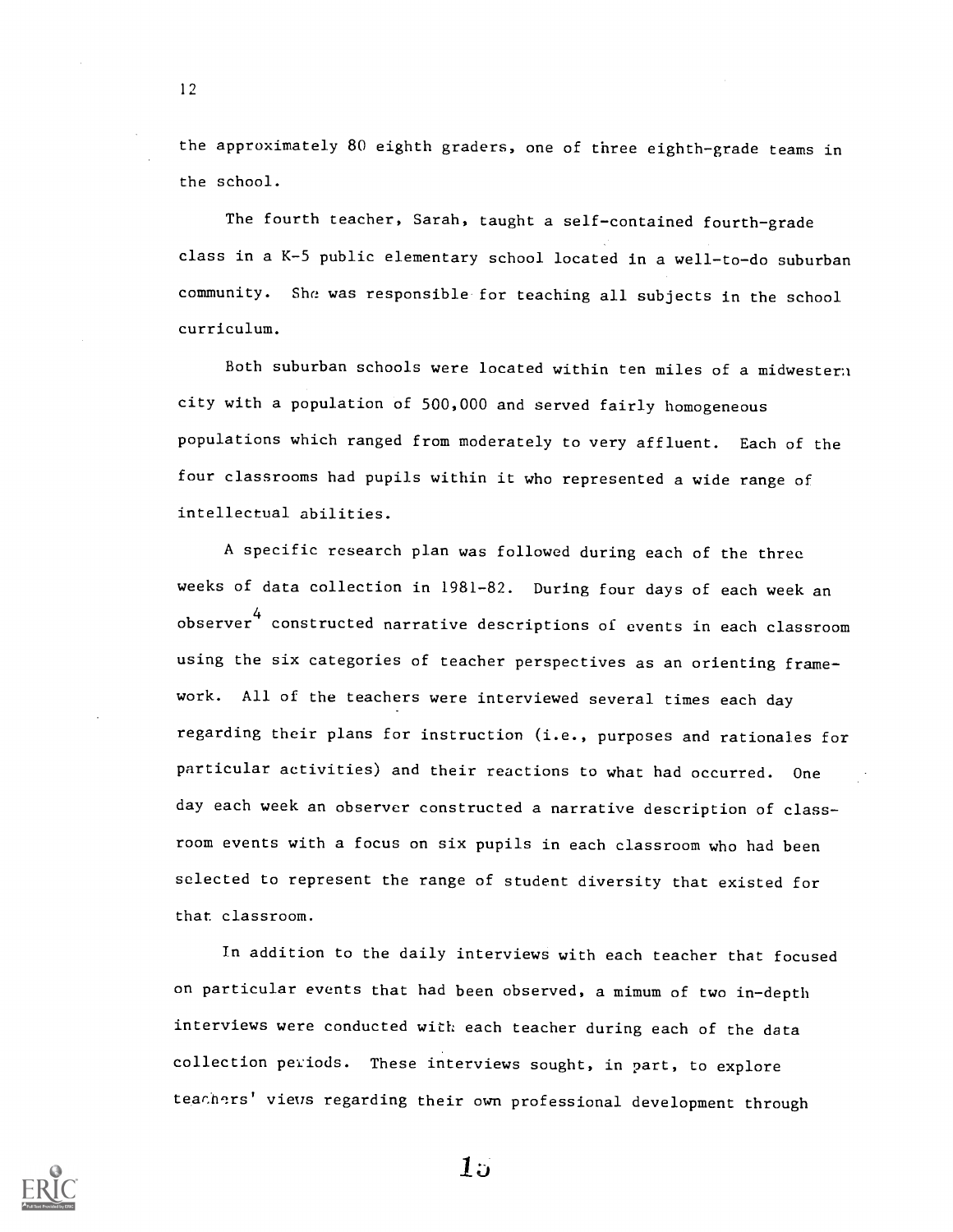the approximately 80 eighth graders, one of three eighth-grade teams in the school.

The fourth teacher, Sarah, taught a self-contained fourth-grade class in a K-5 public elementary school located in a well-to-do suburban community. She was responsible for teaching all subjects in the school curriculum.

Both suburban schools were located within ten miles of a midwestern city with a population of 500,000 and served fairly homogeneous populations which ranged from moderately to very affluent. Each of the four classrooms had pupils within it who represented a wide range of intellectual abilities.

A specific research plan was followed during each of the three weeks of data collection in 1981-82. During four days of each week an observer[4] constructed narrative descriptions of events in each classroom using the six categories of teacher perspectives as an orienting framework. All of the teachers were interviewed several times each day regarding their plans for instruction (i.e., purposes and rationales for particular activities) and their reactions to what had occurred. One day each week an observer constructed a narrative description of classroom events with a focus on six pupils in each classroom who had been selected to represent the range of student diversity that existed for that classroom.

In addition to the daily interviews with each teacher that focused on particular events that had been observed, a mimum of two in-depth interviews were conducted with each teacher during each of the data collection periods. These interviews sought, in part, to explore teachers' views regarding their own professional development through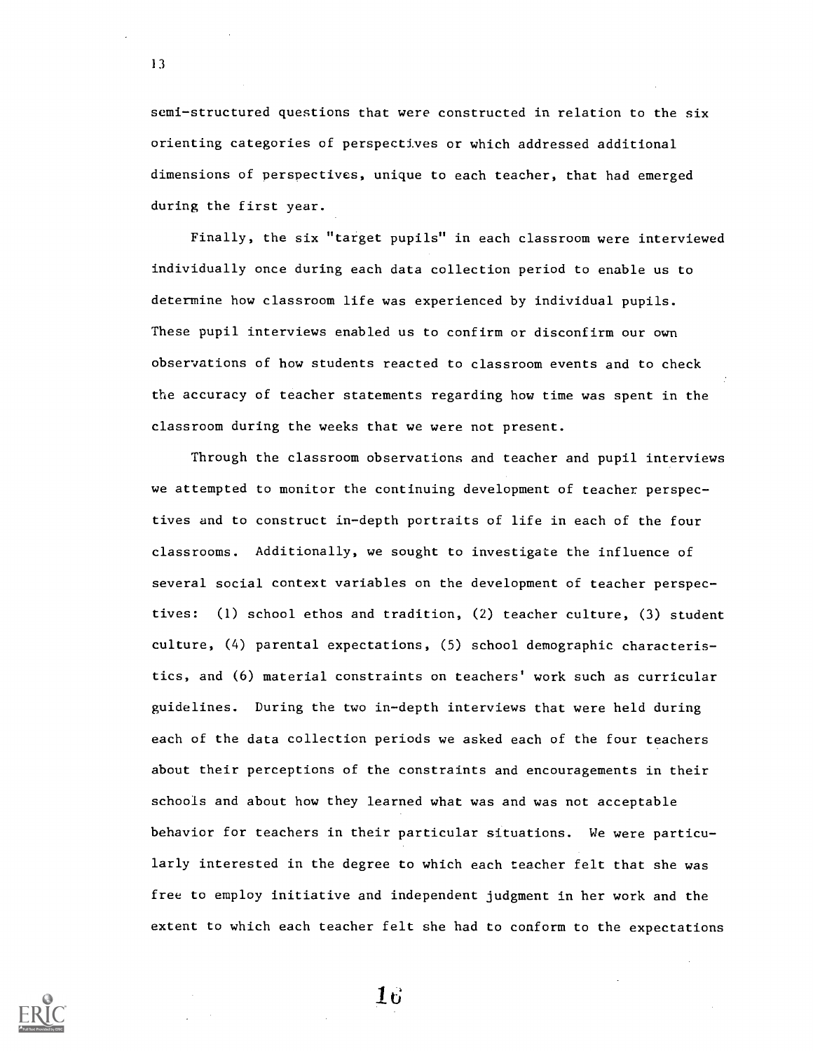semi-structured questions that were constructed in relation to the six orienting categories of perspectives or which addressed additional dimensions of perspectives, unique to each teacher, that had emerged during the first year.

Finally, the six "target pupils" in each classroom were interviewed individually once during each data collection period to enable us to determine how classroom life was experienced by individual pupils. These pupil interviews enabled us to confirm or disconfirm our own observations of how students reacted to classroom events and to check the accuracy of teacher statements regarding how time was spent in the classroom during the weeks that we were not present.

Through the classroom observations and teacher and pupil interviews we attempted to monitor the continuing development of teacher perspectives and to construct in-depth portraits of life in each of the four classrooms. Additionally, we sought to investigate the influence of several social context variables on the development of teacher perspectives: (1) school ethos and tradition, (2) teacher culture, (3) student culture, (4) parental expectations, (5) school demographic characteristics, and (6) material constraints on teachers' work such as curricular guidelines. During the two in-depth interviews that were held during each of the data collection periods we asked each of the four teachers about their perceptions of the constraints and encouragements in their schools and about how they learned what was and was not acceptable behavior for teachers in their particular situations. We were particularly interested in the degree to which each teacher felt that she was free to employ initiative and independent judgment in her work and the extent to which each teacher felt she had to conform to the expectations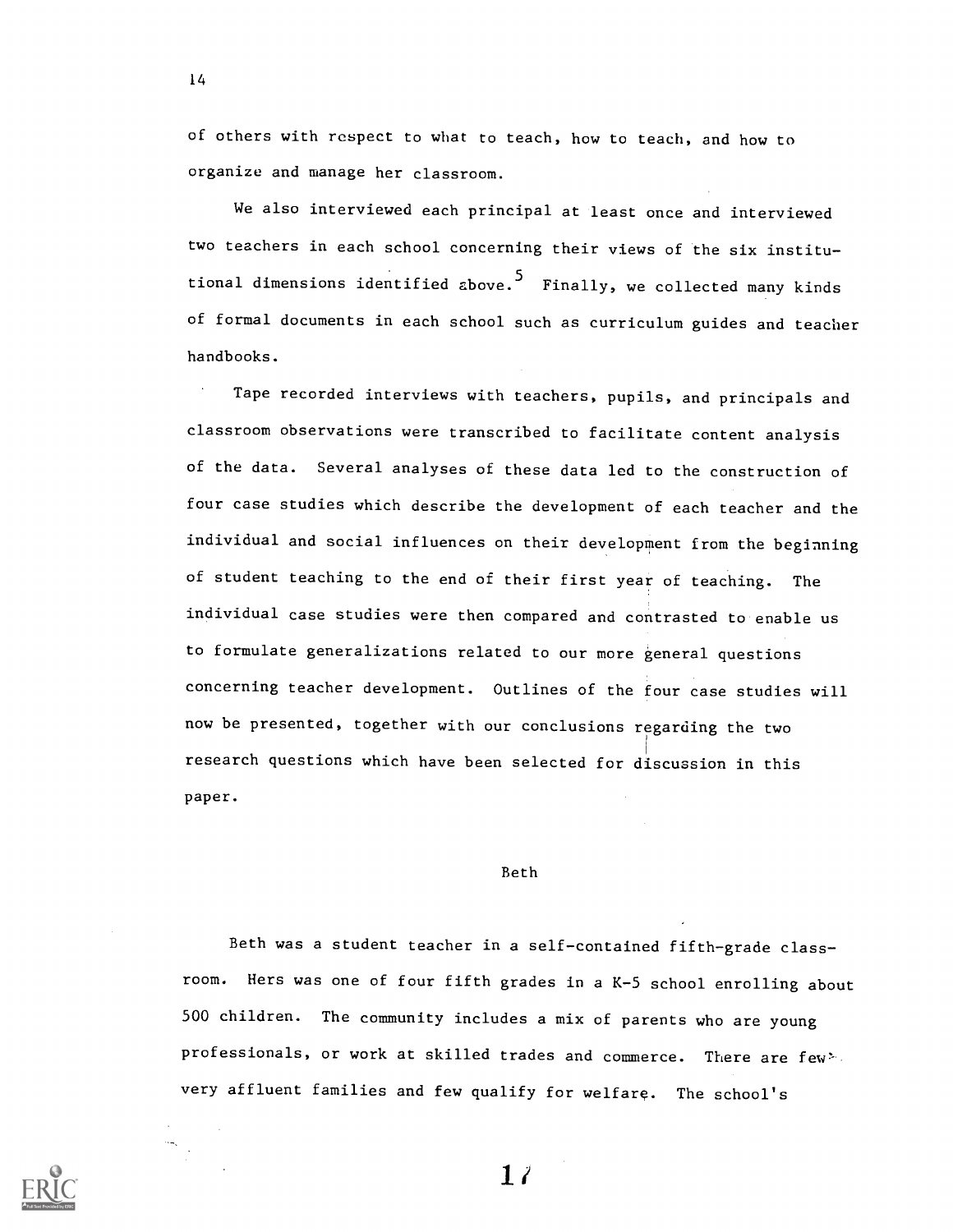of others with respect to what to teach, how to teach, and how to organize and manage her classroom.

We also interviewed each principal at least once and interviewed two teachers in each school concerning their views of the six institutional dimensions identified above.[5] Finally, we collected many kinds of formal documents in each school such as curriculum guides and teacher handbooks.

Tape recorded interviews with teachers, pupils, and principals and classroom observations were transcribed to facilitate content analysis of the data. Several analyses of these data led to the construction of four case studies which describe the development of each teacher and the individual and social influences on their development from the beginning of student teaching to the end of their first year of teaching. The individual case studies were then compared and contrasted to enable us to formulate generalizations related to our more general questions concerning teacher development. Outlines of the four case studies will now be presented, together with our conclusions regarding the two research questions which have been selected for discussion in this paper.

## Beth

Beth was a student teacher in a self-contained fifth-grade classroom. Hers was one of four fifth grades in a K-5 school enrolling about 500 children. The community includes a mix of parents who are young professionals, or work at skilled trades and commerce. There are few very affluent families and few qualify for welfare. The school's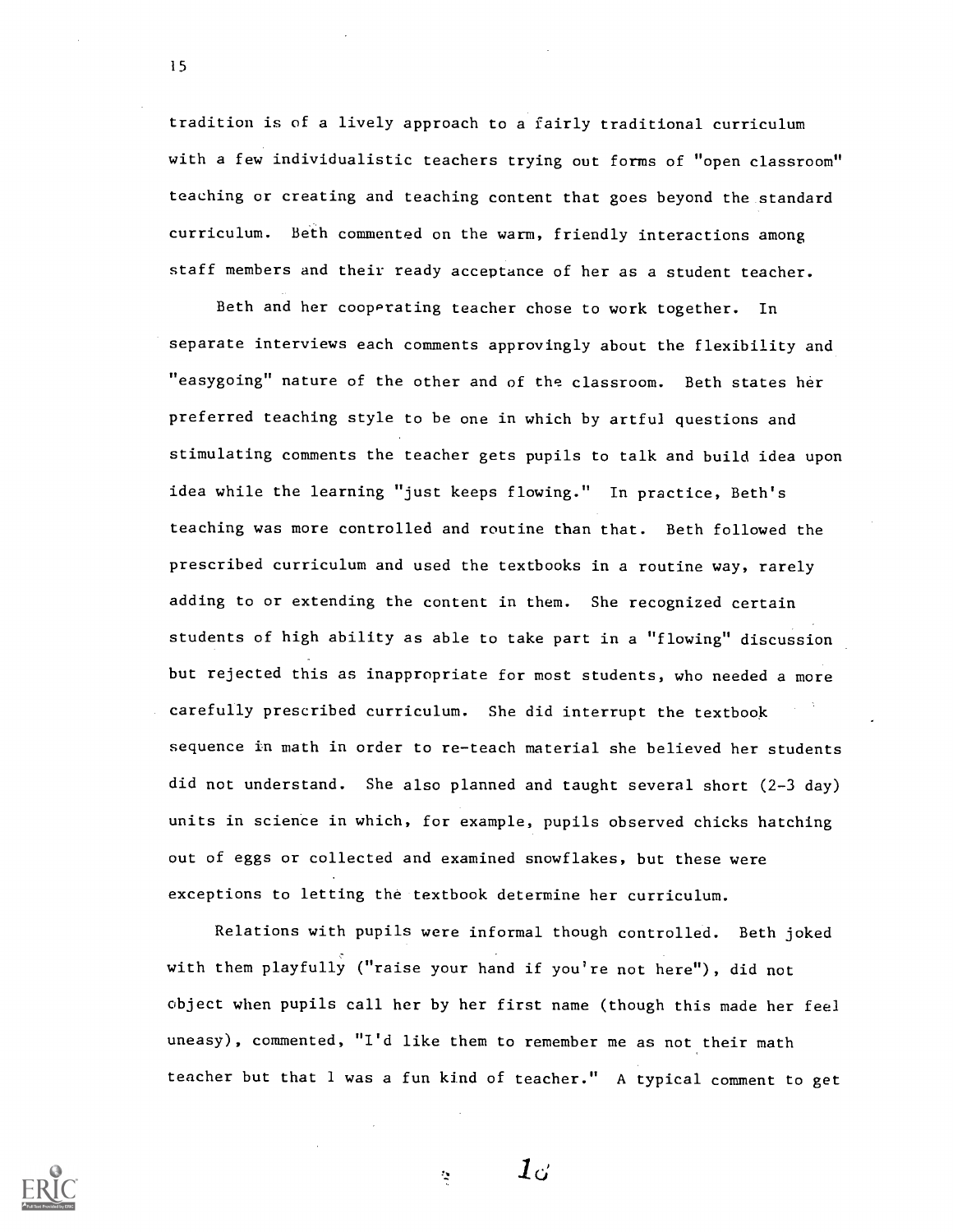tradition is of a lively approach to a fairly traditional curriculum with a few individualistic teachers trying out forms of "open classroom" teaching or creating and teaching content that goes beyond the standard curriculum. Beth commented on the warm, friendly interactions among staff members and their ready acceptance of her as a student teacher.

Beth and her cooperating teacher chose to work together. In separate interviews each comments approvingly about the flexibility and "easygoing" nature of the other and of the classroom. Beth states her preferred teaching style to be one in which by artful questions and stimulating comments the teacher gets pupils to talk and build idea upon idea while the learning "just keeps flowing." In practice, Beth's teaching was more controlled and routine than that. Beth followed the prescribed curriculum and used the textbooks in a routine way, rarely adding to or extending the content in them. She recognized certain students of high ability as able to take part in a "flowing" discussion but rejected this as inappropriate for most students, who needed a more carefully prescribed curriculum. She did interrupt the textbook sequence in math in order to re-teach material she believed her students did not understand. She also planned and taught several short (2-3 day) units in science in which, for example, pupils observed chicks hatching out of eggs or collected and examined snowflakes, but these were exceptions to letting the textbook determine her curriculum.

Relations with pupils were informal though controlled. Beth joked with them playfully ("raise your hand if you're not here"), did not object when pupils call her by her first name (though this made her feel uneasy), commented, "I'd like them to remember me as not their math teacher but that I was a fun kind of teacher." A typical comment to get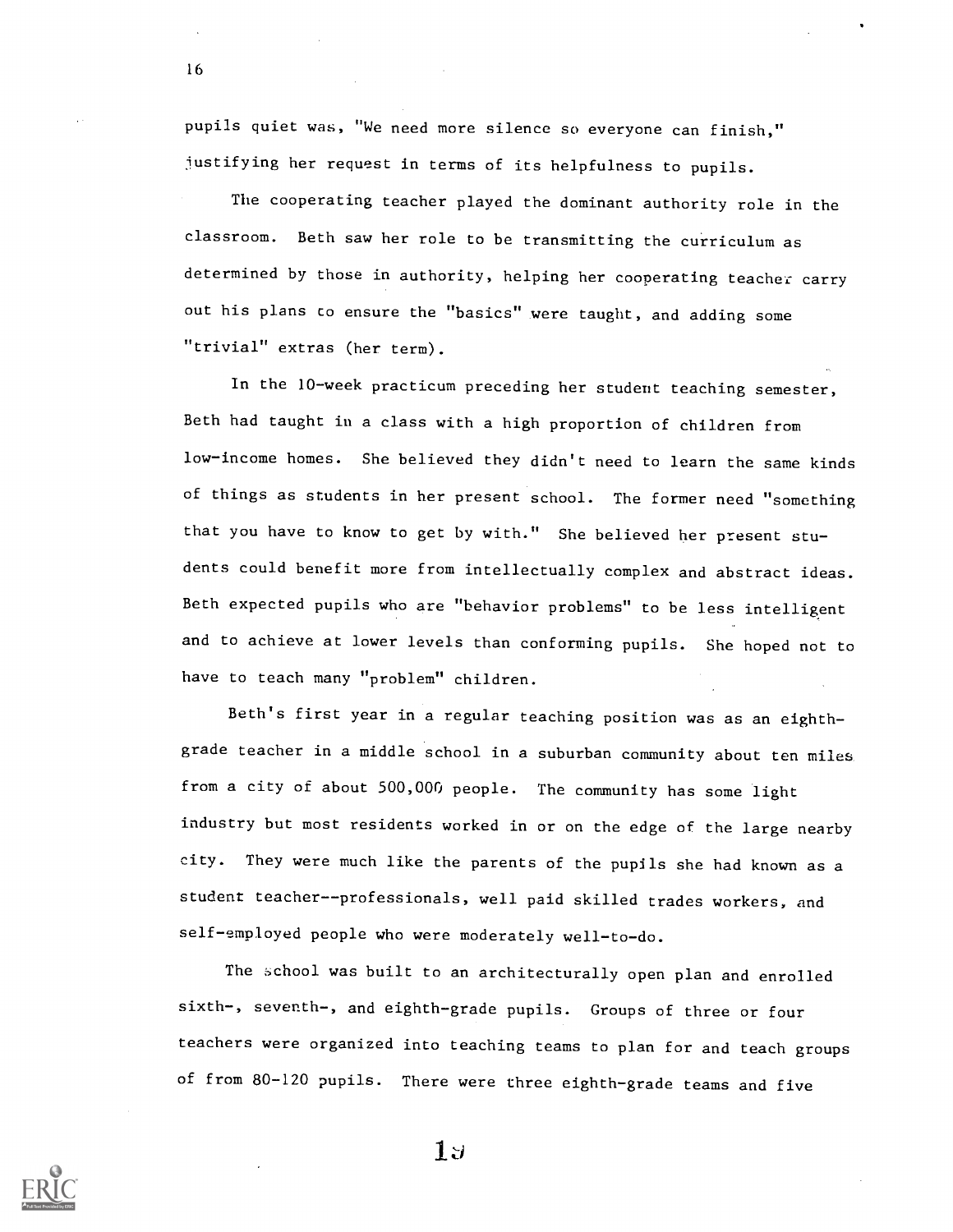pupils quiet was, "We need more silence so everyone can finish," justifying her request in terms of its helpfulness to pupils.

The cooperating teacher played the dominant authority role in the classroom. Beth saw her role to be transmitting the curriculum as determined by those in authority, helping her cooperating teacher carry out his plans to ensure the "basics" were taught, and adding some "trivial" extras (her term).

In the 10-week practicum preceding her student teaching semester, Beth had taught in a class with a high proportion of children from low-income homes. She believed they didn't need to learn the same kinds of things as students in her present school. The former need "something that you have to know to get by with." She believed her present students could benefit more from intellectually complex and abstract ideas. Beth expected pupils who are "behavior problems" to be less intelligent and to achieve at lower levels than conforming pupils. She hoped not to have to teach many "problem" children.

Beth's first year in a regular teaching position was as an eighth-grade teacher in a middle school in a suburban community about ten miles from a city of about 500,000 people. The community has some light industry but most residents worked in or on the edge of the large nearby city. They were much like the parents of the pupils she had known as a student teacher--professionals, well paid skilled trades workers, and self-employed people who were moderately well-to-do.

The school was built to an architecturally open plan and enrolled sixth-, seventh-, and eighth-grade pupils. Groups of three or four teachers were organized into teaching teams to plan for and teach groups of from 80-120 pupils. There were three eighth-grade teams and five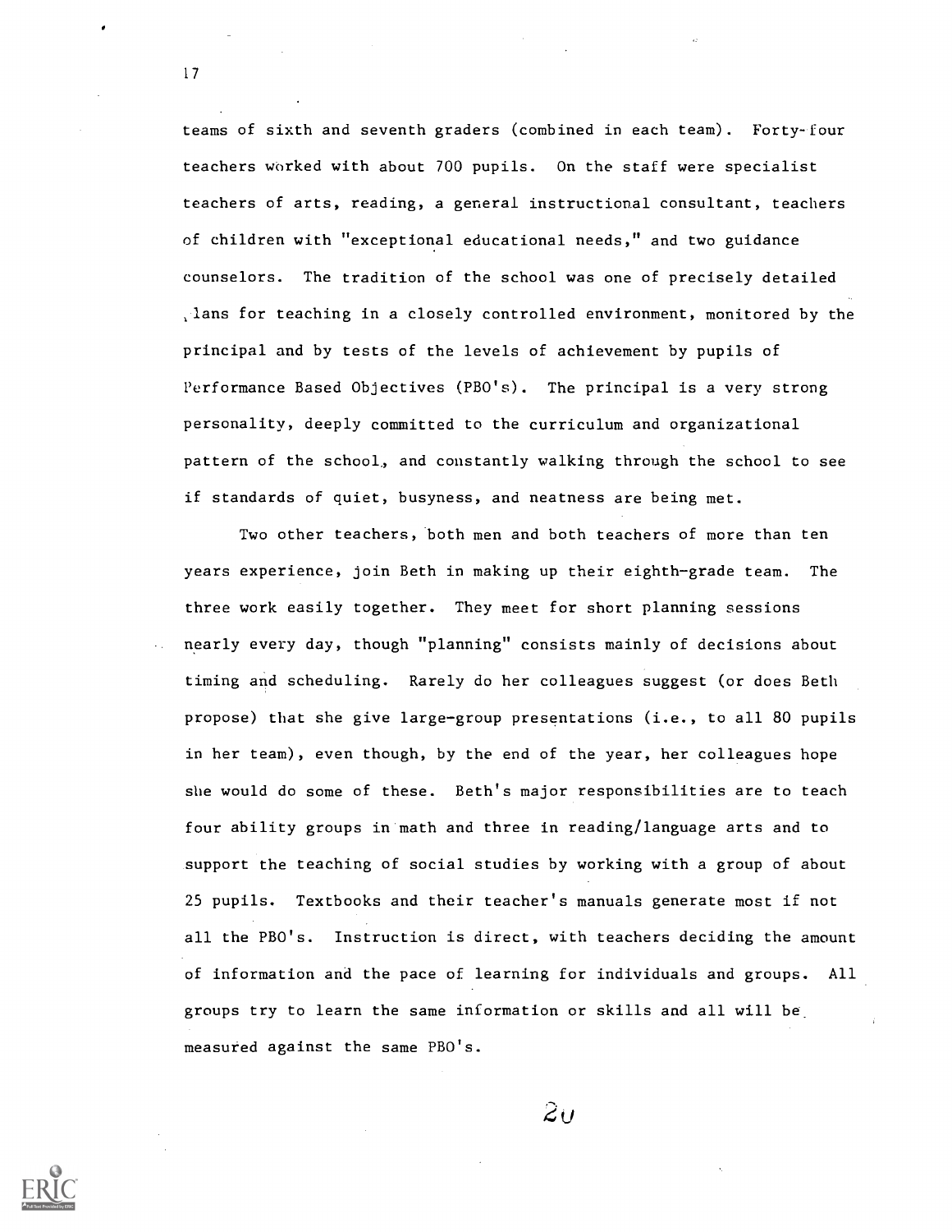teams of sixth and seventh graders (combined in each team). Forty-four teachers worked with about 700 pupils. On the staff were specialist teachers of arts, reading, a general instructional consultant, teachers of children with "exceptional educational needs," and two guidance counselors. The tradition of the school was one of precisely detailed plans for teaching in a closely controlled environment, monitored by the principal and by tests of the levels of achievement by pupils of Performance Based Objectives (PBO's). The principal is a very strong personality, deeply committed to the curriculum and organizational pattern of the school, and constantly walking through the school to see if standards of quiet, busyness, and neatness are being met.

Two other teachers, both men and both teachers of more than ten years experience, join Beth in making up their eighth-grade team. The three work easily together. They meet for short planning sessions nearly every day, though "planning" consists mainly of decisions about timing and scheduling. Rarely do her colleagues suggest (or does Beth propose) that she give large-group presentations (i.e., to all 80 pupils in her team), even though, by the end of the year, her colleagues hope she would do some of these. Beth's major responsibilities are to teach four ability groups in math and three in reading/language arts and to support the teaching of social studies by working with a group of about 25 pupils. Textbooks and their teacher's manuals generate most if not all the PBO's. Instruction is direct, with teachers deciding the amount of information and the pace of learning for individuals and groups. All groups try to learn the same information or skills and all will be measured against the same PBO's.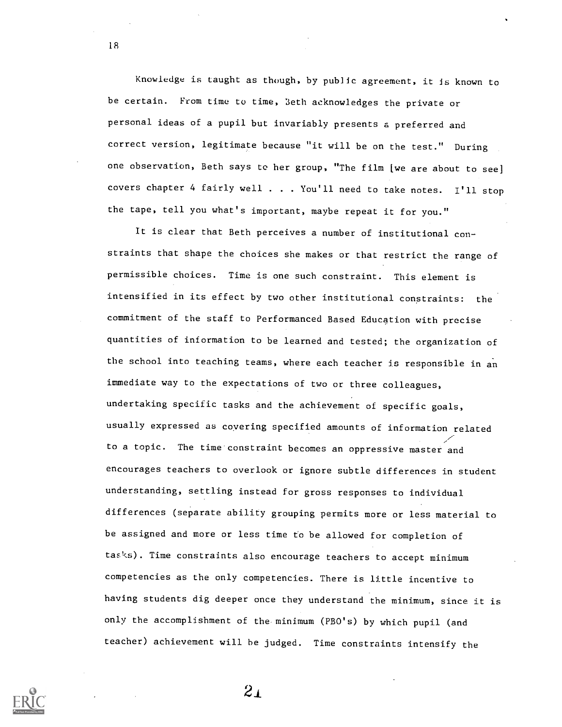Knowledge is taught as though, by public agreement, it is known to be certain. From time to time, Beth acknowledges the private or personal ideas of a pupil but invariably presents a preferred and correct version, legitimate because "it will be on the test." During one observation, Beth says to her group, "The film [we are about to see] covers chapter 4 fairly well . . . You'll need to take notes. I'll stop the tape, tell you what's important, maybe repeat it for you."

It is clear that Beth perceives a number of institutional constraints that shape the choices she makes or that restrict the range of permissible choices. Time is one such constraint. This element is intensified in its effect by two other institutional constraints: the commitment of the staff to Performanced Based Education with precise quantities of information to be learned and tested; the organization of the school into teaching teams, where each teacher is responsible in an immediate way to the expectations of two or three colleagues, undertaking specific tasks and the achievement of specific goals, usually expressed as covering specified amounts of information related to a topic. The time constraint becomes an oppressive master and encourages teachers to overlook or ignore subtle differences in student understanding, settling instead for gross responses to individual differences (separate ability grouping permits more or less material to be assigned and more or less time to be allowed for completion of tasks). Time constraints also encourage teachers to accept minimum competencies as the only competencies. There is little incentive to having students dig deeper once they understand the minimum, since it is only the accomplishment of the minimum (PBO's) by which pupil (and teacher) achievement will be judged. Time constraints intensify the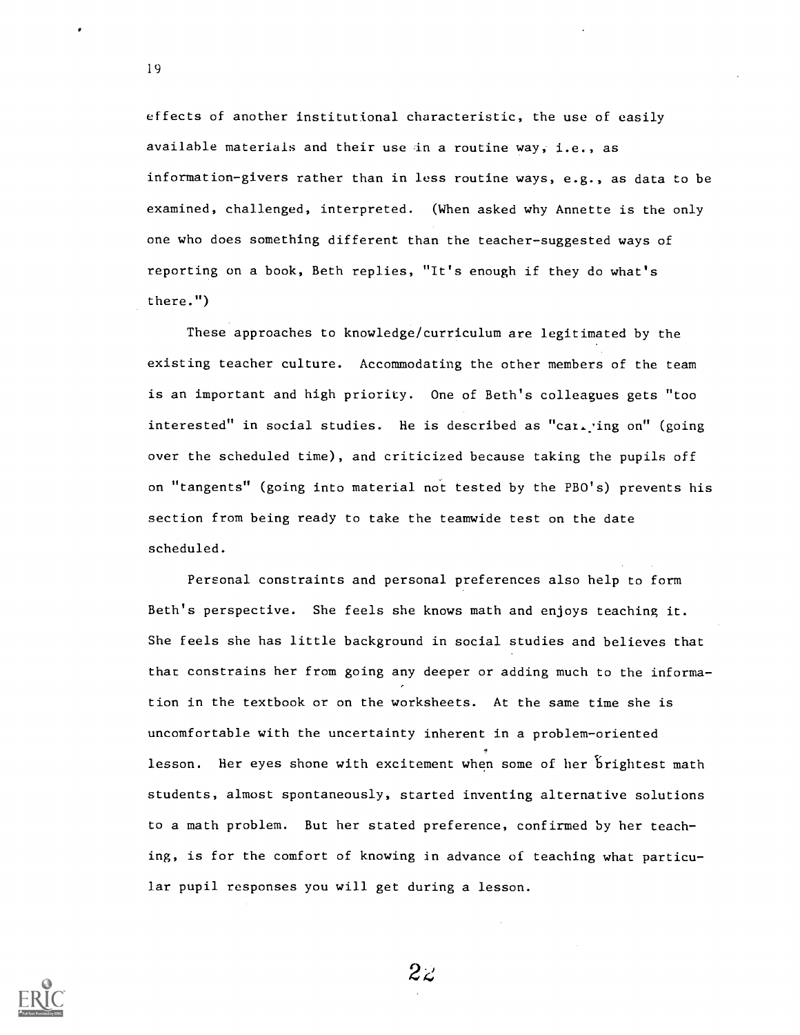effects of another institutional characteristic, the use of easily available materials and their use in a routine way, i.e., as information-givers rather than in less routine ways, e.g., as data to be examined, challenged, interpreted. (When asked why Annette is the only one who does something different than the teacher-suggested ways of reporting on a book, Beth replies, "It's enough if they do what's there.")

These approaches to knowledge/curriculum are legitimated by the existing teacher culture. Accommodating the other members of the team is an important and high priority. One of Beth's colleagues gets "too interested" in social studies. He is described as "carrying on" (going over the scheduled time), and criticized because taking the pupils off on "tangents" (going into material not tested by the PBO's) prevents his section from being ready to take the teamwide test on the date scheduled.

Personal constraints and personal preferences also help to form Beth's perspective. She feels she knows math and enjoys teaching it. She feels she has little background in social studies and believes that that constrains her from going any deeper or adding much to the information in the textbook or on the worksheets. At the same time she is uncomfortable with the uncertainty inherent in a problem-oriented lesson. Her eyes shone with excitement when some of her brightest math students, almost spontaneously, started inventing alternative solutions to a math problem. But her stated preference, confirmed by her teaching, is for the comfort of knowing in advance of teaching what particular pupil responses you will get during a lesson.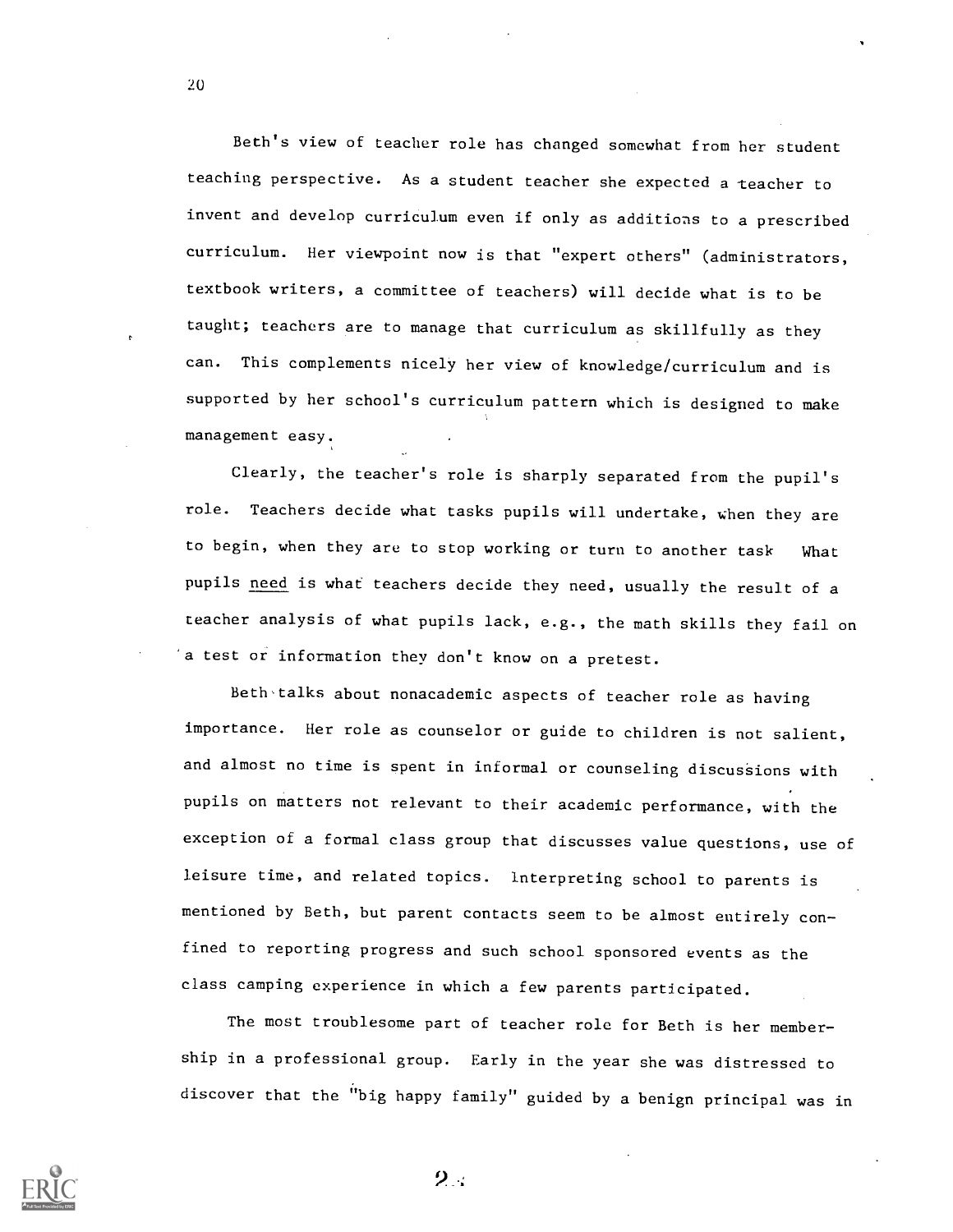Beth's view of teacher role has changed somewhat from her student teaching perspective. As a student teacher she expected a teacher to invent and develop curriculum even if only as additions to a prescribed curriculum. Her viewpoint now is that "expert others" (administrators, textbook writers, a committee of teachers) will decide what is to be taught; teachers are to manage that curriculum as skillfully as they can. This complements nicely her view of knowledge/curriculum and is supported by her school's curriculum pattern which is designed to make management easy.

Clearly, the teacher's role is sharply separated from the pupil's role. Teachers decide what tasks pupils will undertake, when they are to begin, when they are to stop working or turn to another task What pupils _need_ is what teachers decide they need, usually the result of a teacher analysis of what pupils lack, e.g., the math skills they fail on a test or information they don't know on a pretest.

Beth talks about nonacademic aspects of teacher role as having importance. Her role as counselor or guide to children is not salient, and almost no time is spent in informal or counseling discussions with pupils on matters not relevant to their academic performance, with the exception of a formal class group that discusses value questions, use of leisure time, and related topics. Interpreting school to parents is mentioned by Beth, but parent contacts seem to be almost entirely confined to reporting progress and such school sponsored events as the class camping experience in which a few parents participated.

The most troublesome part of teacher role for Beth is her membership in a professional group. Early in the year she was distressed to discover that the "big happy family" guided by a benign principal was in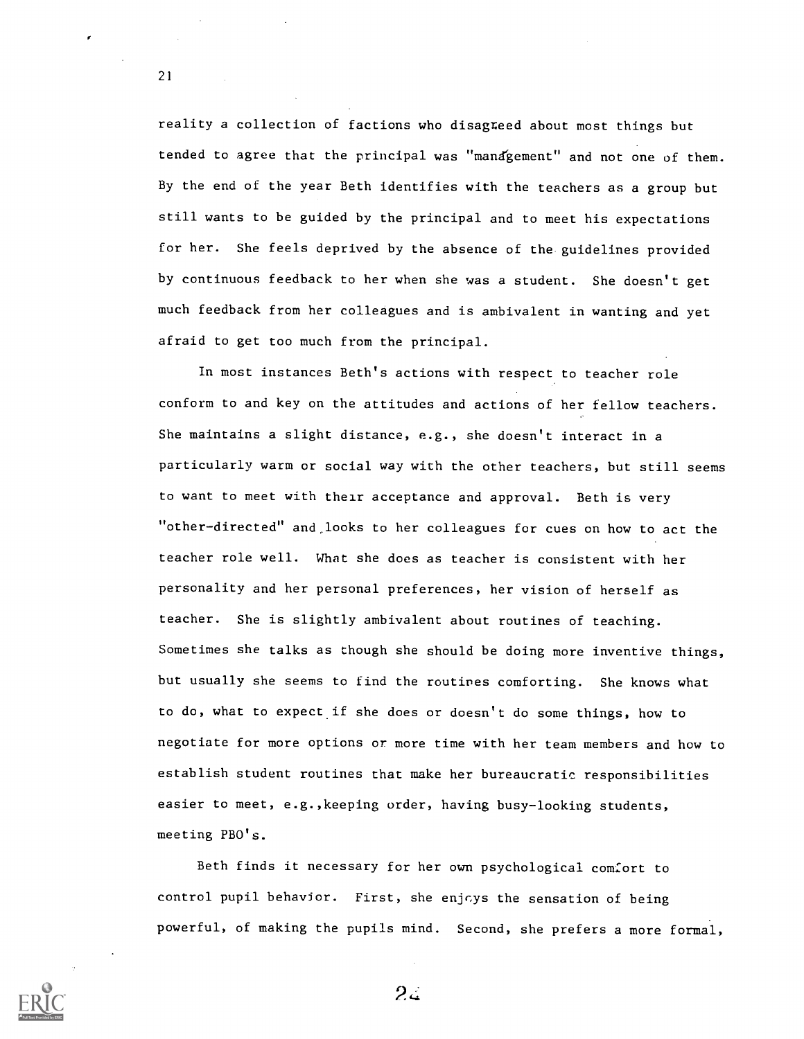reality a collection of factions who disagreed about most things but tended to agree that the principal was "management" and not one of them. By the end of the year Beth identifies with the teachers as a group but still wants to be guided by the principal and to meet his expectations for her. She feels deprived by the absence of the guidelines provided by continuous feedback to her when she was a student. She doesn't get much feedback from her colleagues and is ambivalent in wanting and yet afraid to get too much from the principal.

In most instances Beth's actions with respect to teacher role conform to and key on the attitudes and actions of her fellow teachers. She maintains a slight distance, e.g., she doesn't interact in a particularly warm or social way with the other teachers, but still seems to want to meet with their acceptance and approval. Beth is very "other-directed" and looks to her colleagues for cues on how to act the teacher role well. What she does as teacher is consistent with her personality and her personal preferences, her vision of herself as teacher. She is slightly ambivalent about routines of teaching. Sometimes she talks as though she should be doing more inventive things, but usually she seems to find the routines comforting. She knows what to do, what to expect if she does or doesn't do some things, how to negotiate for more options or more time with her team members and how to establish student routines that make her bureaucratic responsibilities easier to meet, e.g., keeping order, having busy-looking students, meeting PBO's.

Beth finds it necessary for her own psychological comfort to control pupil behavior. First, she enjoys the sensation of being powerful, of making the pupils mind. Second, she prefers a more formal,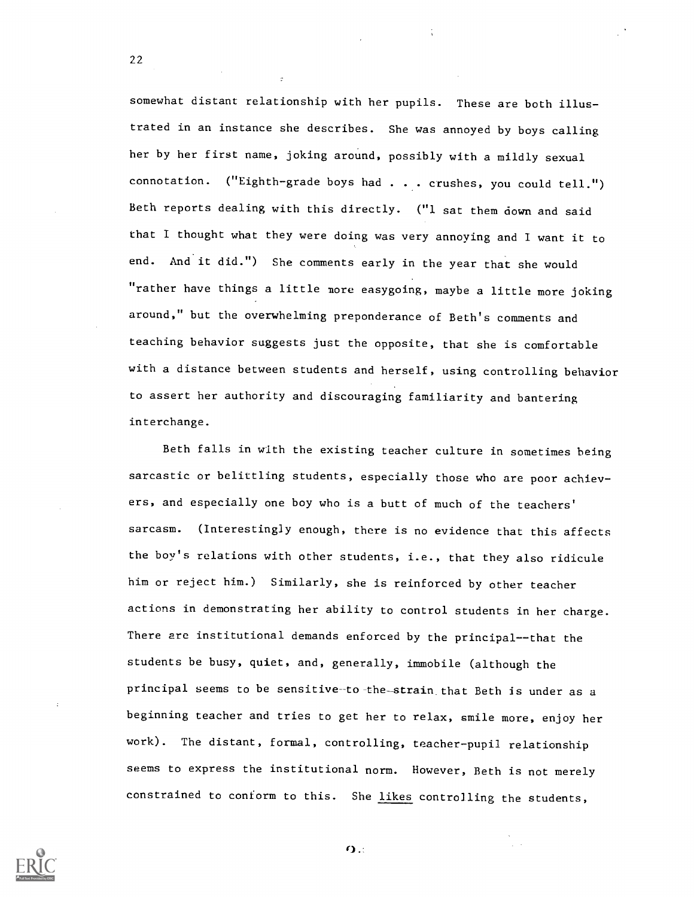somewhat distant relationship with her pupils. These are both illustrated in an instance she describes. She was annoyed by boys calling her by her first name, joking around, possibly with a mildly sexual connotation. ("Eighth-grade boys had . . . crushes, you could tell.") Beth reports dealing with this directly. ("I sat them down and said that I thought what they were doing was very annoying and I want it to end. And it did.") She comments early in the year that she would "rather have things a little more easygoing, maybe a little more joking around," but the overwhelming preponderance of Beth's comments and teaching behavior suggests just the opposite, that she is comfortable with a distance between students and herself, using controlling behavior to assert her authority and discouraging familiarity and bantering interchange.

Beth falls in with the existing teacher culture in sometimes being sarcastic or belittling students, especially those who are poor achievers, and especially one boy who is a butt of much of the teachers' sarcasm. (Interestingly enough, there is no evidence that this affects the boy's relations with other students, i.e., that they also ridicule him or reject him.) Similarly, she is reinforced by other teacher actions in demonstrating her ability to control students in her charge. There are institutional demands enforced by the principal--that the students be busy, quiet, and, generally, immobile (although the principal seems to be sensitive to the strain that Beth is under as a beginning teacher and tries to get her to relax, smile more, enjoy her work). The distant, formal, controlling, teacher-pupil relationship seems to express the institutional norm. However, Beth is not merely constrained to conform to this. She <u>likes</u> controlling the students,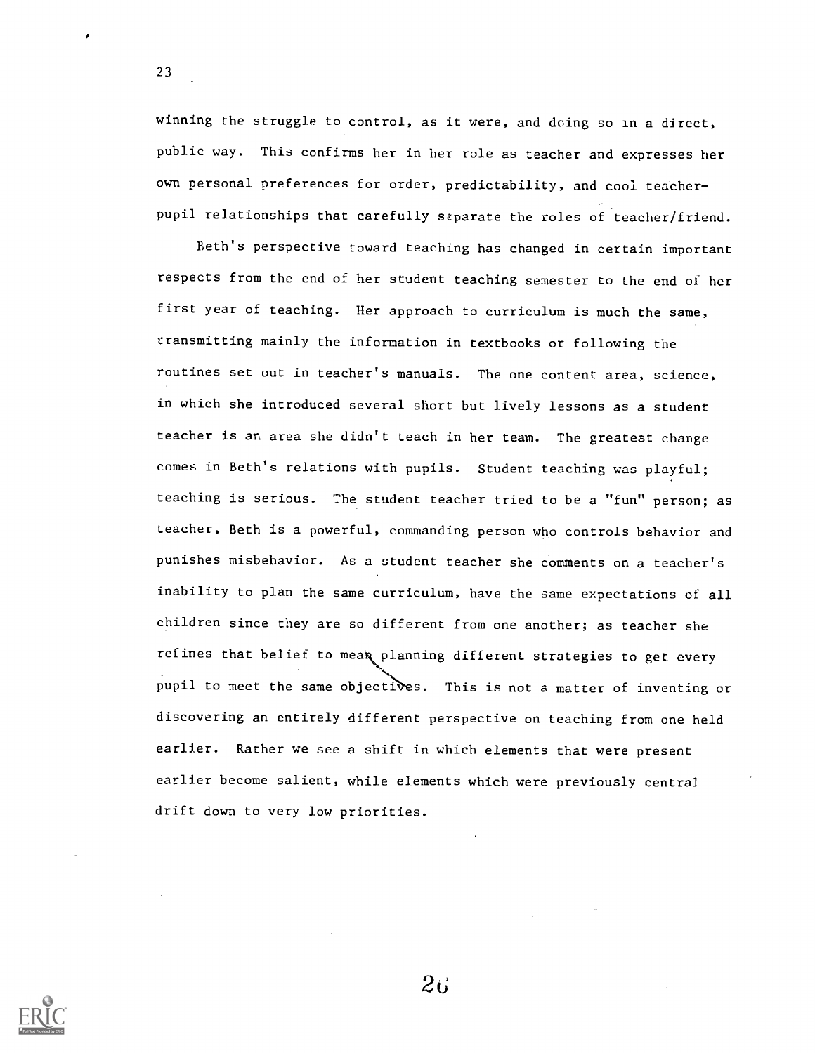winning the struggle to control, as it were, and doing so in a direct, public way. This confirms her in her role as teacher and expresses her own personal preferences for order, predictability, and cool teacher-pupil relationships that carefully separate the roles of teacher/friend.

Beth's perspective toward teaching has changed in certain important respects from the end of her student teaching semester to the end of her first year of teaching. Her approach to curriculum is much the same, transmitting mainly the information in textbooks or following the routines set out in teacher's manuals. The one content area, science, in which she introduced several short but lively lessons as a student teacher is an area she didn't teach in her team. The greatest change comes in Beth's relations with pupils. Student teaching was playful; teaching is serious. The student teacher tried to be a "fun" person; as teacher, Beth is a powerful, commanding person who controls behavior and punishes misbehavior. As a student teacher she comments on a teacher's inability to plan the same curriculum, have the same expectations of all children since they are so different from one another; as teacher she refines that belief to mean planning different strategies to get every pupil to meet the same objectives. This is not a matter of inventing or discovering an entirely different perspective on teaching from one held earlier. Rather we see a shift in which elements that were present earlier become salient, while elements which were previously central drift down to very low priorities.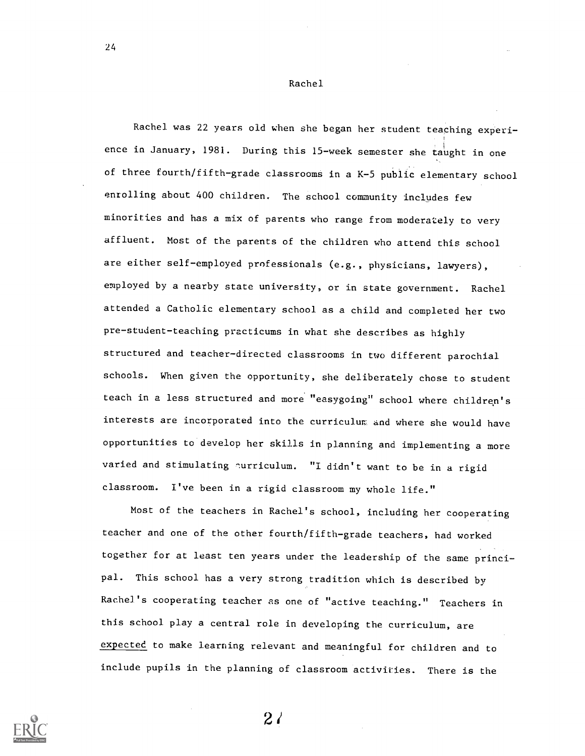## Rachel

Rachel was 22 years old when she began her student teaching experience in January, 1981. During this 15-week semester she taught in one of three fourth/fifth-grade classrooms in a K-5 public elementary school enrolling about 400 children. The school community includes few minorities and has a mix of parents who range from moderately to very affluent. Most of the parents of the children who attend this school are either self-employed professionals (e.g., physicians, lawyers), employed by a nearby state university, or in state government. Rachel attended a Catholic elementary school as a child and completed her two pre-student-teaching practicums in what she describes as highly structured and teacher-directed classrooms in two different parochial schools. When given the opportunity, she deliberately chose to student teach in a less structured and more "easygoing" school where children's interests are incorporated into the curriculum and where she would have opportunities to develop her skills in planning and implementing a more varied and stimulating curriculum. "I didn't want to be in a rigid classroom. I've been in a rigid classroom my whole life."

Most of the teachers in Rachel's school, including her cooperating teacher and one of the other fourth/fifth-grade teachers, had worked together for at least ten years under the leadership of the same principal. This school has a very strong tradition which is described by Rachel's cooperating teacher as one of "active teaching." Teachers in this school play a central role in developing the curriculum, are expected to make learning relevant and meaningful for children and to include pupils in the planning of classroom activities. There is the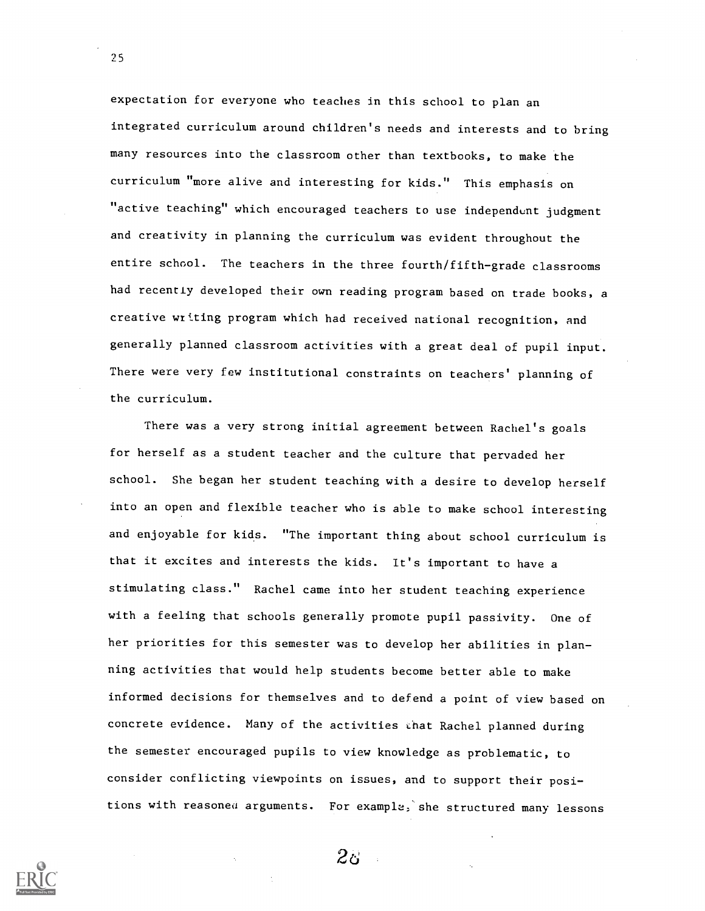expectation for everyone who teaches in this school to plan an integrated curriculum around children's needs and interests and to bring many resources into the classroom other than textbooks, to make the curriculum "more alive and interesting for kids." This emphasis on "active teaching" which encouraged teachers to use independent judgment and creativity in planning the curriculum was evident throughout the entire school. The teachers in the three fourth/fifth-grade classrooms had recently developed their own reading program based on trade books, a creative writing program which had received national recognition, and generally planned classroom activities with a great deal of pupil input. There were very few institutional constraints on teachers' planning of the curriculum.

There was a very strong initial agreement between Rachel's goals for herself as a student teacher and the culture that pervaded her school. She began her student teaching with a desire to develop herself into an open and flexible teacher who is able to make school interesting and enjoyable for kids. "The important thing about school curriculum is that it excites and interests the kids. It's important to have a stimulating class." Rachel came into her student teaching experience with a feeling that schools generally promote pupil passivity. One of her priorities for this semester was to develop her abilities in planning activities that would help students become better able to make informed decisions for themselves and to defend a point of view based on concrete evidence. Many of the activities that Rachel planned during the semester encouraged pupils to view knowledge as problematic, to consider conflicting viewpoints on issues, and to support their positions with reasoned arguments. For example, she structured many lessons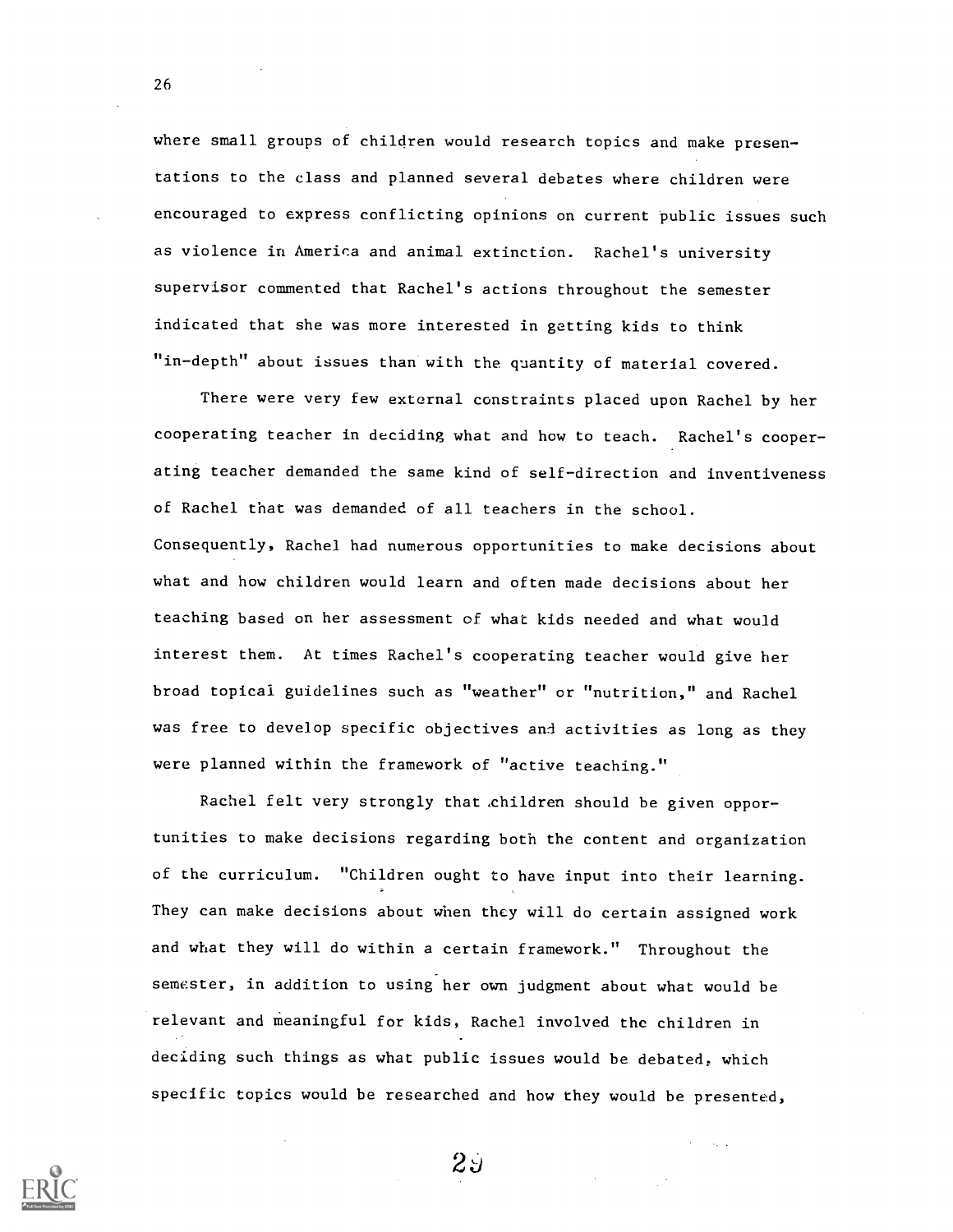where small groups of children would research topics and make presentations to the class and planned several debates where children were encouraged to express conflicting opinions on current public issues such as violence in America and animal extinction. Rachel's university supervisor commented that Rachel's actions throughout the semester indicated that she was more interested in getting kids to think "in-depth" about issues than with the quantity of material covered.

There were very few external constraints placed upon Rachel by her cooperating teacher in deciding what and how to teach. Rachel's cooperating teacher demanded the same kind of self-direction and inventiveness of Rachel that was demanded of all teachers in the school. Consequently, Rachel had numerous opportunities to make decisions about what and how children would learn and often made decisions about her teaching based on her assessment of what kids needed and what would interest them. At times Rachel's cooperating teacher would give her broad topical guidelines such as "weather" or "nutrition," and Rachel was free to develop specific objectives and activities as long as they were planned within the framework of "active teaching."

Rachel felt very strongly that children should be given opportunities to make decisions regarding both the content and organization of the curriculum. "Children ought to have input into their learning. They can make decisions about when they will do certain assigned work and what they will do within a certain framework." Throughout the semester, in addition to using her own judgment about what would be relevant and meaningful for kids, Rachel involved the children in deciding such things as what public issues would be debated, which specific topics would be researched and how they would be presented,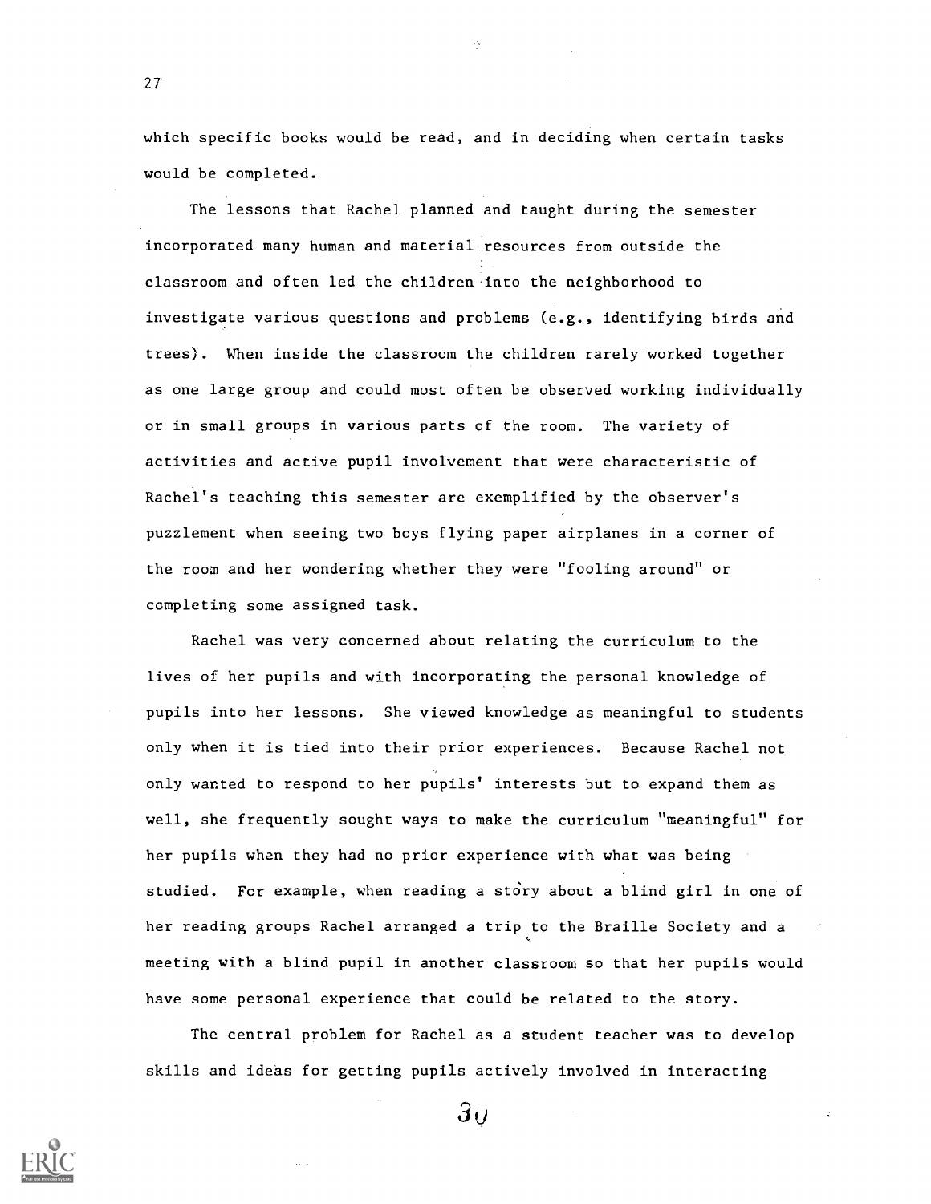which specific books would be read, and in deciding when certain tasks would be completed.

The lessons that Rachel planned and taught during the semester incorporated many human and material resources from outside the classroom and often led the children into the neighborhood to investigate various questions and problems (e.g., identifying birds and trees). When inside the classroom the children rarely worked together as one large group and could most often be observed working individually or in small groups in various parts of the room. The variety of activities and active pupil involvement that were characteristic of Rachel's teaching this semester are exemplified by the observer's puzzlement when seeing two boys flying paper airplanes in a corner of the room and her wondering whether they were "fooling around" or completing some assigned task.

Rachel was very concerned about relating the curriculum to the lives of her pupils and with incorporating the personal knowledge of pupils into her lessons. She viewed knowledge as meaningful to students only when it is tied into their prior experiences. Because Rachel not only wanted to respond to her pupils' interests but to expand them as well, she frequently sought ways to make the curriculum "meaningful" for her pupils when they had no prior experience with what was being studied. For example, when reading a story about a blind girl in one of her reading groups Rachel arranged a trip to the Braille Society and a meeting with a blind pupil in another classroom so that her pupils would have some personal experience that could be related to the story.

The central problem for Rachel as a student teacher was to develop skills and ideas for getting pupils actively involved in interacting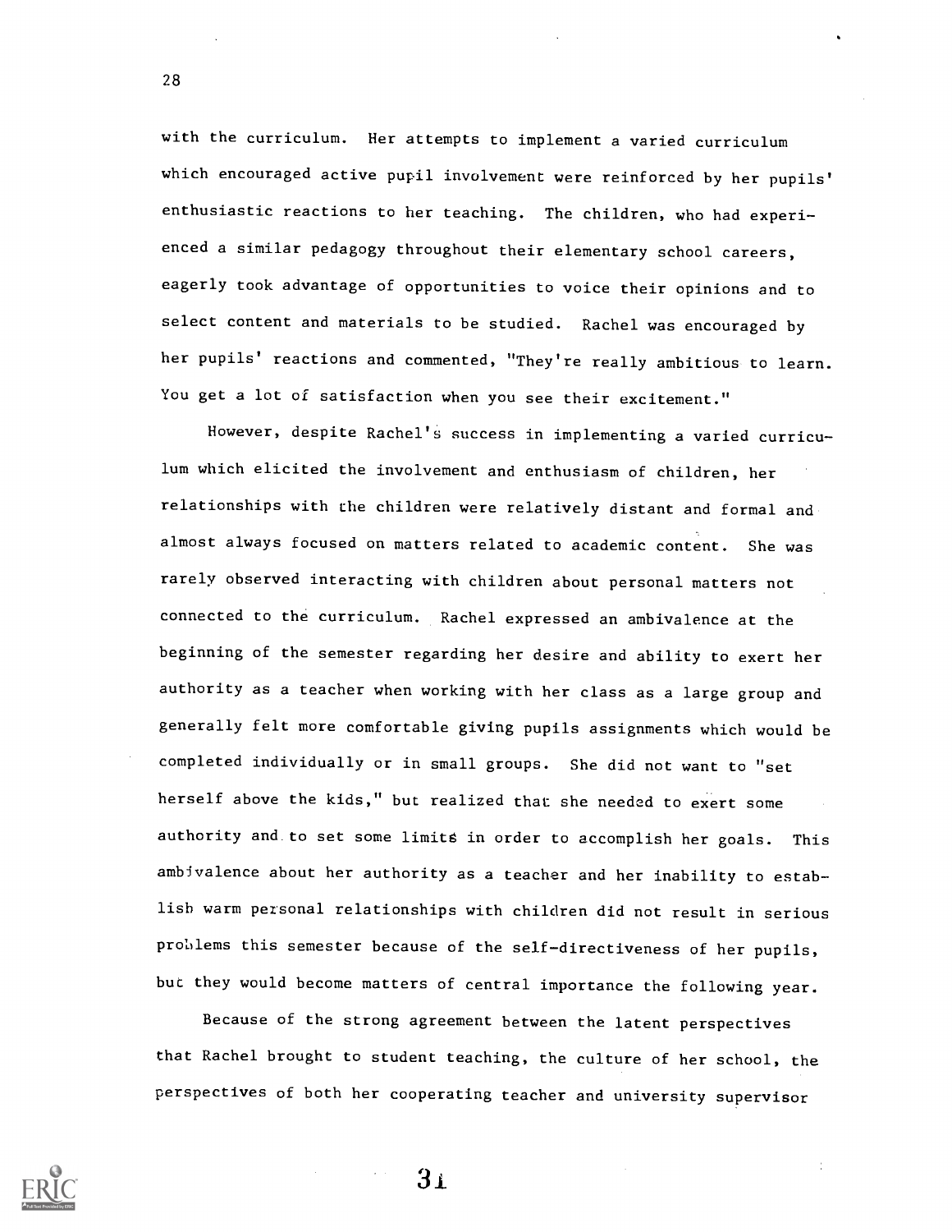with the curriculum. Her attempts to implement a varied curriculum which encouraged active pupil involvement were reinforced by her pupils' enthusiastic reactions to her teaching. The children, who had experienced a similar pedagogy throughout their elementary school careers, eagerly took advantage of opportunities to voice their opinions and to select content and materials to be studied. Rachel was encouraged by her pupils' reactions and commented, "They're really ambitious to learn. You get a lot of satisfaction when you see their excitement."

However, despite Rachel's success in implementing a varied curriculum which elicited the involvement and enthusiasm of children, her relationships with the children were relatively distant and formal and almost always focused on matters related to academic content. She was rarely observed interacting with children about personal matters not connected to the curriculum. Rachel expressed an ambivalence at the beginning of the semester regarding her desire and ability to exert her authority as a teacher when working with her class as a large group and generally felt more comfortable giving pupils assignments which would be completed individually or in small groups. She did not want to "set herself above the kids," but realized that she needed to exert some authority and to set some limits in order to accomplish her goals. This ambivalence about her authority as a teacher and her inability to establish warm personal relationships with children did not result in serious problems this semester because of the self-directiveness of her pupils, but they would become matters of central importance the following year.

Because of the strong agreement between the latent perspectives that Rachel brought to student teaching, the culture of her school, the perspectives of both her cooperating teacher and university supervisor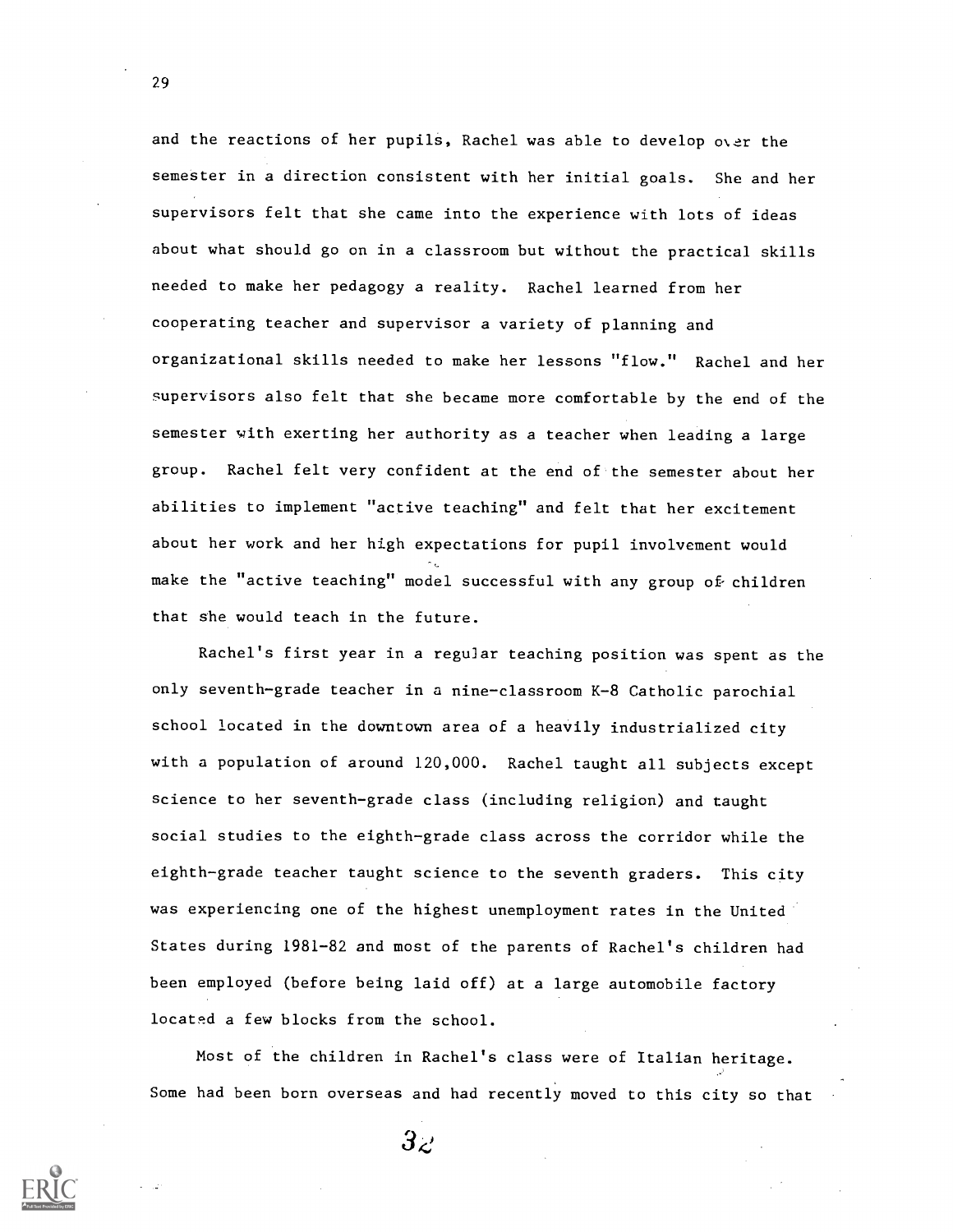and the reactions of her pupils, Rachel was able to develop over the semester in a direction consistent with her initial goals. She and her supervisors felt that she came into the experience with lots of ideas about what should go on in a classroom but without the practical skills needed to make her pedagogy a reality. Rachel learned from her cooperating teacher and supervisor a variety of planning and organizational skills needed to make her lessons "flow." Rachel and her supervisors also felt that she became more comfortable by the end of the semester with exerting her authority as a teacher when leading a large group. Rachel felt very confident at the end of the semester about her abilities to implement "active teaching" and felt that her excitement about her work and her high expectations for pupil involvement would make the "active teaching" model successful with any group of children that she would teach in the future.

Rachel's first year in a regular teaching position was spent as the only seventh-grade teacher in a nine-classroom K-8 Catholic parochial school located in the downtown area of a heavily industrialized city with a population of around 120,000. Rachel taught all subjects except science to her seventh-grade class (including religion) and taught social studies to the eighth-grade class across the corridor while the eighth-grade teacher taught science to the seventh graders. This city was experiencing one of the highest unemployment rates in the United States during 1981-82 and most of the parents of Rachel's children had been employed (before being laid off) at a large automobile factory located a few blocks from the school.

Most of the children in Rachel's class were of Italian heritage. Some had been born overseas and had recently moved to this city so that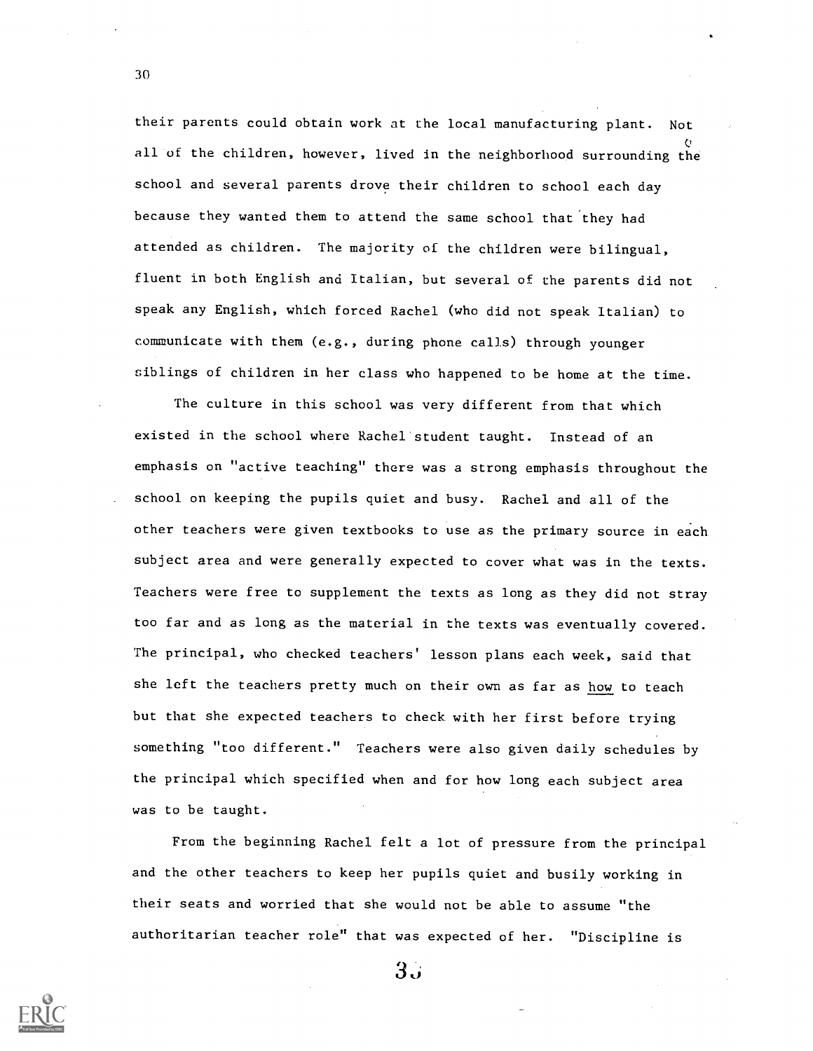their parents could obtain work at the local manufacturing plant. Not all of the children, however, lived in the neighborhood surrounding the school and several parents drove their children to school each day because they wanted them to attend the same school that they had attended as children. The majority of the children were bilingual, fluent in both English and Italian, but several of the parents did not speak any English, which forced Rachel (who did not speak Italian) to communicate with them (e.g., during phone calls) through younger siblings of children in her class who happened to be home at the time.

The culture in this school was very different from that which existed in the school where Rachel student taught. Instead of an emphasis on "active teaching" there was a strong emphasis throughout the school on keeping the pupils quiet and busy. Rachel and all of the other teachers were given textbooks to use as the primary source in each subject area and were generally expected to cover what was in the texts. Teachers were free to supplement the texts as long as they did not stray too far and as long as the material in the texts was eventually covered. The principal, who checked teachers' lesson plans each week, said that she left the teachers pretty much on their own as far as <u>how</u> to teach but that she expected teachers to check with her first before trying something "too different." Teachers were also given daily schedules by the principal which specified when and for how long each subject area was to be taught.

From the beginning Rachel felt a lot of pressure from the principal and the other teachers to keep her pupils quiet and busily working in their seats and worried that she would not be able to assume "the authoritarian teacher role" that was expected of her. "Discipline is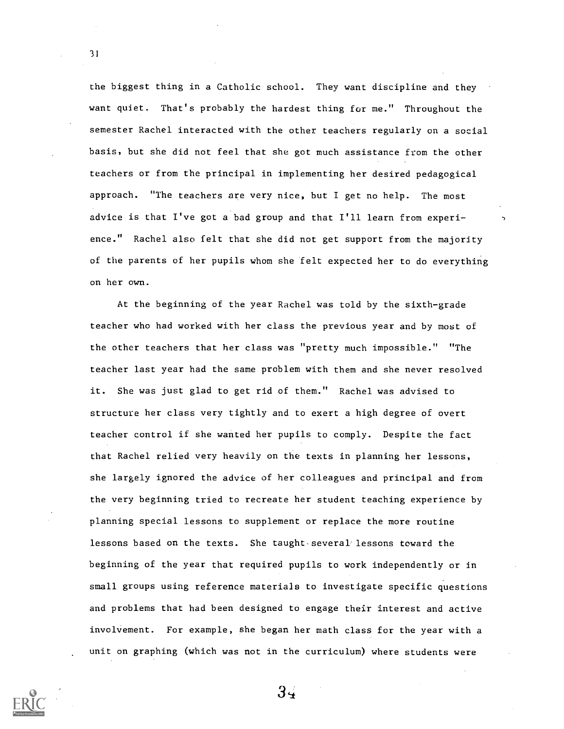the biggest thing in a Catholic school. They want discipline and they want quiet. That's probably the hardest thing for me." Throughout the semester Rachel interacted with the other teachers regularly on a social basis, but she did not feel that she got much assistance from the other teachers or from the principal in implementing her desired pedagogical approach. "The teachers are very nice, but I get no help. The most advice is that I've got a bad group and that I'll learn from experience." Rachel also felt that she did not get support from the majority of the parents of her pupils whom she felt expected her to do everything on her own.

At the beginning of the year Rachel was told by the sixth-grade teacher who had worked with her class the previous year and by most of the other teachers that her class was "pretty much impossible." "The teacher last year had the same problem with them and she never resolved it. She was just glad to get rid of them." Rachel was advised to structure her class very tightly and to exert a high degree of overt teacher control if she wanted her pupils to comply. Despite the fact that Rachel relied very heavily on the texts in planning her lessons, she largely ignored the advice of her colleagues and principal and from the very beginning tried to recreate her student teaching experience by planning special lessons to supplement or replace the more routine lessons based on the texts. She taught several lessons toward the beginning of the year that required pupils to work independently or in small groups using reference materials to investigate specific questions and problems that had been designed to engage their interest and active involvement. For example, she began her math class for the year with a unit on graphing (which was not in the curriculum) where students were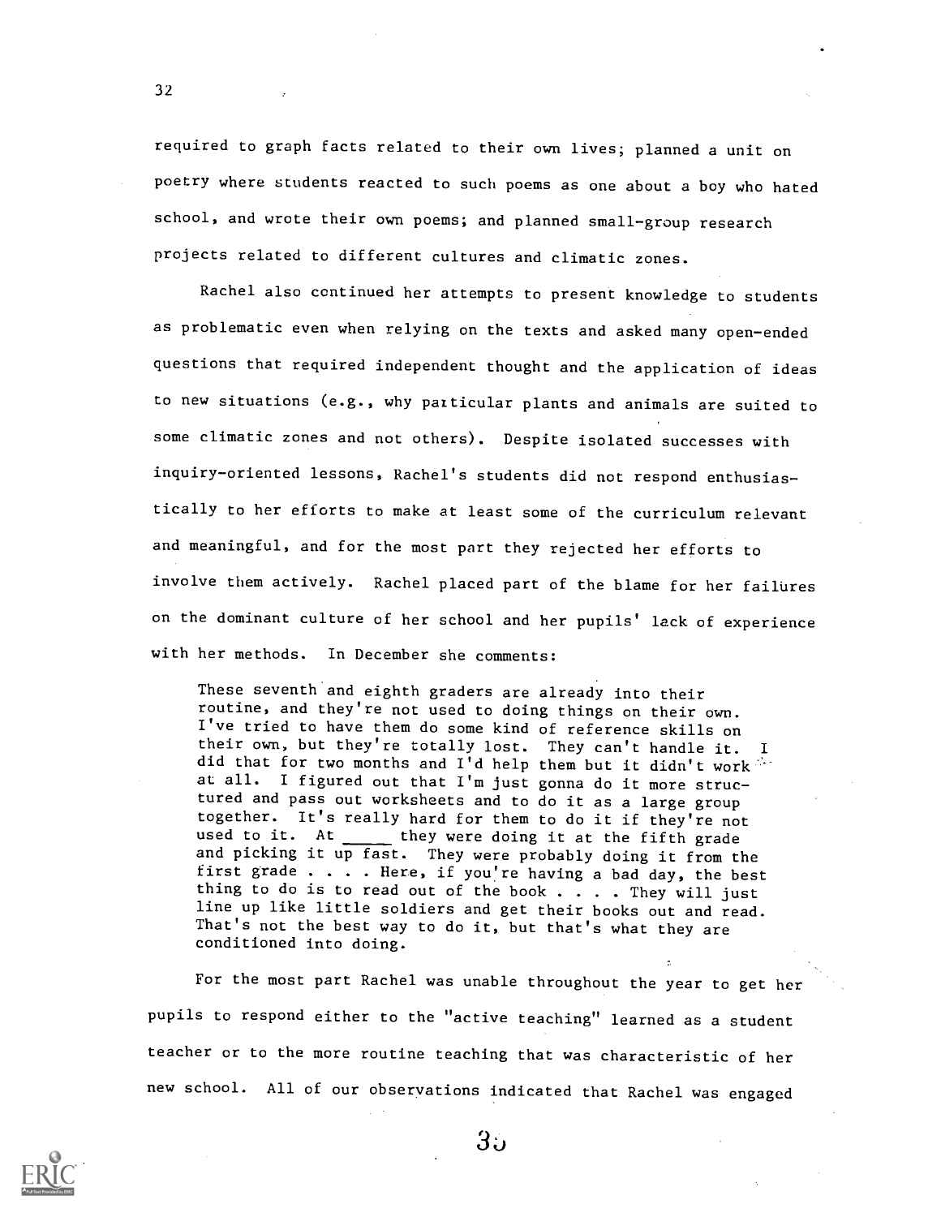required to graph facts related to their own lives; planned a unit on poetry where students reacted to such poems as one about a boy who hated school, and wrote their own poems; and planned small-group research projects related to different cultures and climatic zones.

Rachel also continued her attempts to present knowledge to students as problematic even when relying on the texts and asked many open-ended questions that required independent thought and the application of ideas to new situations (e.g., why particular plants and animals are suited to some climatic zones and not others). Despite isolated successes with inquiry-oriented lessons, Rachel's students did not respond enthusiastically to her efforts to make at least some of the curriculum relevant and meaningful, and for the most part they rejected her efforts to involve them actively. Rachel placed part of the blame for her failures on the dominant culture of her school and her pupils' lack of experience with her methods. In December she comments:

> These seventh and eighth graders are already into their routine, and they're not used to doing things on their own. I've tried to have them do some kind of reference skills on their own, but they're totally lost. They can't handle it. I did that for two months and I'd help them but it didn't work at all. I figured out that I'm just gonna do it more structured and pass out worksheets and to do it as a large group together. It's really hard for them to do it if they're not used to it. At _____ they were doing it at the fifth grade and picking it up fast. They were probably doing it from the first grade . . . . Here, if you're having a bad day, the best thing to do is to read out of the book . . . . They will just line up like little soldiers and get their books out and read. That's not the best way to do it, but that's what they are conditioned into doing.

For the most part Rachel was unable throughout the year to get her pupils to respond either to the "active teaching" learned as a student teacher or to the more routine teaching that was characteristic of her new school. All of our observations indicated that Rachel was engaged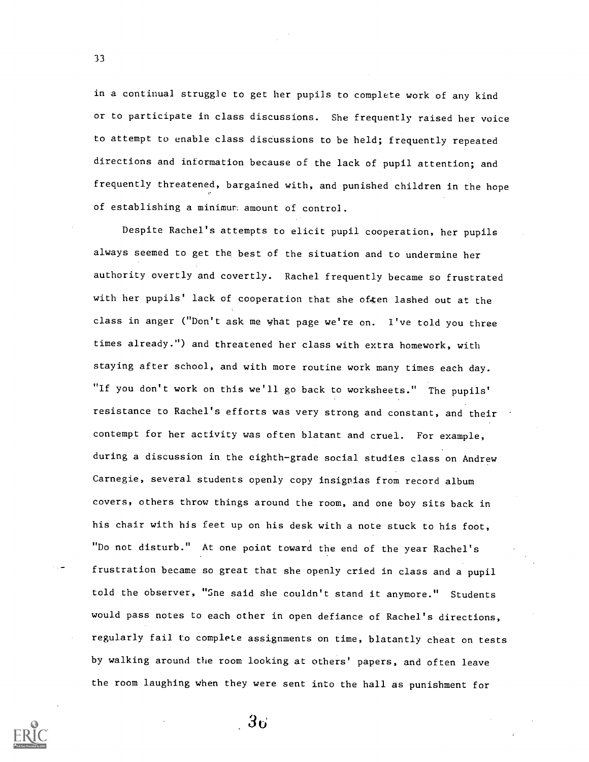in a continual struggle to get her pupils to complete work of any kind or to participate in class discussions. She frequently raised her voice to attempt to enable class discussions to be held; frequently repeated directions and information because of the lack of pupil attention; and frequently threatened, bargained with, and punished children in the hope of establishing a minimum amount of control.

Despite Rachel's attempts to elicit pupil cooperation, her pupils always seemed to get the best of the situation and to undermine her authority overtly and covertly. Rachel frequently became so frustrated with her pupils' lack of cooperation that she often lashed out at the class in anger ("Don't ask me what page we're on. I've told you three times already.") and threatened her class with extra homework, with staying after school, and with more routine work many times each day. "If you don't work on this we'll go back to worksheets." The pupils' resistance to Rachel's efforts was very strong and constant, and their contempt for her activity was often blatant and cruel. For example, during a discussion in the eighth-grade social studies class on Andrew Carnegie, several students openly copy insignias from record album covers, others throw things around the room, and one boy sits back in his chair with his feet up on his desk with a note stuck to his foot, "Do not disturb." At one point toward the end of the year Rachel's frustration became so great that she openly cried in class and a pupil told the observer, "She said she couldn't stand it anymore." Students would pass notes to each other in open defiance of Rachel's directions, regularly fail to complete assignments on time, blatantly cheat on tests by walking around the room looking at others' papers, and often leave the room laughing when they were sent into the hall as punishment for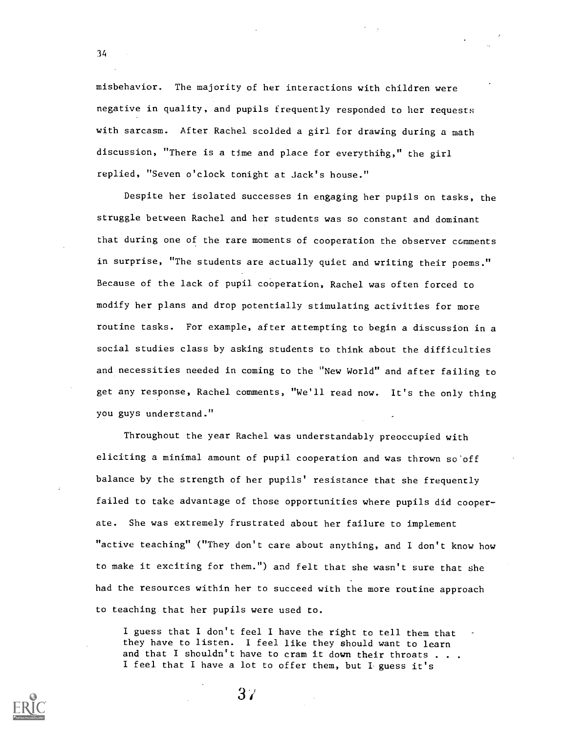misbehavior. The majority of her interactions with children were negative in quality, and pupils frequently responded to her requests with sarcasm. After Rachel scolded a girl for drawing during a math discussion, "There is a time and place for everything," the girl replied, "Seven o'clock tonight at Jack's house."

Despite her isolated successes in engaging her pupils on tasks, the struggle between Rachel and her students was so constant and dominant that during one of the rare moments of cooperation the observer comments in surprise, "The students are actually quiet and writing their poems." Because of the lack of pupil cooperation, Rachel was often forced to modify her plans and drop potentially stimulating activities for more routine tasks. For example, after attempting to begin a discussion in a social studies class by asking students to think about the difficulties and necessities needed in coming to the "New World" and after failing to get any response, Rachel comments, "We'll read now. It's the only thing you guys understand."

Throughout the year Rachel was understandably preoccupied with eliciting a minimal amount of pupil cooperation and was thrown so off balance by the strength of her pupils' resistance that she frequently failed to take advantage of those opportunities where pupils did cooperate. She was extremely frustrated about her failure to implement "active teaching" ("They don't care about anything, and I don't know how to make it exciting for them.") and felt that she wasn't sure that she had the resources within her to succeed with the more routine approach to teaching that her pupils were used to.

> I guess that I don't feel I have the right to tell them that they have to listen. I feel like they should want to learn and that I shouldn't have to cram it down their throats . . . I feel that I have a lot to offer them, but I guess it's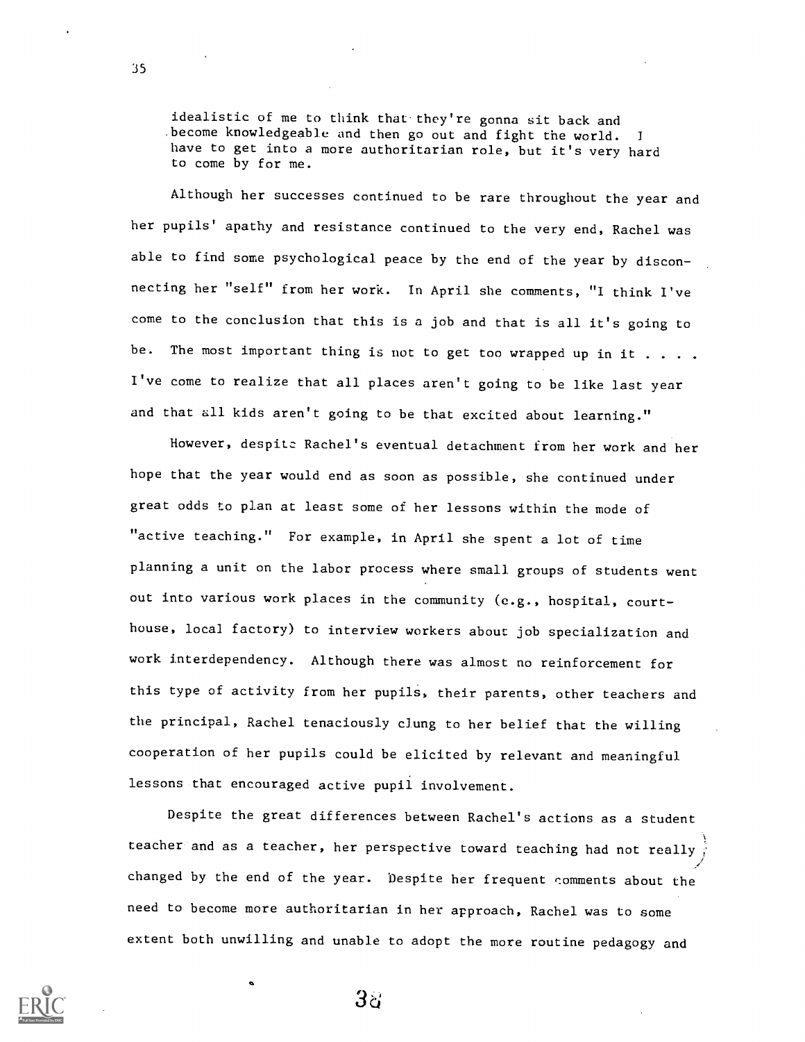> idealistic of me to think that they're gonna sit back and become knowledgeable and then go out and fight the world. I have to get into a more authoritarian role, but it's very hard to come by for me.

Although her successes continued to be rare throughout the year and her pupils' apathy and resistance continued to the very end, Rachel was able to find some psychological peace by the end of the year by disconnecting her "self" from her work. In April she comments, "I think I've come to the conclusion that this is a job and that is all it's going to be. The most important thing is not to get too wrapped up in it . . . . I've come to realize that all places aren't going to be like last year and that all kids aren't going to be that excited about learning."

However, despite Rachel's eventual detachment from her work and her hope that the year would end as soon as possible, she continued under great odds to plan at least some of her lessons within the mode of "active teaching." For example, in April she spent a lot of time planning a unit on the labor process where small groups of students went out into various work places in the community (e.g., hospital, courthouse, local factory) to interview workers about job specialization and work interdependency. Although there was almost no reinforcement for this type of activity from her pupils, their parents, other teachers and the principal, Rachel tenaciously clung to her belief that the willing cooperation of her pupils could be elicited by relevant and meaningful lessons that encouraged active pupil involvement.

Despite the great differences between Rachel's actions as a student teacher and as a teacher, her perspective toward teaching had not really changed by the end of the year. Despite her frequent comments about the need to become more authoritarian in her approach, Rachel was to some extent both unwilling and unable to adopt the more routine pedagogy and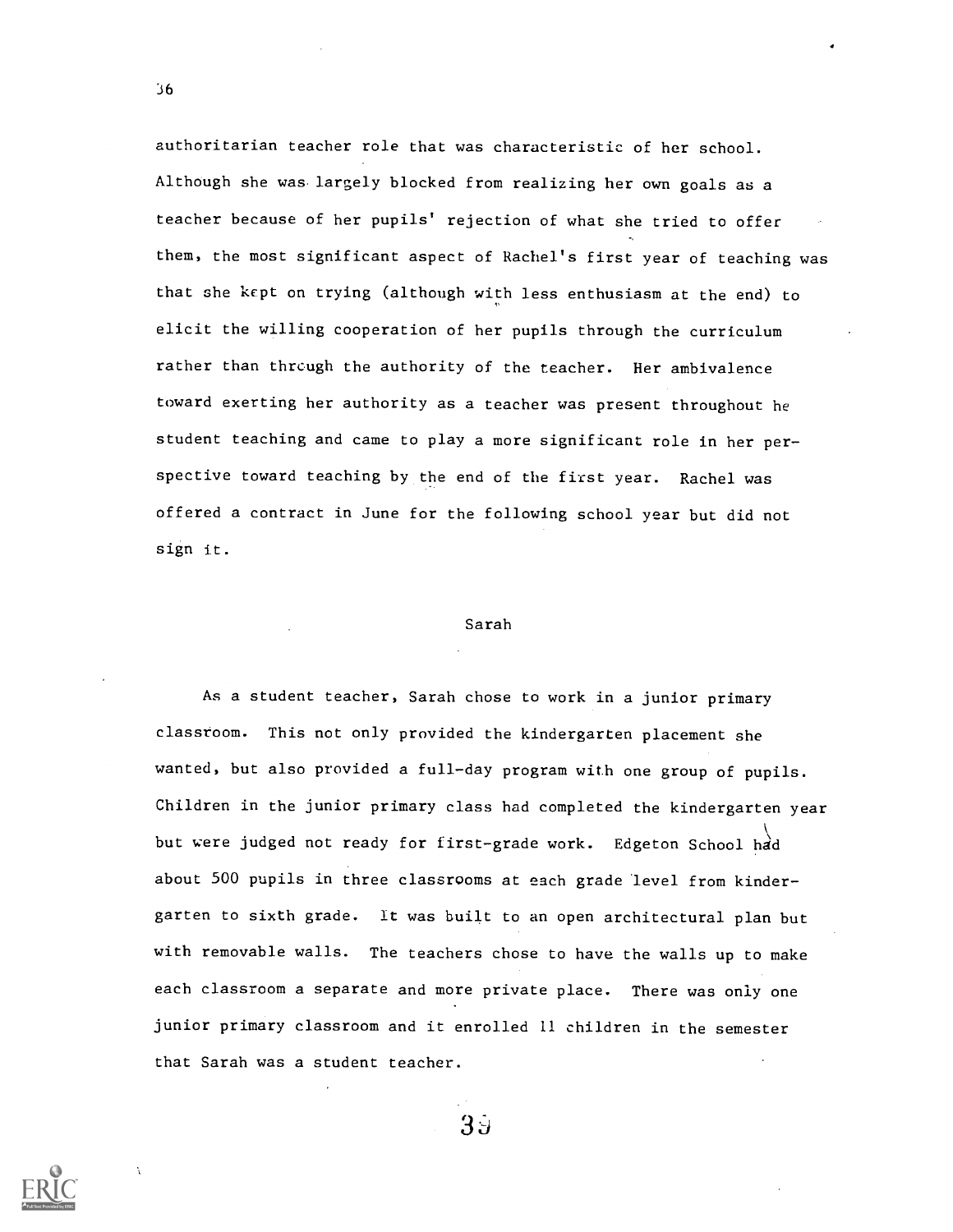authoritarian teacher role that was characteristic of her school. Although she was largely blocked from realizing her own goals as a teacher because of her pupils' rejection of what she tried to offer them, the most significant aspect of Rachel's first year of teaching was that she kept on trying (although with less enthusiasm at the end) to elicit the willing cooperation of her pupils through the curriculum rather than through the authority of the teacher. Her ambivalence toward exerting her authority as a teacher was present throughout he student teaching and came to play a more significant role in her perspective toward teaching by the end of the first year. Rachel was offered a contract in June for the following school year but did not sign it.

## Sarah

As a student teacher, Sarah chose to work in a junior primary classroom. This not only provided the kindergarten placement she wanted, but also provided a full-day program with one group of pupils. Children in the junior primary class had completed the kindergarten year but were judged not ready for first-grade work. Edgeton School had about 500 pupils in three classrooms at each grade level from kindergarten to sixth grade. It was built to an open architectural plan but with removable walls. The teachers chose to have the walls up to make each classroom a separate and more private place. There was only one junior primary classroom and it enrolled 11 children in the semester that Sarah was a student teacher.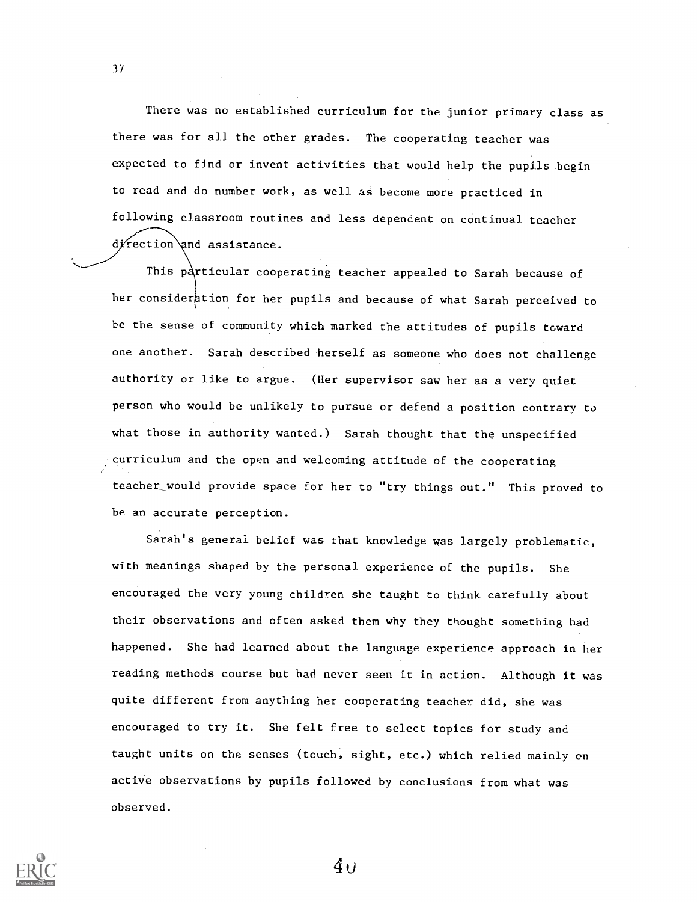There was no established curriculum for the junior primary class as there was for all the other grades. The cooperating teacher was expected to find or invent activities that would help the pupils begin to read and do number work, as well as become more practiced in following classroom routines and less dependent on continual teacher direction and assistance.

This particular cooperating teacher appealed to Sarah because of her consideration for her pupils and because of what Sarah perceived to be the sense of community which marked the attitudes of pupils toward one another. Sarah described herself as someone who does not challenge authority or like to argue. (Her supervisor saw her as a very quiet person who would be unlikely to pursue or defend a position contrary to what those in authority wanted.) Sarah thought that the unspecified curriculum and the open and welcoming attitude of the cooperating teacher would provide space for her to "try things out." This proved to be an accurate perception.

Sarah's general belief was that knowledge was largely problematic, with meanings shaped by the personal experience of the pupils. She encouraged the very young children she taught to think carefully about their observations and often asked them why they thought something had happened. She had learned about the language experience approach in her reading methods course but had never seen it in action. Although it was quite different from anything her cooperating teacher did, she was encouraged to try it. She felt free to select topics for study and taught units on the senses (touch, sight, etc.) which relied mainly on active observations by pupils followed by conclusions from what was observed.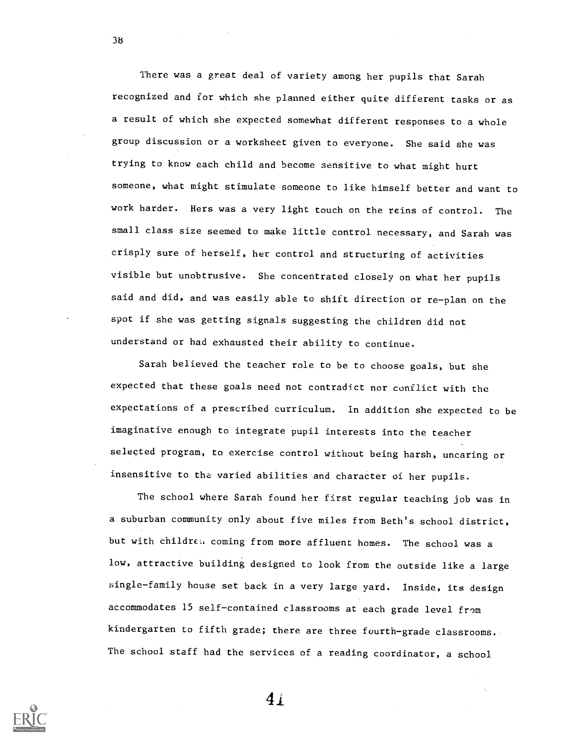There was a great deal of variety among her pupils that Sarah recognized and for which she planned either quite different tasks or as a result of which she expected somewhat different responses to a whole group discussion or a worksheet given to everyone. She said she was trying to know each child and become sensitive to what might hurt someone, what might stimulate someone to like himself better and want to work harder. Hers was a very light touch on the reins of control. The small class size seemed to make little control necessary, and Sarah was crisply sure of herself, her control and structuring of activities visible but unobtrusive. She concentrated closely on what her pupils said and did, and was easily able to shift direction or re-plan on the spot if she was getting signals suggesting the children did not understand or had exhausted their ability to continue.

Sarah believed the teacher role to be to choose goals, but she expected that these goals need not contradict nor conflict with the expectations of a prescribed curriculum. In addition she expected to be imaginative enough to integrate pupil interests into the teacher selected program, to exercise control without being harsh, uncaring or insensitive to the varied abilities and character of her pupils.

The school where Sarah found her first regular teaching job was in a suburban community only about five miles from Beth's school district, but with children coming from more affluent homes. The school was a low, attractive building designed to look from the outside like a large single-family house set back in a very large yard. Inside, its design accommodates 15 self-contained classrooms at each grade level from kindergarten to fifth grade; there are three fourth-grade classrooms. The school staff had the services of a reading coordinator, a school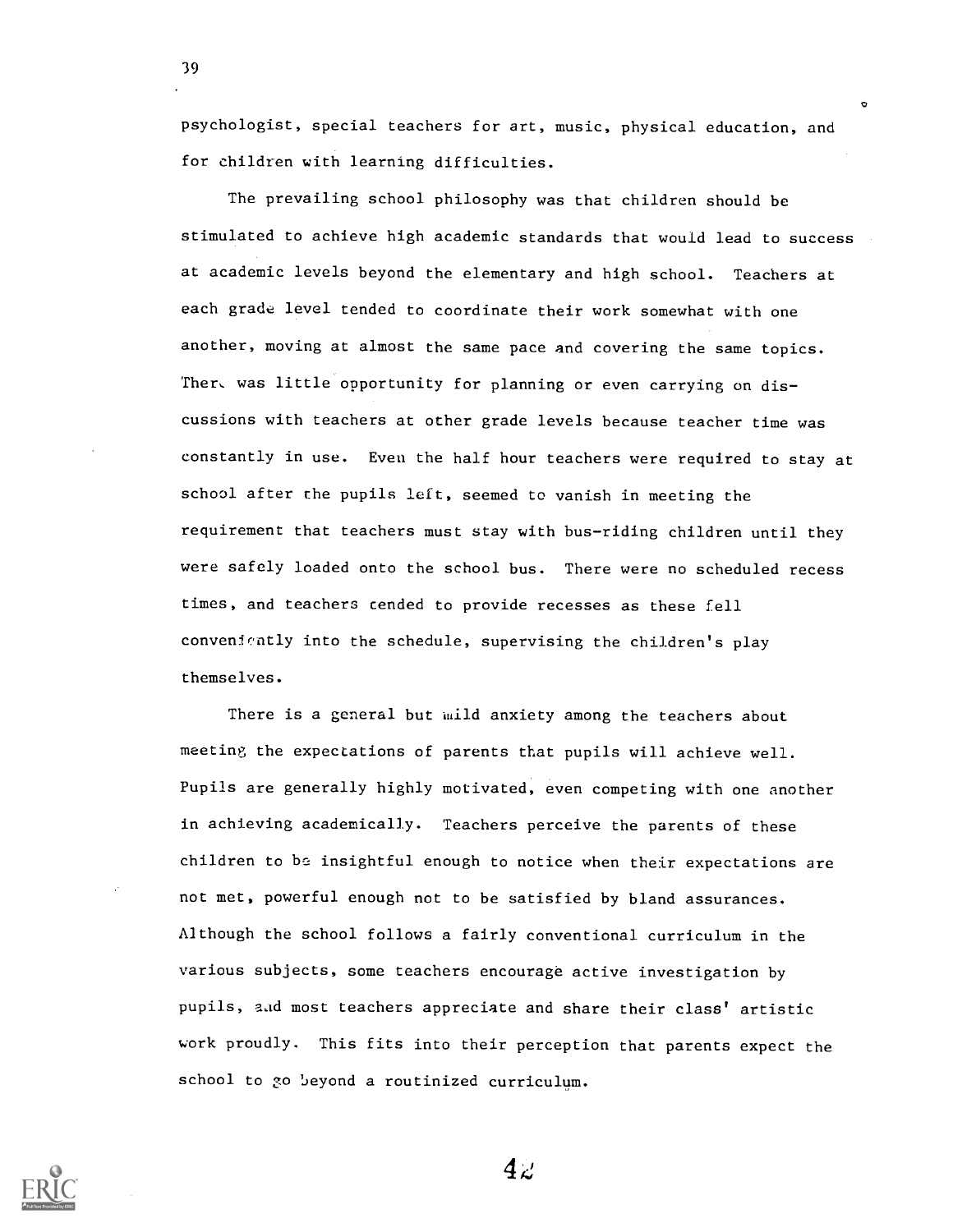psychologist, special teachers for art, music, physical education, and for children with learning difficulties.

The prevailing school philosophy was that children should be stimulated to achieve high academic standards that would lead to success at academic levels beyond the elementary and high school. Teachers at each grade level tended to coordinate their work somewhat with one another, moving at almost the same pace and covering the same topics. There was little opportunity for planning or even carrying on discussions with teachers at other grade levels because teacher time was constantly in use. Even the half hour teachers were required to stay at school after the pupils left, seemed to vanish in meeting the requirement that teachers must stay with bus-riding children until they were safely loaded onto the school bus. There were no scheduled recess times, and teachers tended to provide recesses as these fell conveniently into the schedule, supervising the children's play themselves.

There is a general but mild anxiety among the teachers about meeting the expectations of parents that pupils will achieve well. Pupils are generally highly motivated, even competing with one another in achieving academically. Teachers perceive the parents of these children to be insightful enough to notice when their expectations are not met, powerful enough not to be satisfied by bland assurances. Although the school follows a fairly conventional curriculum in the various subjects, some teachers encourage active investigation by pupils, and most teachers appreciate and share their class' artistic work proudly. This fits into their perception that parents expect the school to go beyond a routinized curriculum.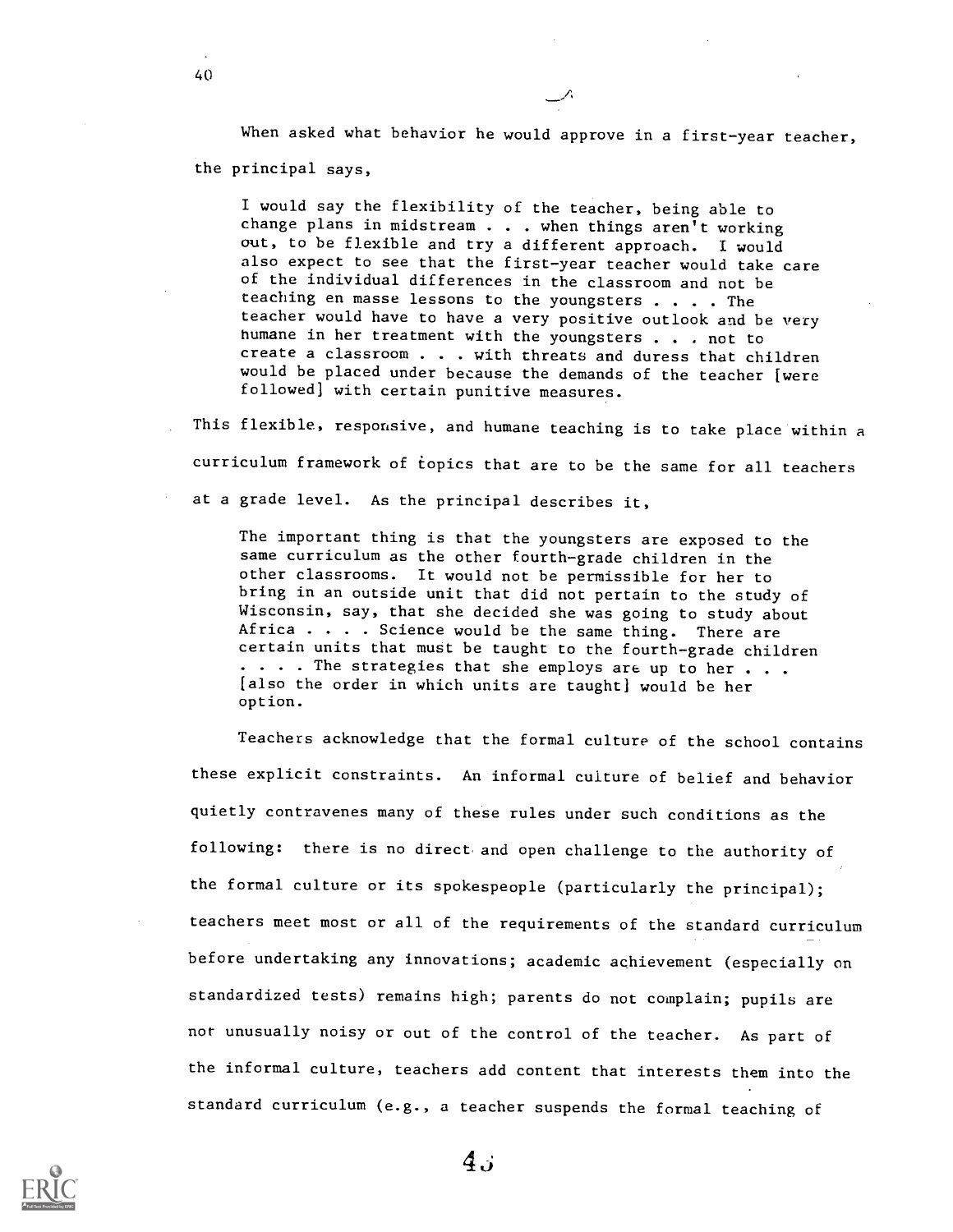When asked what behavior he would approve in a first-year teacher, the principal says,

> I would say the flexibility of the teacher, being able to change plans in midstream . . . when things aren't working out, to be flexible and try a different approach. I would also expect to see that the first-year teacher would take care of the individual differences in the classroom and not be teaching en masse lessons to the youngsters . . . . The teacher would have to have a very positive outlook and be very humane in her treatment with the youngsters . . . not to create a classroom . . . with threats and duress that children would be placed under because the demands of the teacher [were followed] with certain punitive measures.

This flexible, responsive, and humane teaching is to take place within a curriculum framework of topics that are to be the same for all teachers at a grade level. As the principal describes it,

> The important thing is that the youngsters are exposed to the same curriculum as the other fourth-grade children in the other classrooms. It would not be permissible for her to bring in an outside unit that did not pertain to the study of Wisconsin, say, that she decided she was going to study about Africa . . . . Science would be the same thing. There are certain units that must be taught to the fourth-grade children . . . . The strategies that she employs are up to her . . . [also the order in which units are taught] would be her option.

Teachers acknowledge that the formal culture of the school contains these explicit constraints. An informal culture of belief and behavior quietly contravenes many of these rules under such conditions as the following: there is no direct and open challenge to the authority of the formal culture or its spokespeople (particularly the principal); teachers meet most or all of the requirements of the standard curriculum before undertaking any innovations; academic achievement (especially on standardized tests) remains high; parents do not complain; pupils are not unusually noisy or out of the control of the teacher. As part of the informal culture, teachers add content that interests them into the standard curriculum (e.g., a teacher suspends the formal teaching of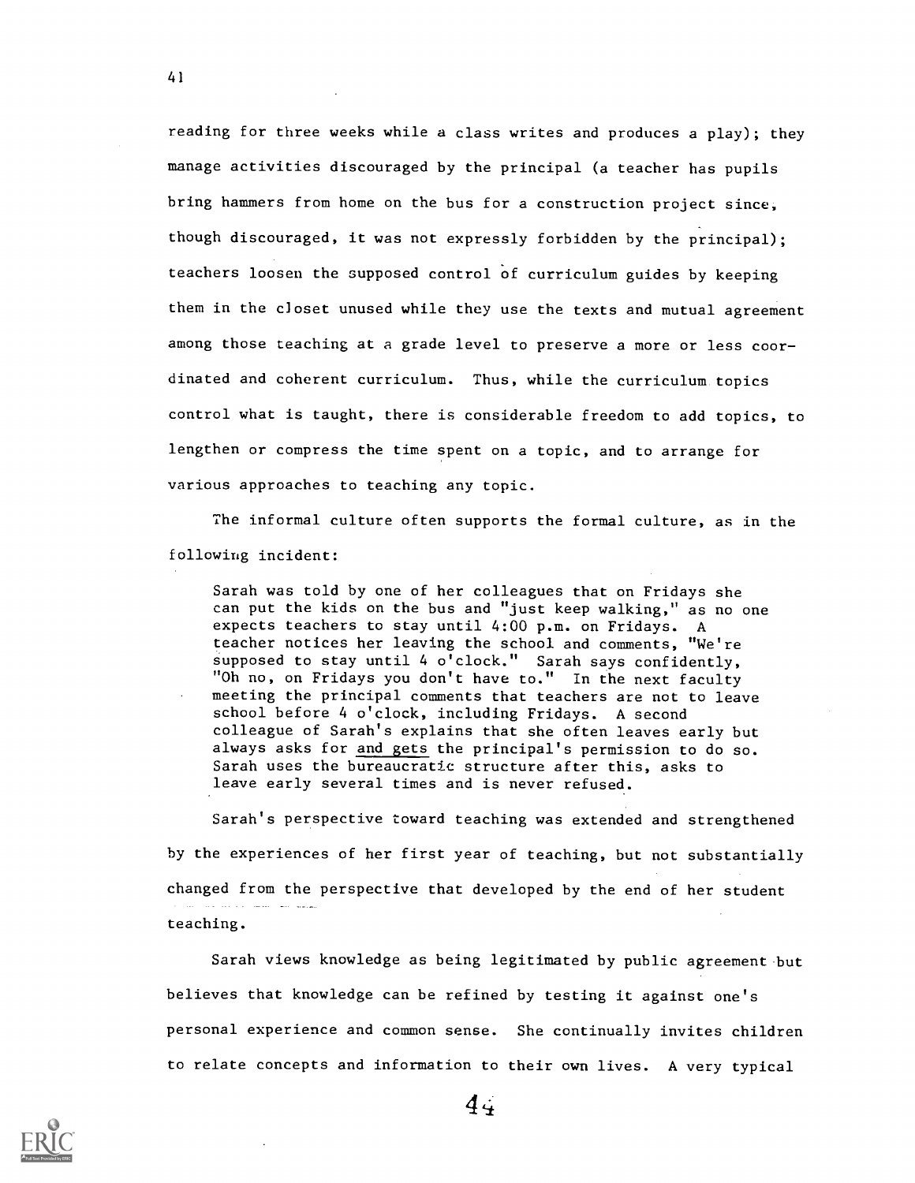reading for three weeks while a class writes and produces a play); they manage activities discouraged by the principal (a teacher has pupils bring hammers from home on the bus for a construction project since, though discouraged, it was not expressly forbidden by the principal); teachers loosen the supposed control of curriculum guides by keeping them in the closet unused while they use the texts and mutual agreement among those teaching at a grade level to preserve a more or less coordinated and coherent curriculum. Thus, while the curriculum topics control what is taught, there is considerable freedom to add topics, to lengthen or compress the time spent on a topic, and to arrange for various approaches to teaching any topic.

The informal culture often supports the formal culture, as in the following incident:

> Sarah was told by one of her colleagues that on Fridays she can put the kids on the bus and "just keep walking," as no one expects teachers to stay until 4:00 p.m. on Fridays. A teacher notices her leaving the school and comments, "We're supposed to stay until 4 o'clock." Sarah says confidently, "Oh no, on Fridays you don't have to." In the next faculty meeting the principal comments that teachers are not to leave school before 4 o'clock, including Fridays. A second colleague of Sarah's explains that she often leaves early but always asks for <u>and gets</u> the principal's permission to do so. Sarah uses the bureaucratic structure after this, asks to leave early several times and is never refused.

Sarah's perspective toward teaching was extended and strengthened by the experiences of her first year of teaching, but not substantially changed from the perspective that developed by the end of her student teaching.

Sarah views knowledge as being legitimated by public agreement but believes that knowledge can be refined by testing it against one's personal experience and common sense. She continually invites children to relate concepts and information to their own lives. A very typical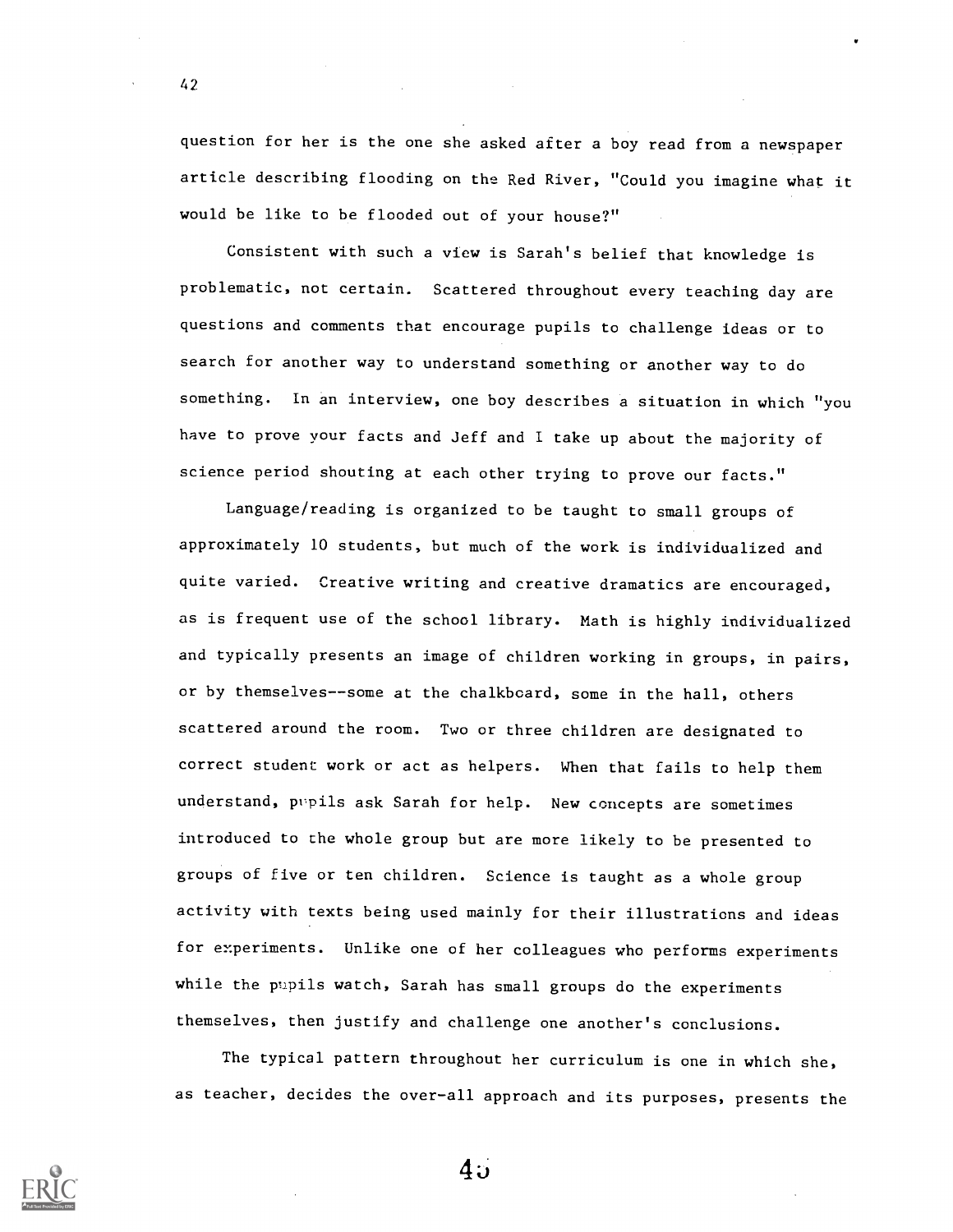question for her is the one she asked after a boy read from a newspaper article describing flooding on the Red River, "Could you imagine what it would be like to be flooded out of your house?"

Consistent with such a view is Sarah's belief that knowledge is problematic, not certain. Scattered throughout every teaching day are questions and comments that encourage pupils to challenge ideas or to search for another way to understand something or another way to do something. In an interview, one boy describes a situation in which "you have to prove your facts and Jeff and I take up about the majority of science period shouting at each other trying to prove our facts."

Language/reading is organized to be taught to small groups of approximately 10 students, but much of the work is individualized and quite varied. Creative writing and creative dramatics are encouraged, as is frequent use of the school library. Math is highly individualized and typically presents an image of children working in groups, in pairs, or by themselves--some at the chalkboard, some in the hall, others scattered around the room. Two or three children are designated to correct student work or act as helpers. When that fails to help them understand, pupils ask Sarah for help. New concepts are sometimes introduced to the whole group but are more likely to be presented to groups of five or ten children. Science is taught as a whole group activity with texts being used mainly for their illustrations and ideas for experiments. Unlike one of her colleagues who performs experiments while the pupils watch, Sarah has small groups do the experiments themselves, then justify and challenge one another's conclusions.

The typical pattern throughout her curriculum is one in which she, as teacher, decides the over-all approach and its purposes, presents the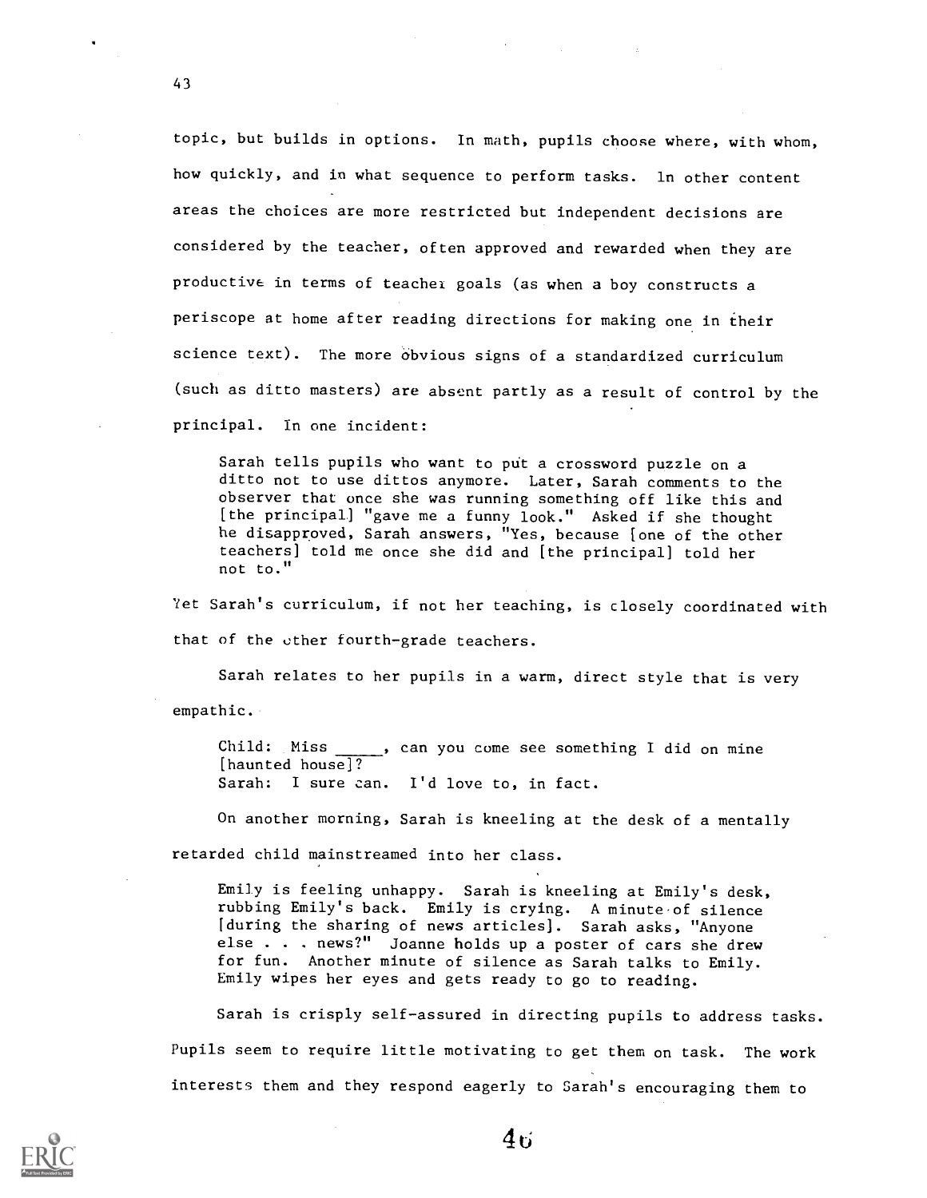topic, but builds in options. In math, pupils choose where, with whom, how quickly, and in what sequence to perform tasks. In other content areas the choices are more restricted but independent decisions are considered by the teacher, often approved and rewarded when they are productive in terms of teacher goals (as when a boy constructs a periscope at home after reading directions for making one in their science text). The more obvious signs of a standardized curriculum (such as ditto masters) are absent partly as a result of control by the principal. In one incident:

> Sarah tells pupils who want to put a crossword puzzle on a ditto not to use dittos anymore. Later, Sarah comments to the observer that once she was running something off like this and [the principal] "gave me a funny look." Asked if she thought he disapproved, Sarah answers, "Yes, because [one of the other teachers] told me once she did and [the principal] told her not to."

Yet Sarah's curriculum, if not her teaching, is closely coordinated with that of the other fourth-grade teachers.

Sarah relates to her pupils in a warm, direct style that is very empathic.

> Child: Miss _____, can you come see something I did on mine [haunted house]?
> Sarah: I sure can. I'd love to, in fact.

On another morning, Sarah is kneeling at the desk of a mentally retarded child mainstreamed into her class.

> Emily is feeling unhappy. Sarah is kneeling at Emily's desk, rubbing Emily's back. Emily is crying. A minute of silence [during the sharing of news articles]. Sarah asks, "Anyone else . . . news?" Joanne holds up a poster of cars she drew for fun. Another minute of silence as Sarah talks to Emily. Emily wipes her eyes and gets ready to go to reading.

Sarah is crisply self-assured in directing pupils to address tasks. Pupils seem to require little motivating to get them on task. The work interests them and they respond eagerly to Sarah's encouraging them to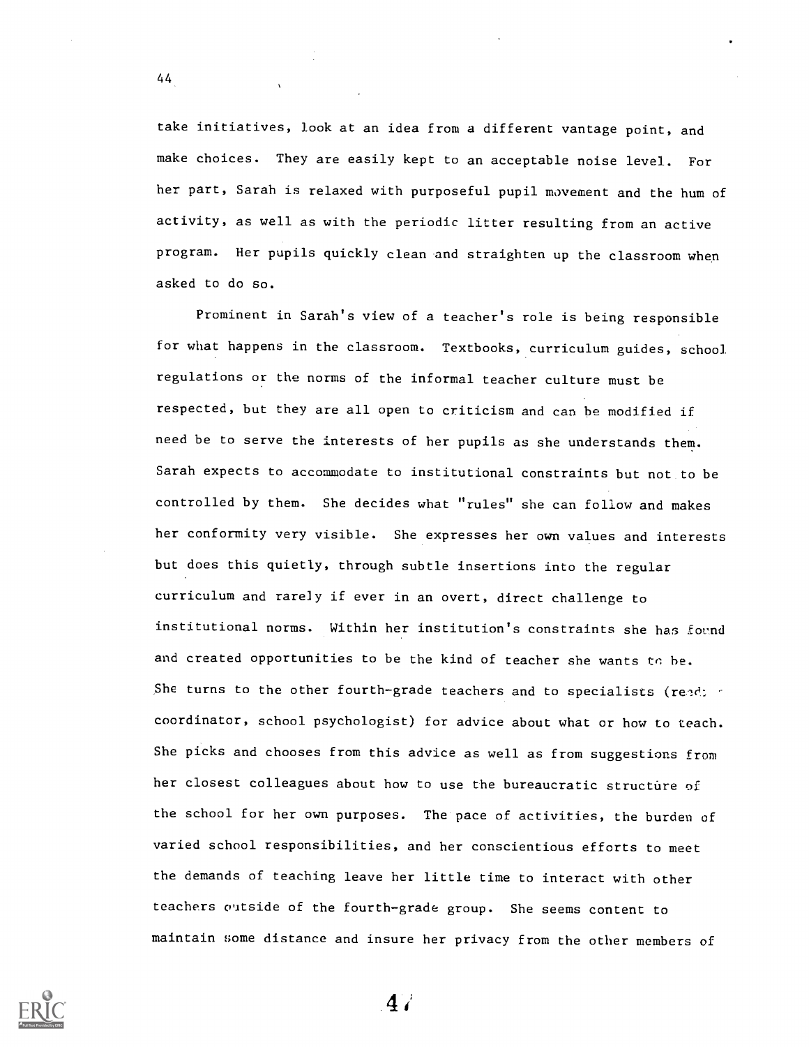take initiatives, look at an idea from a different vantage point, and make choices. They are easily kept to an acceptable noise level. For her part, Sarah is relaxed with purposeful pupil movement and the hum of activity, as well as with the periodic litter resulting from an active program. Her pupils quickly clean and straighten up the classroom when asked to do so.

Prominent in Sarah's view of a teacher's role is being responsible for what happens in the classroom. Textbooks, curriculum guides, school regulations or the norms of the informal teacher culture must be respected, but they are all open to criticism and can be modified if need be to serve the interests of her pupils as she understands them. Sarah expects to accommodate to institutional constraints but not to be controlled by them. She decides what "rules" she can follow and makes her conformity very visible. She expresses her own values and interests but does this quietly, through subtle insertions into the regular curriculum and rarely if ever in an overt, direct challenge to institutional norms. Within her institution's constraints she has found and created opportunities to be the kind of teacher she wants to be. She turns to the other fourth-grade teachers and to specialists (reading coordinator, school psychologist) for advice about what or how to teach. She picks and chooses from this advice as well as from suggestions from her closest colleagues about how to use the bureaucratic structure of the school for her own purposes. The pace of activities, the burden of varied school responsibilities, and her conscientious efforts to meet the demands of teaching leave her little time to interact with other teachers outside of the fourth-grade group. She seems content to maintain some distance and insure her privacy from the other members of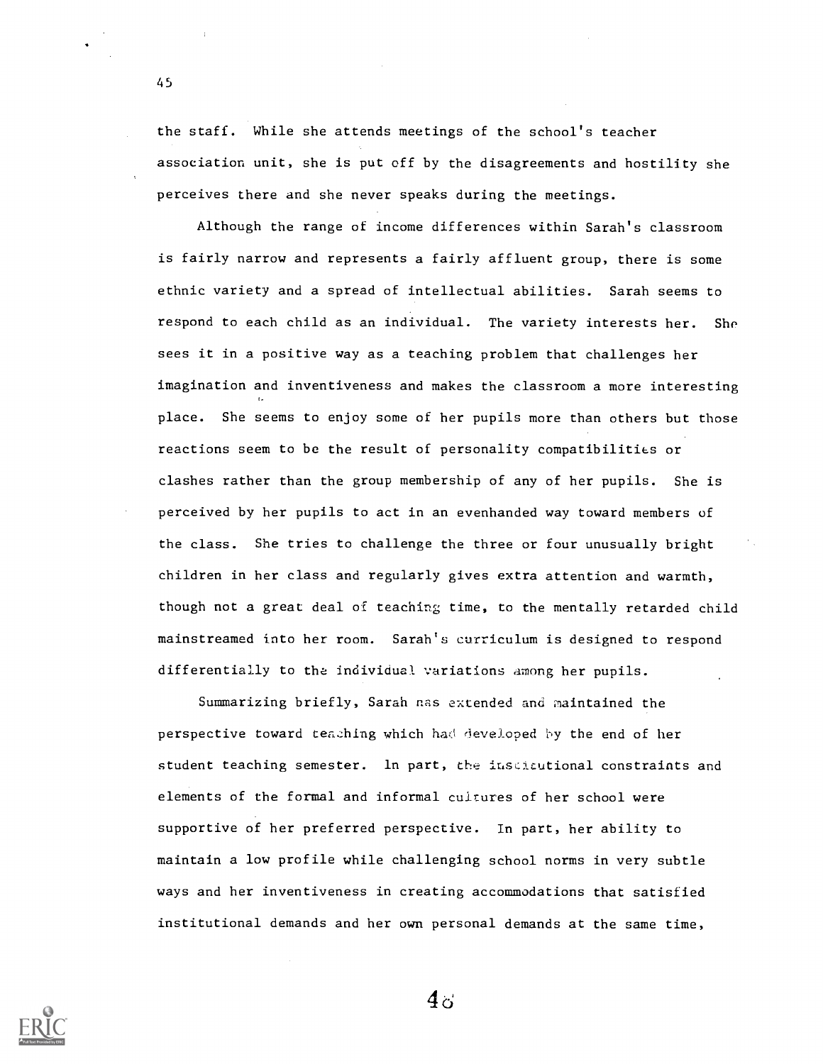the staff. While she attends meetings of the school's teacher association unit, she is put off by the disagreements and hostility she perceives there and she never speaks during the meetings.

Although the range of income differences within Sarah's classroom is fairly narrow and represents a fairly affluent group, there is some ethnic variety and a spread of intellectual abilities. Sarah seems to respond to each child as an individual. The variety interests her. She sees it in a positive way as a teaching problem that challenges her imagination and inventiveness and makes the classroom a more interesting place. She seems to enjoy some of her pupils more than others but those reactions seem to be the result of personality compatibilities or clashes rather than the group membership of any of her pupils. She is perceived by her pupils to act in an evenhanded way toward members of the class. She tries to challenge the three or four unusually bright children in her class and regularly gives extra attention and warmth, though not a great deal of teaching time, to the mentally retarded child mainstreamed into her room. Sarah's curriculum is designed to respond differentially to the individual variations among her pupils.

Summarizing briefly, Sarah has extended and maintained the perspective toward teaching which had developed by the end of her student teaching semester. In part, the institutional constraints and elements of the formal and informal cultures of her school were supportive of her preferred perspective. In part, her ability to maintain a low profile while challenging school norms in very subtle ways and her inventiveness in creating accommodations that satisfied institutional demands and her own personal demands at the same time,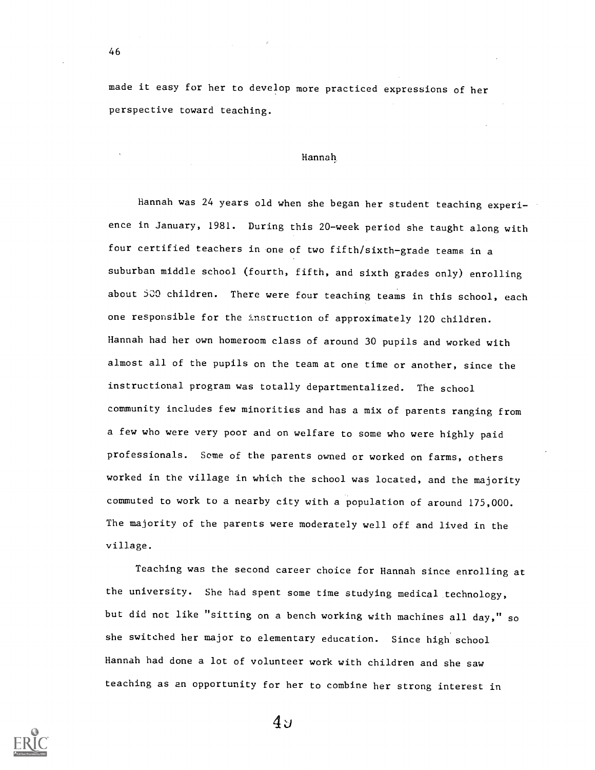made it easy for her to develop more practiced expressions of her perspective toward teaching.

## Hannah

Hannah was 24 years old when she began her student teaching experience in January, 1981. During this 20-week period she taught along with four certified teachers in one of two fifth/sixth-grade teams in a suburban middle school (fourth, fifth, and sixth grades only) enrolling about 500 children. There were four teaching teams in this school, each one responsible for the instruction of approximately 120 children. Hannah had her own homeroom class of around 30 pupils and worked with almost all of the pupils on the team at one time or another, since the instructional program was totally departmentalized. The school community includes few minorities and has a mix of parents ranging from a few who were very poor and on welfare to some who were highly paid professionals. Some of the parents owned or worked on farms, others worked in the village in which the school was located, and the majority commuted to work to a nearby city with a population of around 175,000. The majority of the parents were moderately well off and lived in the village.

Teaching was the second career choice for Hannah since enrolling at the university. She had spent some time studying medical technology, but did not like "sitting on a bench working with machines all day," so she switched her major to elementary education. Since high school Hannah had done a lot of volunteer work with children and she saw teaching as an opportunity for her to combine her strong interest in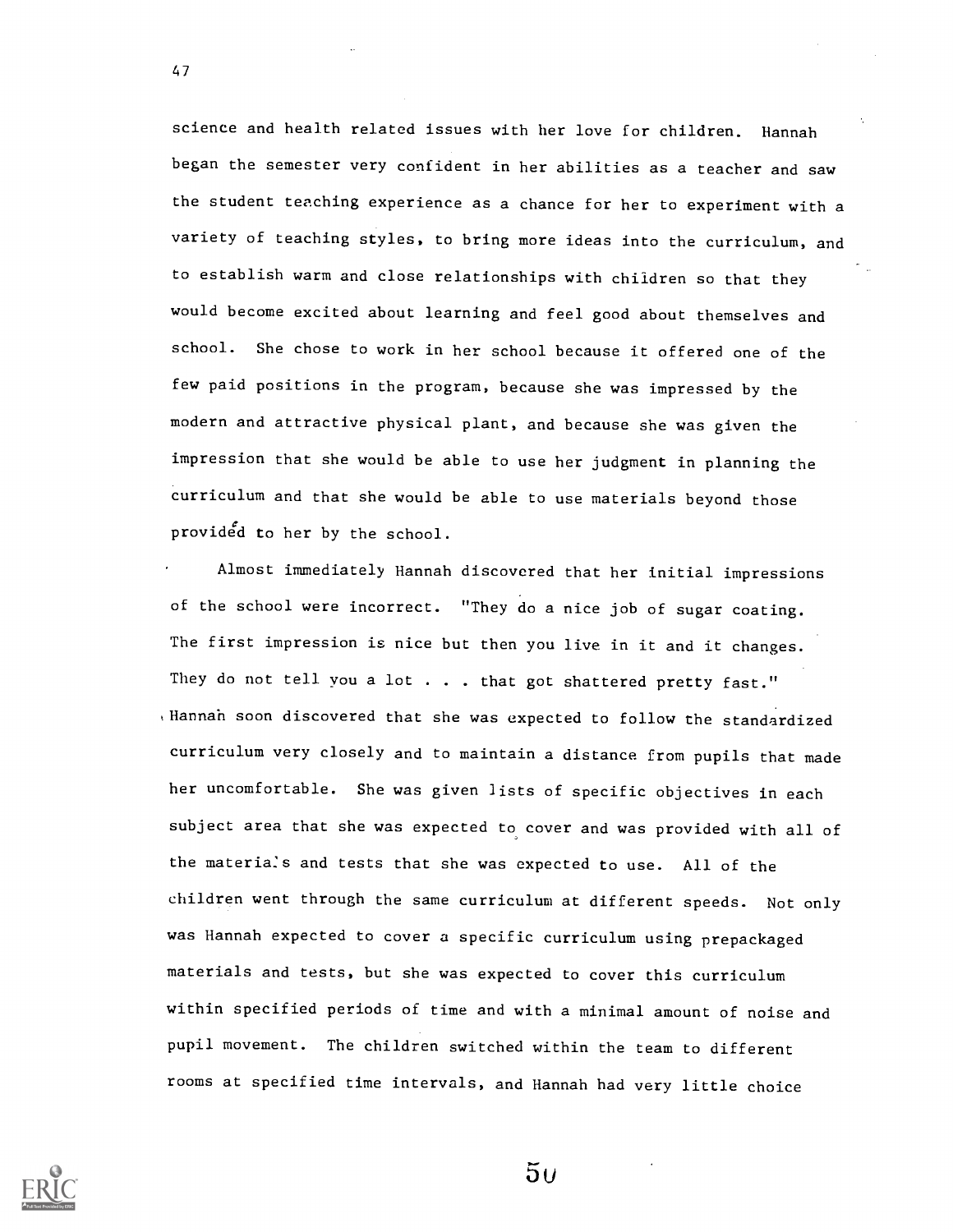science and health related issues with her love for children. Hannah began the semester very confident in her abilities as a teacher and saw the student teaching experience as a chance for her to experiment with a variety of teaching styles, to bring more ideas into the curriculum, and to establish warm and close relationships with children so that they would become excited about learning and feel good about themselves and school. She chose to work in her school because it offered one of the few paid positions in the program, because she was impressed by the modern and attractive physical plant, and because she was given the impression that she would be able to use her judgment in planning the curriculum and that she would be able to use materials beyond those provided to her by the school.

Almost immediately Hannah discovered that her initial impressions of the school were incorrect. "They do a nice job of sugar coating. The first impression is nice but then you live in it and it changes. They do not tell you a lot . . . that got shattered pretty fast." Hannah soon discovered that she was expected to follow the standardized curriculum very closely and to maintain a distance from pupils that made her uncomfortable. She was given lists of specific objectives in each subject area that she was expected to cover and was provided with all of the materials and tests that she was expected to use. All of the children went through the same curriculum at different speeds. Not only was Hannah expected to cover a specific curriculum using prepackaged materials and tests, but she was expected to cover this curriculum within specified periods of time and with a minimal amount of noise and pupil movement. The children switched within the team to different rooms at specified time intervals, and Hannah had very little choice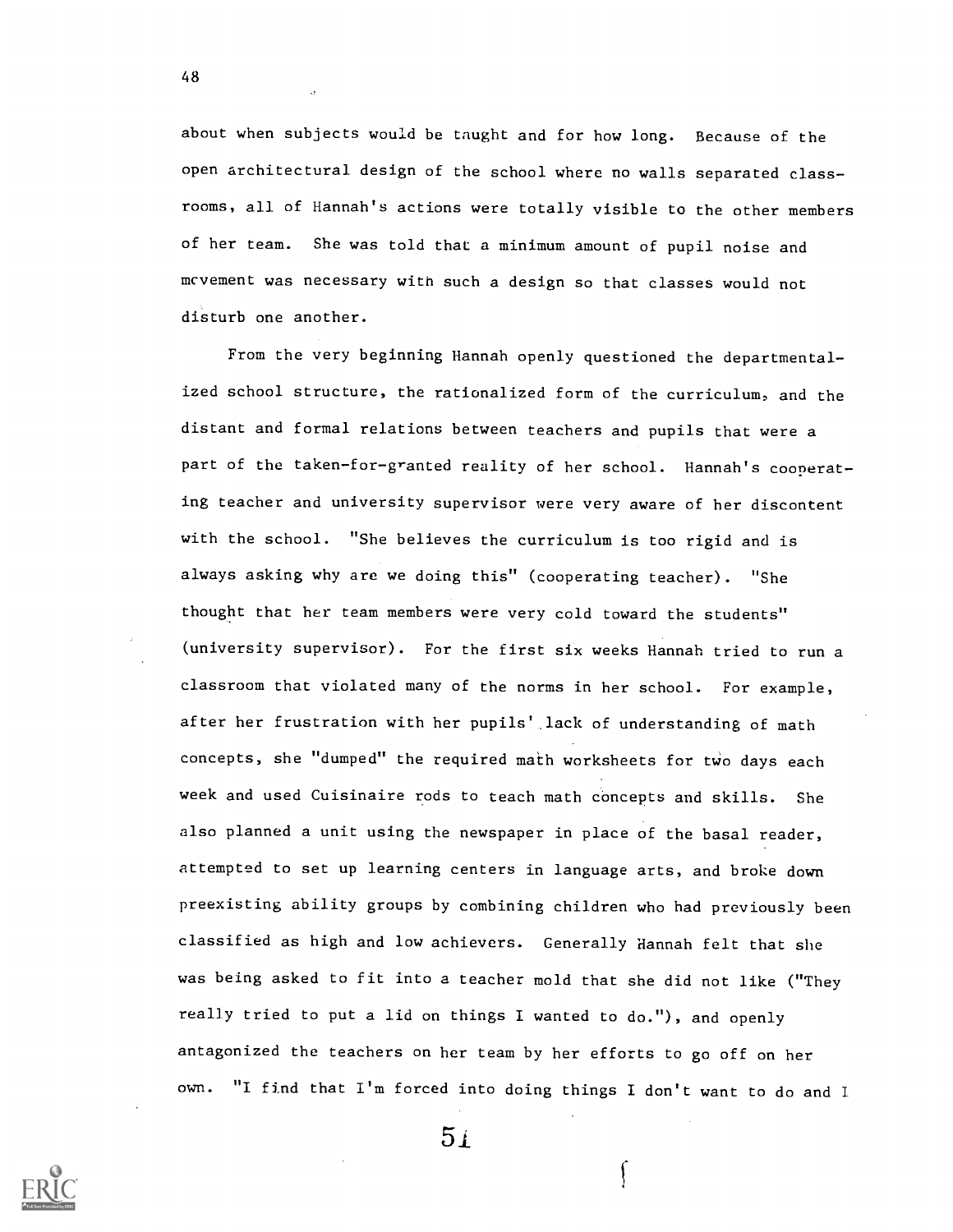about when subjects would be taught and for how long. Because of the open architectural design of the school where no walls separated classrooms, all of Hannah's actions were totally visible to the other members of her team. She was told that a minimum amount of pupil noise and movement was necessary with such a design so that classes would not disturb one another.

From the very beginning Hannah openly questioned the departmentalized school structure, the rationalized form of the curriculum, and the distant and formal relations between teachers and pupils that were a part of the taken-for-granted reality of her school. Hannah's cooperating teacher and university supervisor were very aware of her discontent with the school. "She believes the curriculum is too rigid and is always asking why are we doing this" (cooperating teacher). "She thought that her team members were very cold toward the students" (university supervisor). For the first six weeks Hannah tried to run a classroom that violated many of the norms in her school. For example, after her frustration with her pupils' lack of understanding of math concepts, she "dumped" the required math worksheets for two days each week and used Cuisinaire rods to teach math concepts and skills. She also planned a unit using the newspaper in place of the basal reader, attempted to set up learning centers in language arts, and broke down preexisting ability groups by combining children who had previously been classified as high and low achievers. Generally Hannah felt that she was being asked to fit into a teacher mold that she did not like ("They really tried to put a lid on things I wanted to do."), and openly antagonized the teachers on her team by her efforts to go off on her own. "I find that I'm forced into doing things I don't want to do and I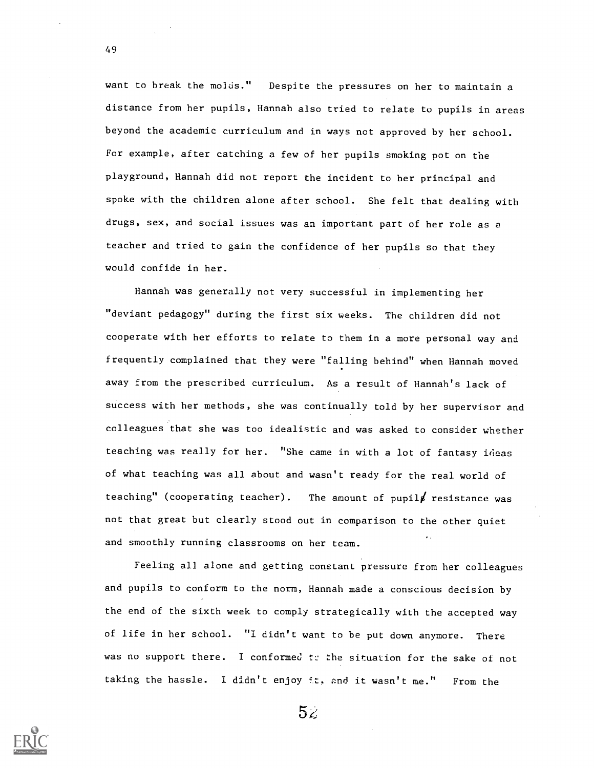want to break the molds." Despite the pressures on her to maintain a distance from her pupils, Hannah also tried to relate to pupils in areas beyond the academic curriculum and in ways not approved by her school. For example, after catching a few of her pupils smoking pot on the playground, Hannah did not report the incident to her principal and spoke with the children alone after school. She felt that dealing with drugs, sex, and social issues was an important part of her role as a teacher and tried to gain the confidence of her pupils so that they would confide in her.

Hannah was generally not very successful in implementing her "deviant pedagogy" during the first six weeks. The children did not cooperate with her efforts to relate to them in a more personal way and frequently complained that they were "falling behind" when Hannah moved away from the prescribed curriculum. As a result of Hannah's lack of success with her methods, she was continually told by her supervisor and colleagues that she was too idealistic and was asked to consider whether teaching was really for her. "She came in with a lot of fantasy ideas of what teaching was all about and wasn't ready for the real world of teaching" (cooperating teacher). The amount of pupil resistance was not that great but clearly stood out in comparison to the other quiet and smoothly running classrooms on her team.

Feeling all alone and getting constant pressure from her colleagues and pupils to conform to the norm, Hannah made a conscious decision by the end of the sixth week to comply strategically with the accepted way of life in her school. "I didn't want to be put down anymore. There was no support there. I conformed to the situation for the sake of not taking the hassle. I didn't enjoy it, and it wasn't me." From the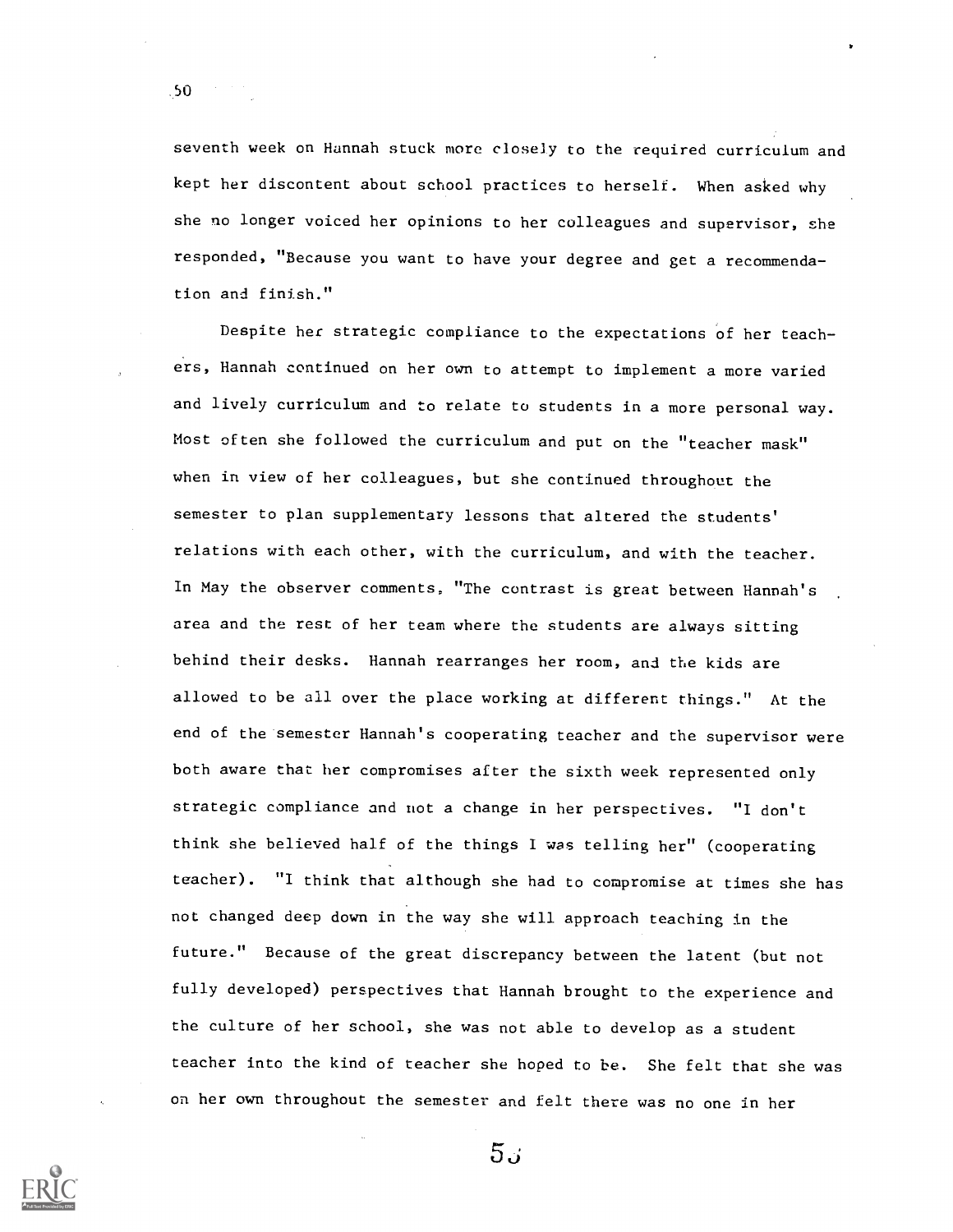seventh week on Hannah stuck more closely to the required curriculum and kept her discontent about school practices to herself. When asked why she no longer voiced her opinions to her colleagues and supervisor, she responded, "Because you want to have your degree and get a recommendation and finish."

Despite her strategic compliance to the expectations of her teachers, Hannah continued on her own to attempt to implement a more varied and lively curriculum and to relate to students in a more personal way. Most often she followed the curriculum and put on the "teacher mask" when in view of her colleagues, but she continued throughout the semester to plan supplementary lessons that altered the students' relations with each other, with the curriculum, and with the teacher. In May the observer comments, "The contrast is great between Hannah's area and the rest of her team where the students are always sitting behind their desks. Hannah rearranges her room, and the kids are allowed to be all over the place working at different things." At the end of the semester Hannah's cooperating teacher and the supervisor were both aware that her compromises after the sixth week represented only strategic compliance and not a change in her perspectives. "I don't think she believed half of the things I was telling her" (cooperating teacher). "I think that although she had to compromise at times she has not changed deep down in the way she will approach teaching in the future." Because of the great discrepancy between the latent (but not fully developed) perspectives that Hannah brought to the experience and the culture of her school, she was not able to develop as a student teacher into the kind of teacher she hoped to be. She felt that she was on her own throughout the semester and felt there was no one in her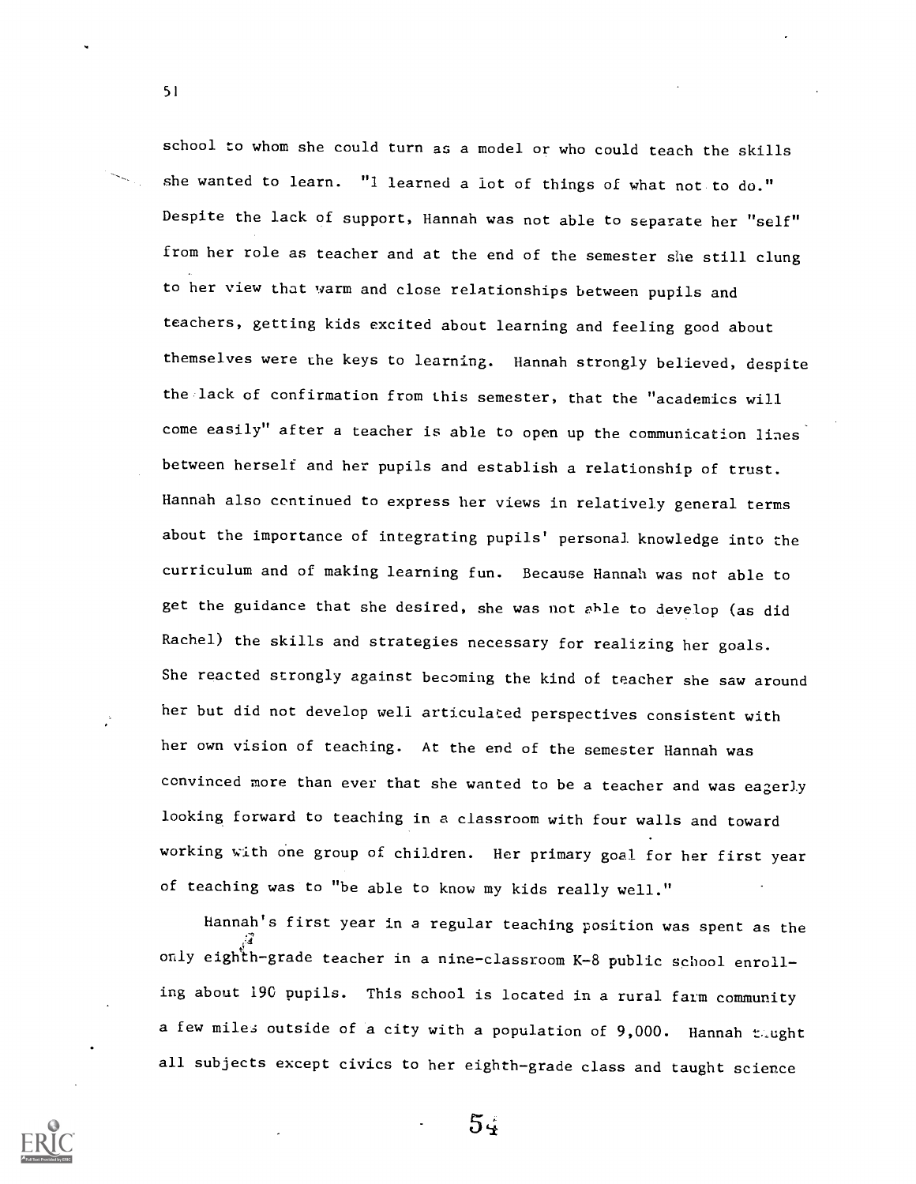school to whom she could turn as a model or who could teach the skills she wanted to learn. "I learned a lot of things of what not to do." Despite the lack of support, Hannah was not able to separate her "self" from her role as teacher and at the end of the semester she still clung to her view that warm and close relationships between pupils and teachers, getting kids excited about learning and feeling good about themselves were the keys to learning. Hannah strongly believed, despite the lack of confirmation from this semester, that the "academics will come easily" after a teacher is able to open up the communication lines between herself and her pupils and establish a relationship of trust. Hannah also continued to express her views in relatively general terms about the importance of integrating pupils' personal knowledge into the curriculum and of making learning fun. Because Hannah was not able to get the guidance that she desired, she was not able to develop (as did Rachel) the skills and strategies necessary for realizing her goals. She reacted strongly against becoming the kind of teacher she saw around her but did not develop well articulated perspectives consistent with her own vision of teaching. At the end of the semester Hannah was convinced more than ever that she wanted to be a teacher and was eagerly looking forward to teaching in a classroom with four walls and toward working with one group of children. Her primary goal for her first year of teaching was to "be able to know my kids really well."

Hannah's first year in a regular teaching position was spent as the only eighth-grade teacher in a nine-classroom K-8 public school enrolling about 190 pupils. This school is located in a rural farm community a few miles outside of a city with a population of 9,000. Hannah taught all subjects except civics to her eighth-grade class and taught science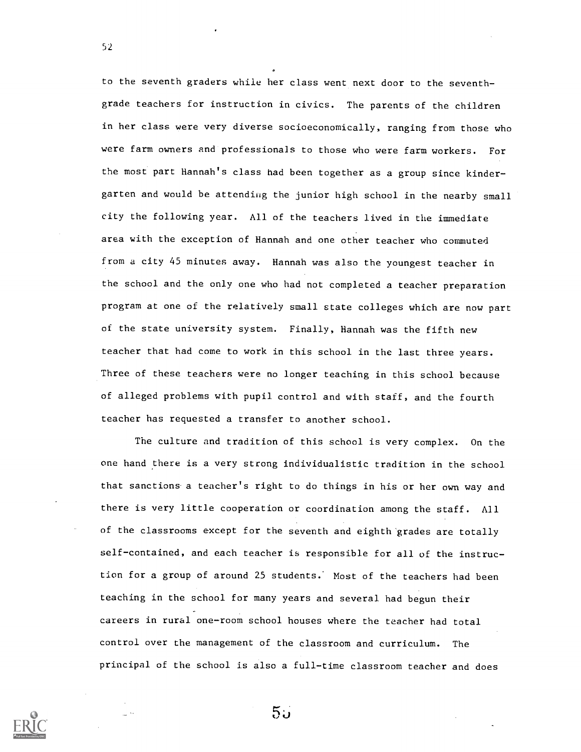to the seventh graders while her class went next door to the seventh-grade teachers for instruction in civics. The parents of the children in her class were very diverse socioeconomically, ranging from those who were farm owners and professionals to those who were farm workers. For the most part Hannah's class had been together as a group since kindergarten and would be attending the junior high school in the nearby small city the following year. All of the teachers lived in the immediate area with the exception of Hannah and one other teacher who commuted from a city 45 minutes away. Hannah was also the youngest teacher in the school and the only one who had not completed a teacher preparation program at one of the relatively small state colleges which are now part of the state university system. Finally, Hannah was the fifth new teacher that had come to work in this school in the last three years. Three of these teachers were no longer teaching in this school because of alleged problems with pupil control and with staff, and the fourth teacher has requested a transfer to another school.

The culture and tradition of this school is very complex. On the one hand there is a very strong individualistic tradition in the school that sanctions a teacher's right to do things in his or her own way and there is very little cooperation or coordination among the staff. All of the classrooms except for the seventh and eighth grades are totally self-contained, and each teacher is responsible for all of the instruction for a group of around 25 students. Most of the teachers had been teaching in the school for many years and several had begun their careers in rural one-room school houses where the teacher had total control over the management of the classroom and curriculum. The principal of the school is also a full-time classroom teacher and does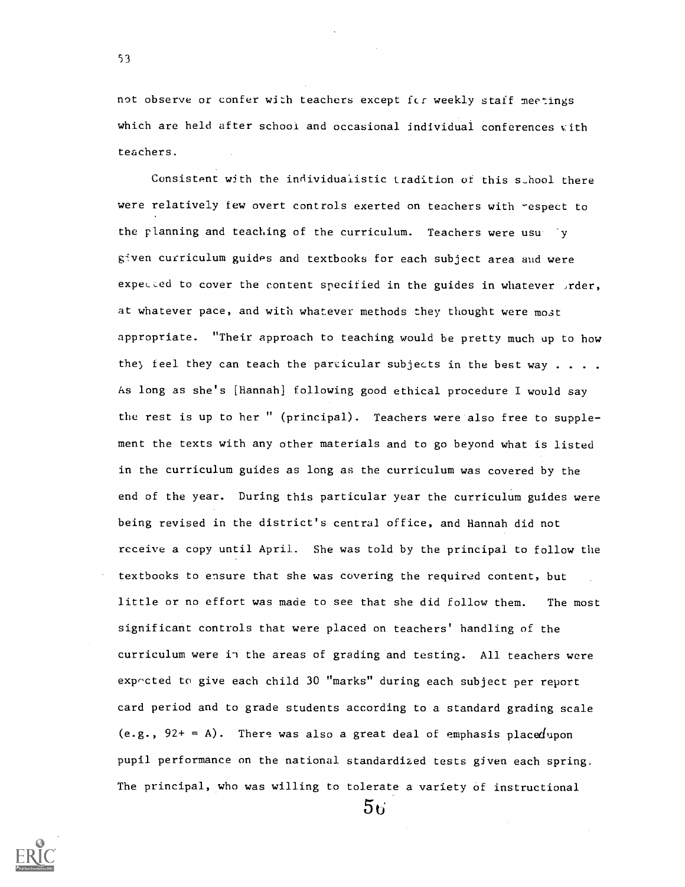not observe or confer with teachers except for weekly staff meetings which are held after school and occasional individual conferences with teachers.

Consistent with the individualistic tradition of this school there were relatively few overt controls exerted on teachers with respect to the planning and teaching of the curriculum. Teachers were usually given curriculum guides and textbooks for each subject area and were expected to cover the content specified in the guides in whatever order, at whatever pace, and with whatever methods they thought were most appropriate. "Their approach to teaching would be pretty much up to how they feel they can teach the particular subjects in the best way . . . . As long as she's [Hannah] following good ethical procedure I would say the rest is up to her " (principal). Teachers were also free to supplement the texts with any other materials and to go beyond what is listed in the curriculum guides as long as the curriculum was covered by the end of the year. During this particular year the curriculum guides were being revised in the district's central office, and Hannah did not receive a copy until April. She was told by the principal to follow the textbooks to ensure that she was covering the required content, but little or no effort was made to see that she did follow them. The most significant controls that were placed on teachers' handling of the curriculum were in the areas of grading and testing. All teachers were expected to give each child 30 "marks" during each subject per report card period and to grade students according to a standard grading scale (e.g., 92+ = A). There was also a great deal of emphasis placed upon pupil performance on the national standardized tests given each spring. The principal, who was willing to tolerate a variety of instructional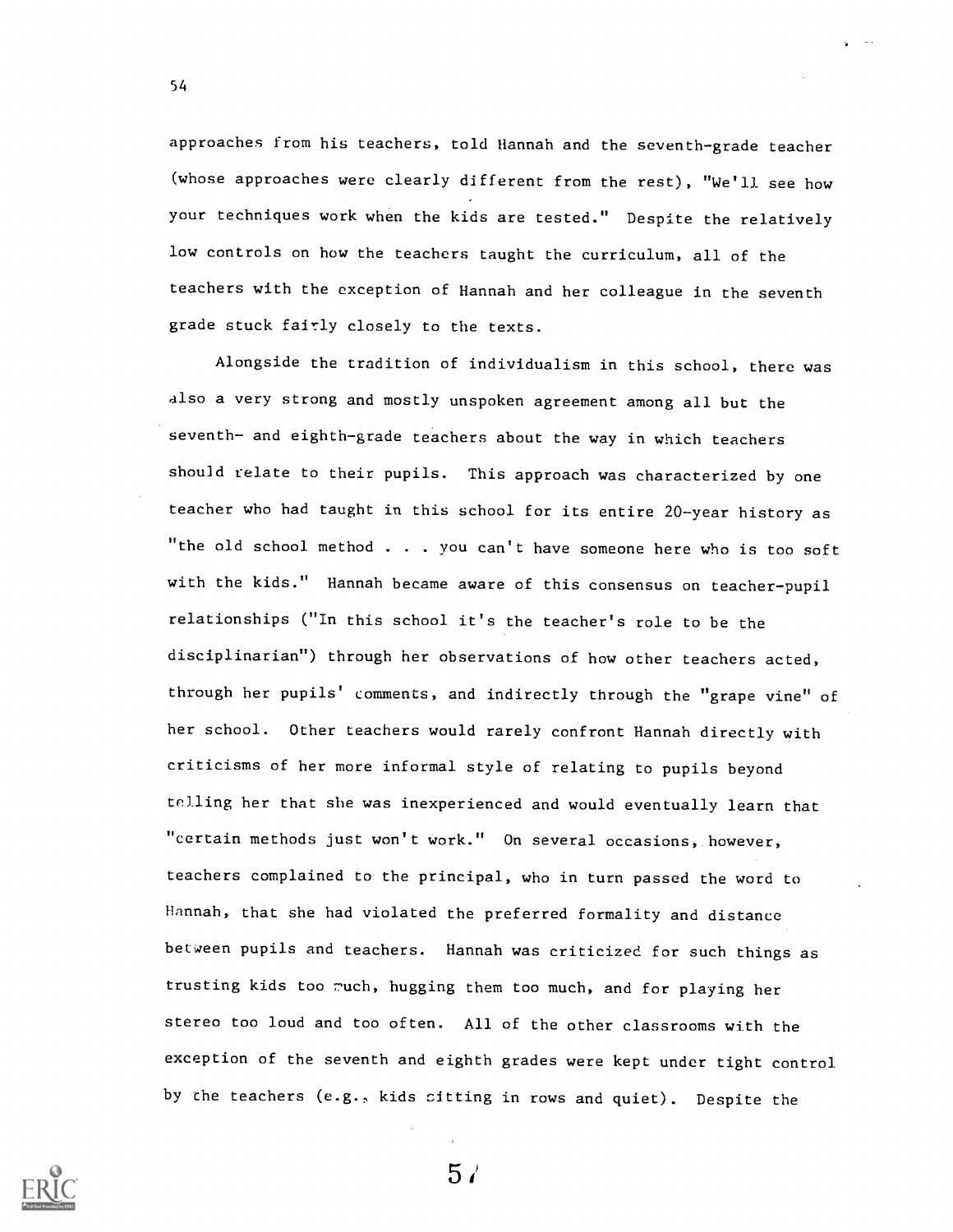approaches from his teachers, told Hannah and the seventh-grade teacher (whose approaches were clearly different from the rest), "We'll see how your techniques work when the kids are tested." Despite the relatively low controls on how the teachers taught the curriculum, all of the teachers with the exception of Hannah and her colleague in the seventh grade stuck fairly closely to the texts.

Alongside the tradition of individualism in this school, there was also a very strong and mostly unspoken agreement among all but the seventh- and eighth-grade teachers about the way in which teachers should relate to their pupils. This approach was characterized by one teacher who had taught in this school for its entire 20-year history as "the old school method . . . you can't have someone here who is too soft with the kids." Hannah became aware of this consensus on teacher-pupil relationships ("In this school it's the teacher's role to be the disciplinarian") through her observations of how other teachers acted, through her pupils' comments, and indirectly through the "grape vine" of her school. Other teachers would rarely confront Hannah directly with criticisms of her more informal style of relating to pupils beyond telling her that she was inexperienced and would eventually learn that "certain methods just won't work." On several occasions, however, teachers complained to the principal, who in turn passed the word to Hannah, that she had violated the preferred formality and distance between pupils and teachers. Hannah was criticized for such things as trusting kids too much, hugging them too much, and for playing her stereo too loud and too often. All of the other classrooms with the exception of the seventh and eighth grades were kept under tight control by the teachers (e.g., kids sitting in rows and quiet). Despite the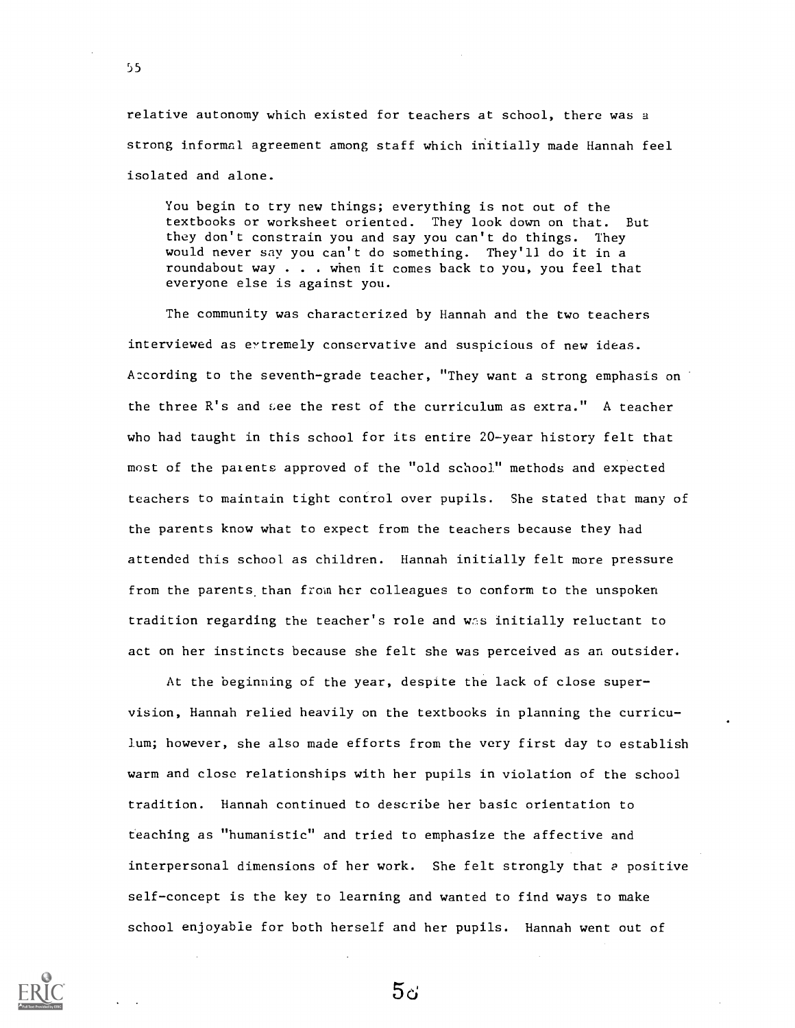relative autonomy which existed for teachers at school, there was a strong informal agreement among staff which initially made Hannah feel isolated and alone.

> You begin to try new things; everything is not out of the textbooks or worksheet oriented. They look down on that. But they don't constrain you and say you can't do things. They would never say you can't do something. They'll do it in a roundabout way . . . when it comes back to you, you feel that everyone else is against you.

The community was characterized by Hannah and the two teachers interviewed as extremely conservative and suspicious of new ideas. According to the seventh-grade teacher, "They want a strong emphasis on the three R's and see the rest of the curriculum as extra." A teacher who had taught in this school for its entire 20-year history felt that most of the parents approved of the "old school" methods and expected teachers to maintain tight control over pupils. She stated that many of the parents know what to expect from the teachers because they had attended this school as children. Hannah initially felt more pressure from the parents than from her colleagues to conform to the unspoken tradition regarding the teacher's role and was initially reluctant to act on her instincts because she felt she was perceived as an outsider.

At the beginning of the year, despite the lack of close supervision, Hannah relied heavily on the textbooks in planning the curriculum; however, she also made efforts from the very first day to establish warm and close relationships with her pupils in violation of the school tradition. Hannah continued to describe her basic orientation to teaching as "humanistic" and tried to emphasize the affective and interpersonal dimensions of her work. She felt strongly that a positive self-concept is the key to learning and wanted to find ways to make school enjoyable for both herself and her pupils. Hannah went out of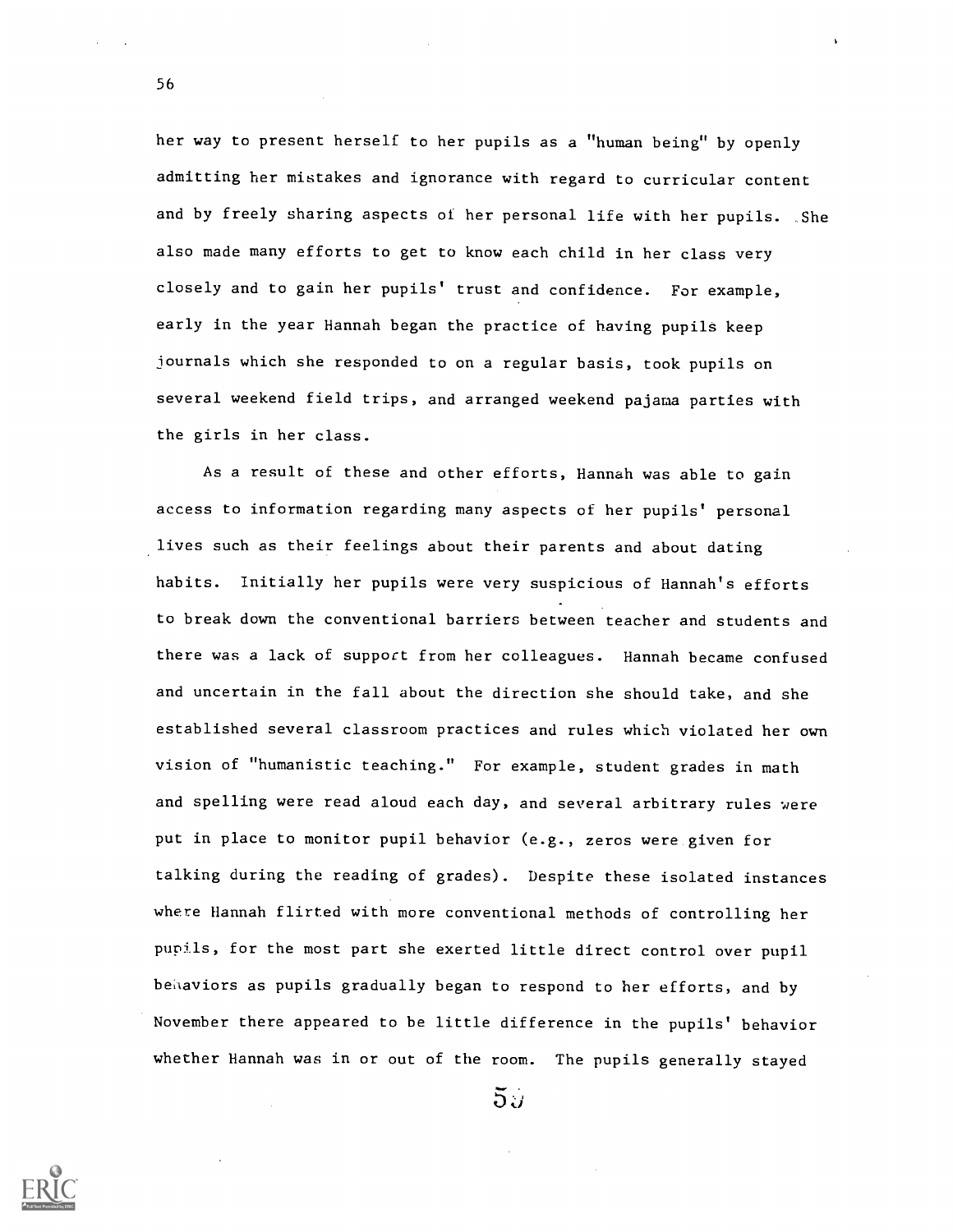her way to present herself to her pupils as a "human being" by openly admitting her mistakes and ignorance with regard to curricular content and by freely sharing aspects of her personal life with her pupils. She also made many efforts to get to know each child in her class very closely and to gain her pupils' trust and confidence. For example, early in the year Hannah began the practice of having pupils keep journals which she responded to on a regular basis, took pupils on several weekend field trips, and arranged weekend pajama parties with the girls in her class.

As a result of these and other efforts, Hannah was able to gain access to information regarding many aspects of her pupils' personal lives such as their feelings about their parents and about dating habits. Initially her pupils were very suspicious of Hannah's efforts to break down the conventional barriers between teacher and students and there was a lack of support from her colleagues. Hannah became confused and uncertain in the fall about the direction she should take, and she established several classroom practices and rules which violated her own vision of "humanistic teaching." For example, student grades in math and spelling were read aloud each day, and several arbitrary rules were put in place to monitor pupil behavior (e.g., zeros were given for talking during the reading of grades). Despite these isolated instances where Hannah flirted with more conventional methods of controlling her pupils, for the most part she exerted little direct control over pupil behaviors as pupils gradually began to respond to her efforts, and by November there appeared to be little difference in the pupils' behavior whether Hannah was in or out of the room. The pupils generally stayed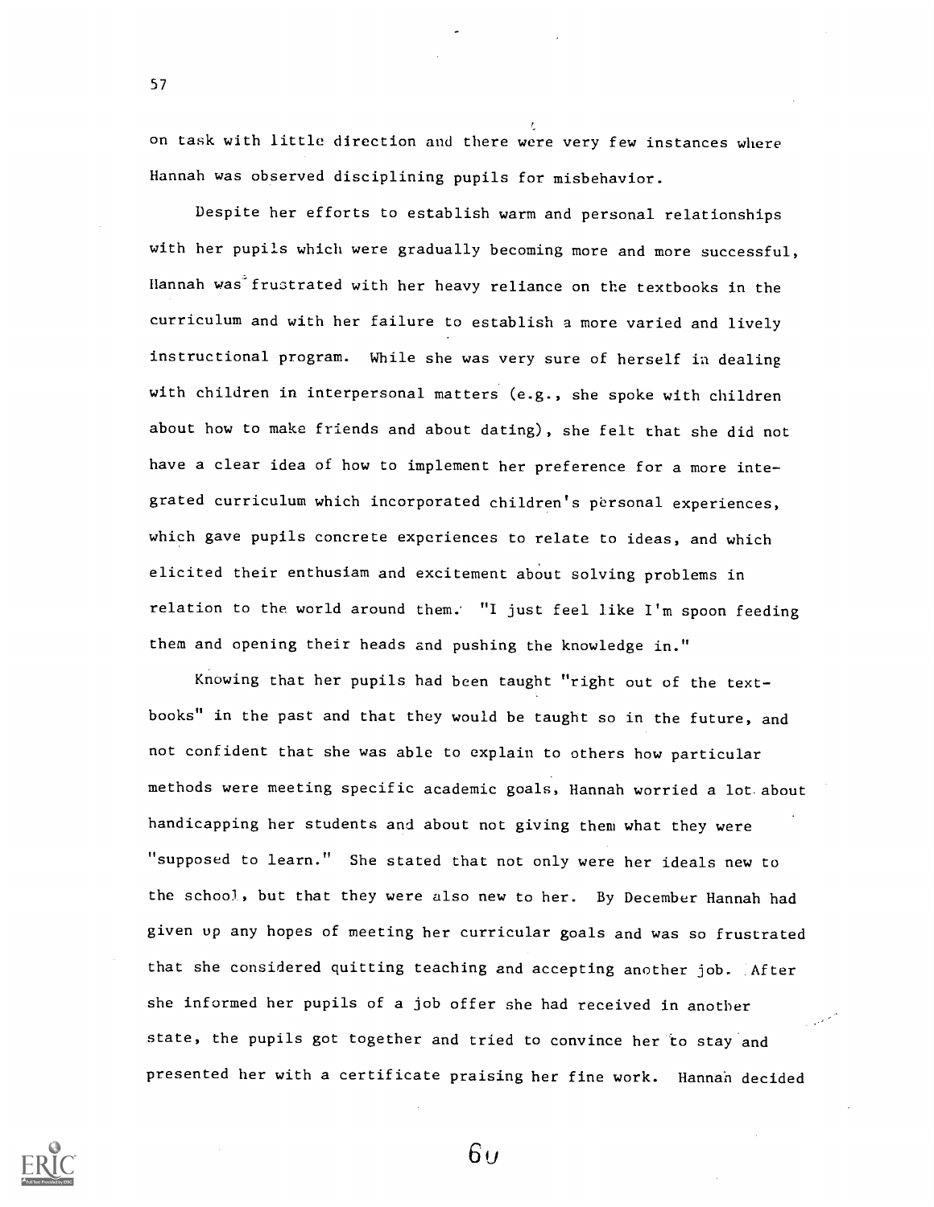on task with little direction and there were very few instances where Hannah was observed disciplining pupils for misbehavior.

Despite her efforts to establish warm and personal relationships with her pupils which were gradually becoming more and more successful, Hannah was frustrated with her heavy reliance on the textbooks in the curriculum and with her failure to establish a more varied and lively instructional program. While she was very sure of herself in dealing with children in interpersonal matters (e.g., she spoke with children about how to make friends and about dating), she felt that she did not have a clear idea of how to implement her preference for a more integrated curriculum which incorporated children's personal experiences, which gave pupils concrete experiences to relate to ideas, and which elicited their enthusiam and excitement about solving problems in relation to the world around them. "I just feel like I'm spoon feeding them and opening their heads and pushing the knowledge in."

Knowing that her pupils had been taught "right out of the textbooks" in the past and that they would be taught so in the future, and not confident that she was able to explain to others how particular methods were meeting specific academic goals, Hannah worried a lot about handicapping her students and about not giving them what they were "supposed to learn." She stated that not only were her ideals new to the school, but that they were also new to her. By December Hannah had given up any hopes of meeting her curricular goals and was so frustrated that she considered quitting teaching and accepting another job. After she informed her pupils of a job offer she had received in another state, the pupils got together and tried to convince her to stay and presented her with a certificate praising her fine work. Hannah decided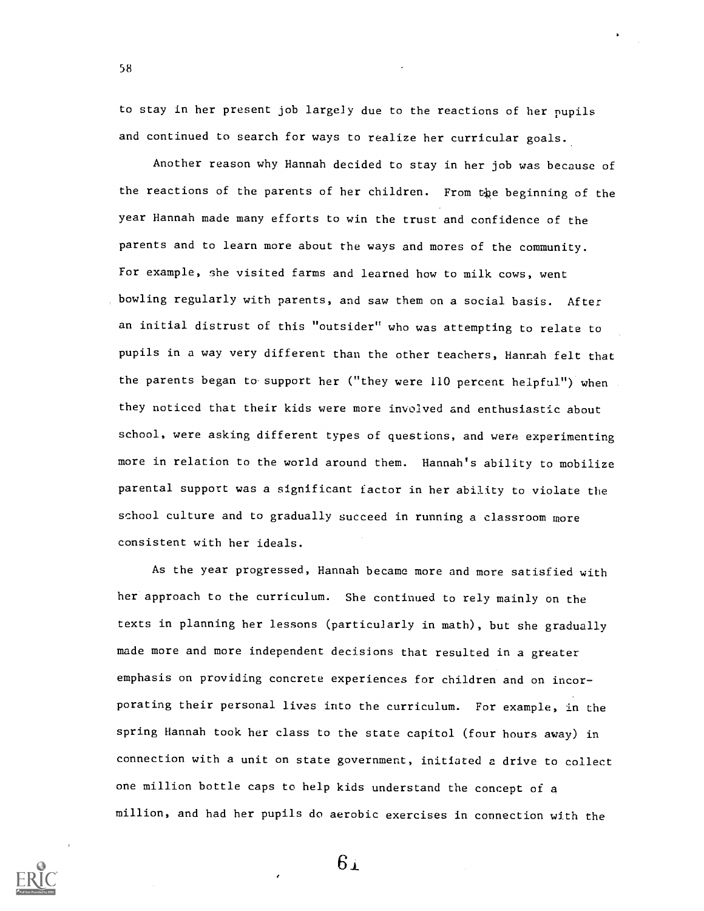to stay in her present job largely due to the reactions of her pupils and continued to search for ways to realize her curricular goals.

Another reason why Hannah decided to stay in her job was because of the reactions of the parents of her children. From the beginning of the year Hannah made many efforts to win the trust and confidence of the parents and to learn more about the ways and mores of the community. For example, she visited farms and learned how to milk cows, went bowling regularly with parents, and saw them on a social basis. After an initial distrust of this "outsider" who was attempting to relate to pupils in a way very different than the other teachers, Hannah felt that the parents began to support her ("they were 110 percent helpful") when they noticed that their kids were more involved and enthusiastic about school, were asking different types of questions, and were experimenting more in relation to the world around them. Hannah's ability to mobilize parental support was a significant factor in her ability to violate the school culture and to gradually succeed in running a classroom more consistent with her ideals.

As the year progressed, Hannah became more and more satisfied with her approach to the curriculum. She continued to rely mainly on the texts in planning her lessons (particularly in math), but she gradually made more and more independent decisions that resulted in a greater emphasis on providing concrete experiences for children and on incorporating their personal lives into the curriculum. For example, in the spring Hannah took her class to the state capitol (four hours away) in connection with a unit on state government, initiated a drive to collect one million bottle caps to help kids understand the concept of a million, and had her pupils do aerobic exercises in connection with the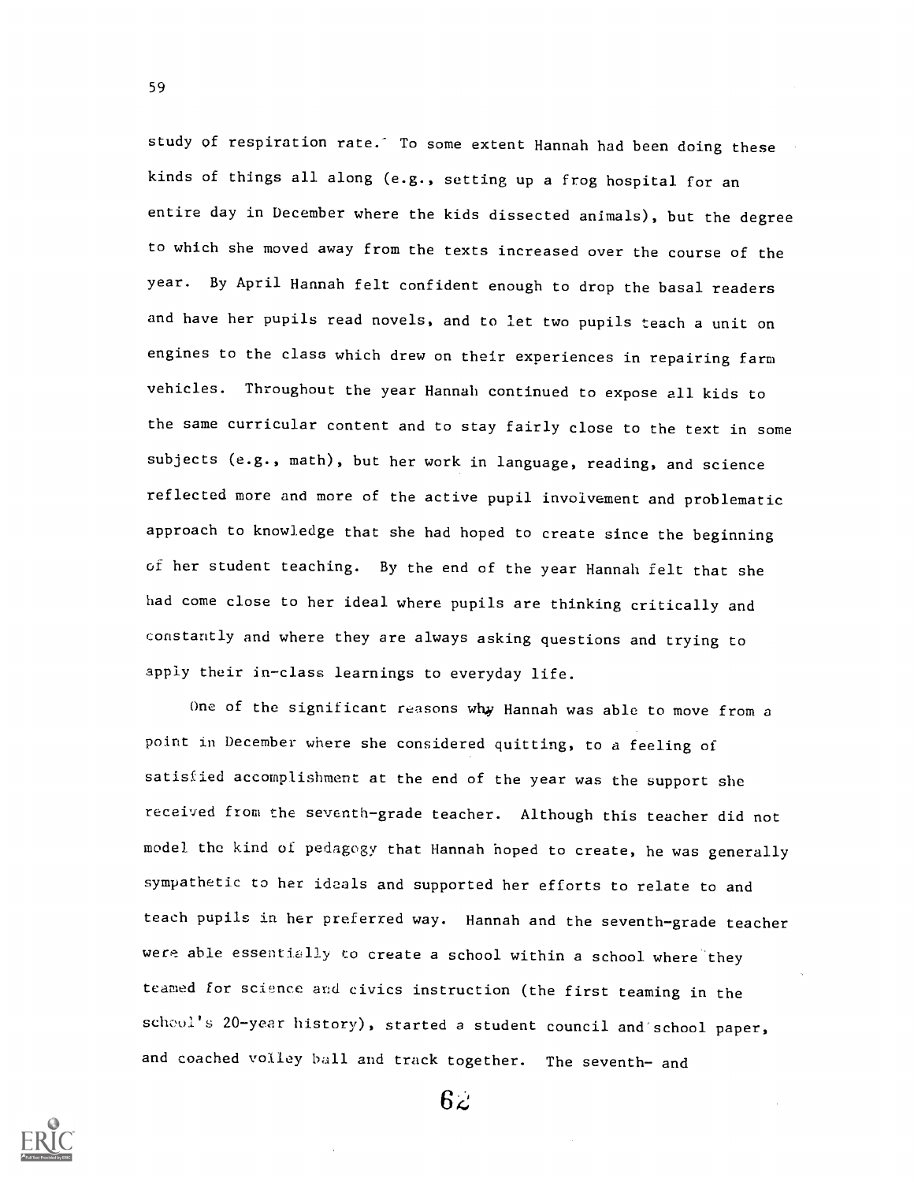study of respiration rate. To some extent Hannah had been doing these kinds of things all along (e.g., setting up a frog hospital for an entire day in December where the kids dissected animals), but the degree to which she moved away from the texts increased over the course of the year. By April Hannah felt confident enough to drop the basal readers and have her pupils read novels, and to let two pupils teach a unit on engines to the class which drew on their experiences in repairing farm vehicles. Throughout the year Hannah continued to expose all kids to the same curricular content and to stay fairly close to the text in some subjects (e.g., math), but her work in language, reading, and science reflected more and more of the active pupil involvement and problematic approach to knowledge that she had hoped to create since the beginning of her student teaching. By the end of the year Hannah felt that she had come close to her ideal where pupils are thinking critically and constantly and where they are always asking questions and trying to apply their in-class learnings to everyday life.

One of the significant reasons why Hannah was able to move from a point in December where she considered quitting, to a feeling of satisfied accomplishment at the end of the year was the support she received from the seventh-grade teacher. Although this teacher did not model the kind of pedagogy that Hannah hoped to create, he was generally sympathetic to her ideals and supported her efforts to relate to and teach pupils in her preferred way. Hannah and the seventh-grade teacher were able essentially to create a school within a school where they teamed for science and civics instruction (the first teaming in the school's 20-year history), started a student council and school paper, and coached volley ball and track together. The seventh- and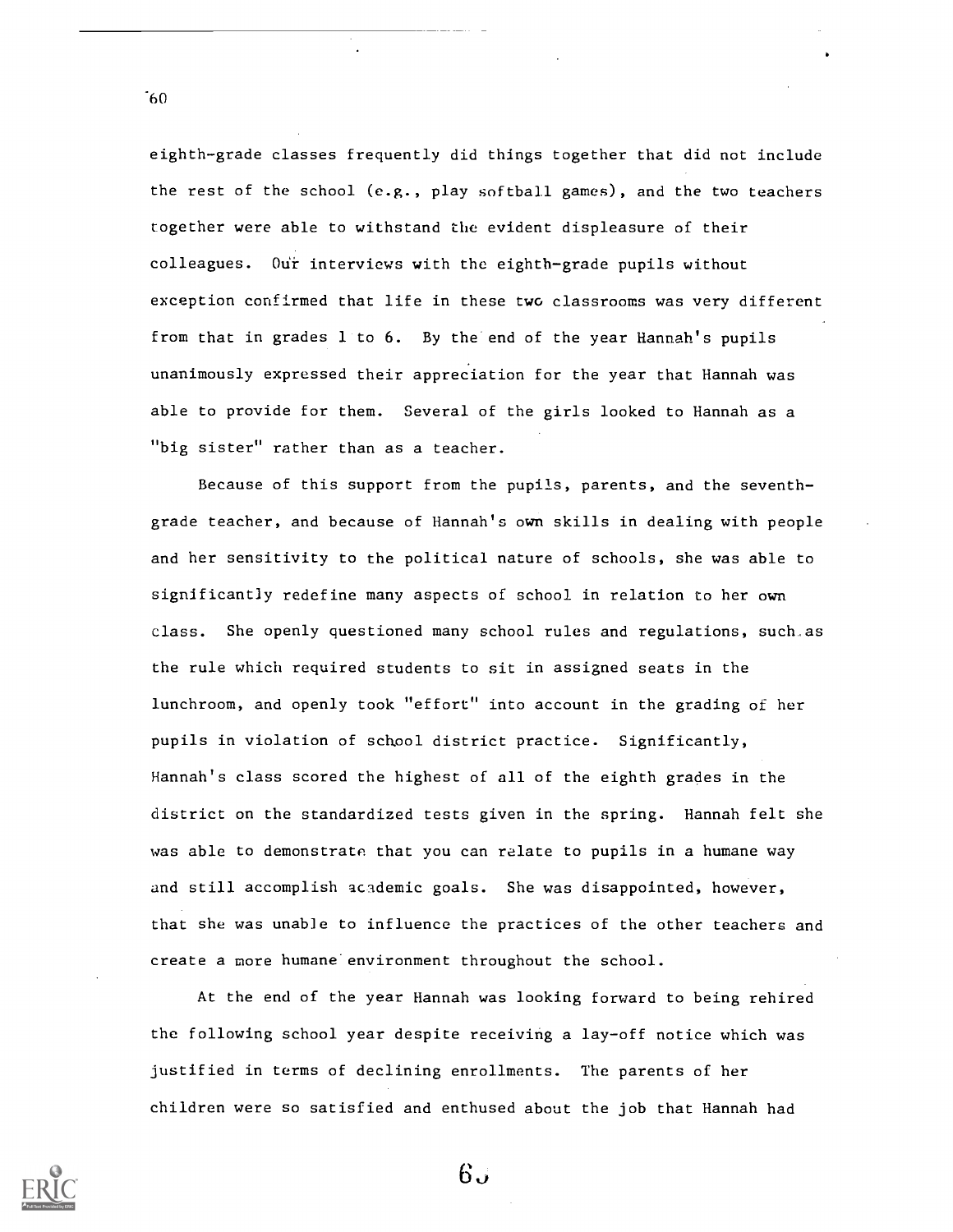eighth-grade classes frequently did things together that did not include the rest of the school (e.g., play softball games), and the two teachers together were able to withstand the evident displeasure of their colleagues. Our interviews with the eighth-grade pupils without exception confirmed that life in these two classrooms was very different from that in grades 1 to 6. By the end of the year Hannah's pupils unanimously expressed their appreciation for the year that Hannah was able to provide for them. Several of the girls looked to Hannah as a "big sister" rather than as a teacher.

Because of this support from the pupils, parents, and the seventh-grade teacher, and because of Hannah's own skills in dealing with people and her sensitivity to the political nature of schools, she was able to significantly redefine many aspects of school in relation to her own class. She openly questioned many school rules and regulations, such as the rule which required students to sit in assigned seats in the lunchroom, and openly took "effort" into account in the grading of her pupils in violation of school district practice. Significantly, Hannah's class scored the highest of all of the eighth grades in the district on the standardized tests given in the spring. Hannah felt she was able to demonstrate that you can relate to pupils in a humane way and still accomplish academic goals. She was disappointed, however, that she was unable to influence the practices of the other teachers and create a more humane environment throughout the school.

At the end of the year Hannah was looking forward to being rehired the following school year despite receiving a lay-off notice which was justified in terms of declining enrollments. The parents of her children were so satisfied and enthused about the job that Hannah had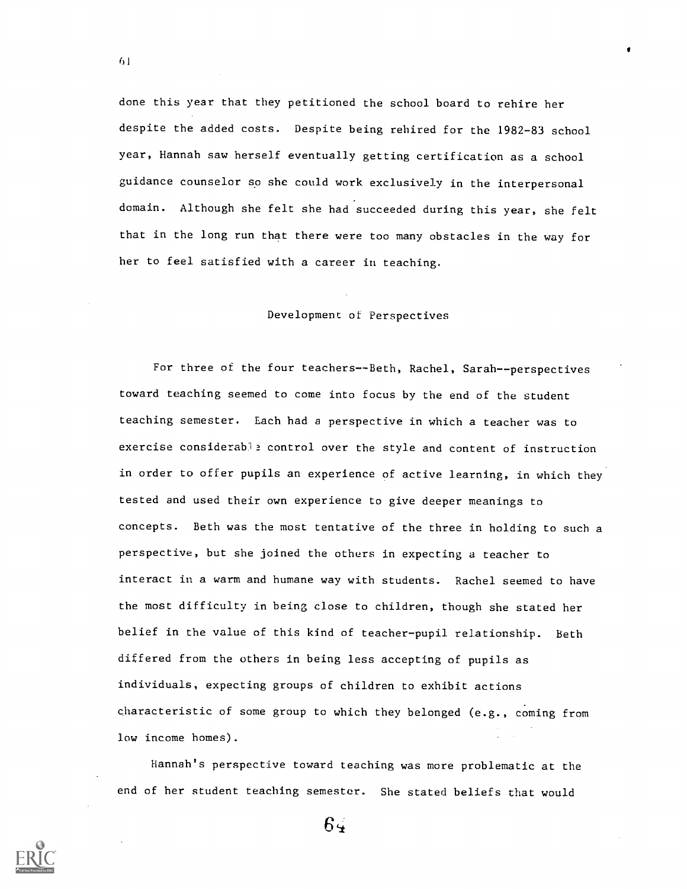done this year that they petitioned the school board to rehire her despite the added costs. Despite being rehired for the 1982-83 school year, Hannah saw herself eventually getting certification as a school guidance counselor so she could work exclusively in the interpersonal domain. Although she felt she had succeeded during this year, she felt that in the long run that there were too many obstacles in the way for her to feel satisfied with a career in teaching.

## Development of Perspectives

For three of the four teachers--Beth, Rachel, Sarah--perspectives toward teaching seemed to come into focus by the end of the student teaching semester. Each had a perspective in which a teacher was to exercise considerable control over the style and content of instruction in order to offer pupils an experience of active learning, in which they tested and used their own experience to give deeper meanings to concepts. Beth was the most tentative of the three in holding to such a perspective, but she joined the others in expecting a teacher to interact in a warm and humane way with students. Rachel seemed to have the most difficulty in being close to children, though she stated her belief in the value of this kind of teacher-pupil relationship. Beth differed from the others in being less accepting of pupils as individuals, expecting groups of children to exhibit actions characteristic of some group to which they belonged (e.g., coming from low income homes).

Hannah's perspective toward teaching was more problematic at the end of her student teaching semester. She stated beliefs that would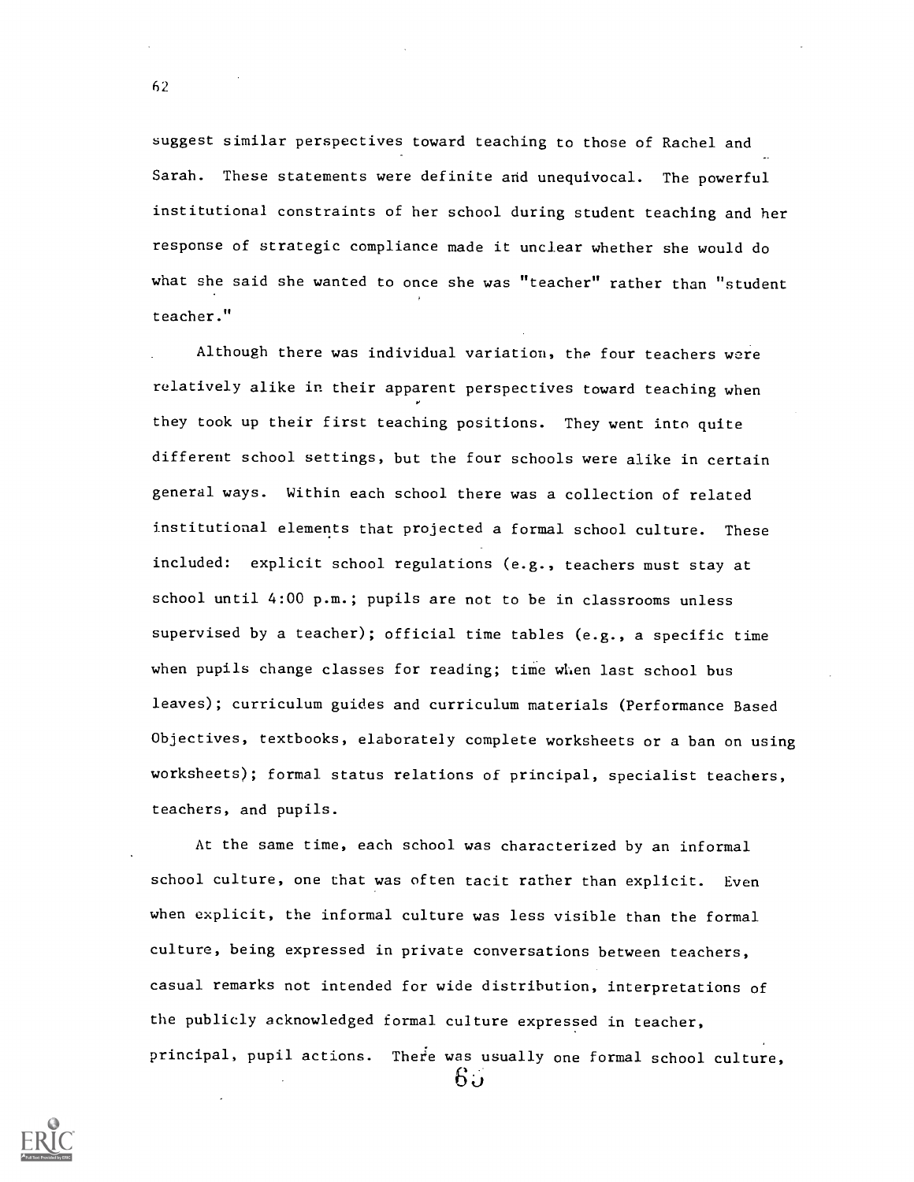suggest similar perspectives toward teaching to those of Rachel and Sarah. These statements were definite and unequivocal. The powerful institutional constraints of her school during student teaching and her response of strategic compliance made it unclear whether she would do what she said she wanted to once she was "teacher" rather than "student teacher."

Although there was individual variation, the four teachers were relatively alike in their apparent perspectives toward teaching when they took up their first teaching positions. They went into quite different school settings, but the four schools were alike in certain general ways. Within each school there was a collection of related institutional elements that projected a formal school culture. These included: explicit school regulations (e.g., teachers must stay at school until 4:00 p.m.; pupils are not to be in classrooms unless supervised by a teacher); official time tables (e.g., a specific time when pupils change classes for reading; time when last school bus leaves); curriculum guides and curriculum materials (Performance Based Objectives, textbooks, elaborately complete worksheets or a ban on using worksheets); formal status relations of principal, specialist teachers, teachers, and pupils.

At the same time, each school was characterized by an informal school culture, one that was often tacit rather than explicit. Even when explicit, the informal culture was less visible than the formal culture, being expressed in private conversations between teachers, casual remarks not intended for wide distribution, interpretations of the publicly acknowledged formal culture expressed in teacher, principal, pupil actions. There was usually one formal school culture,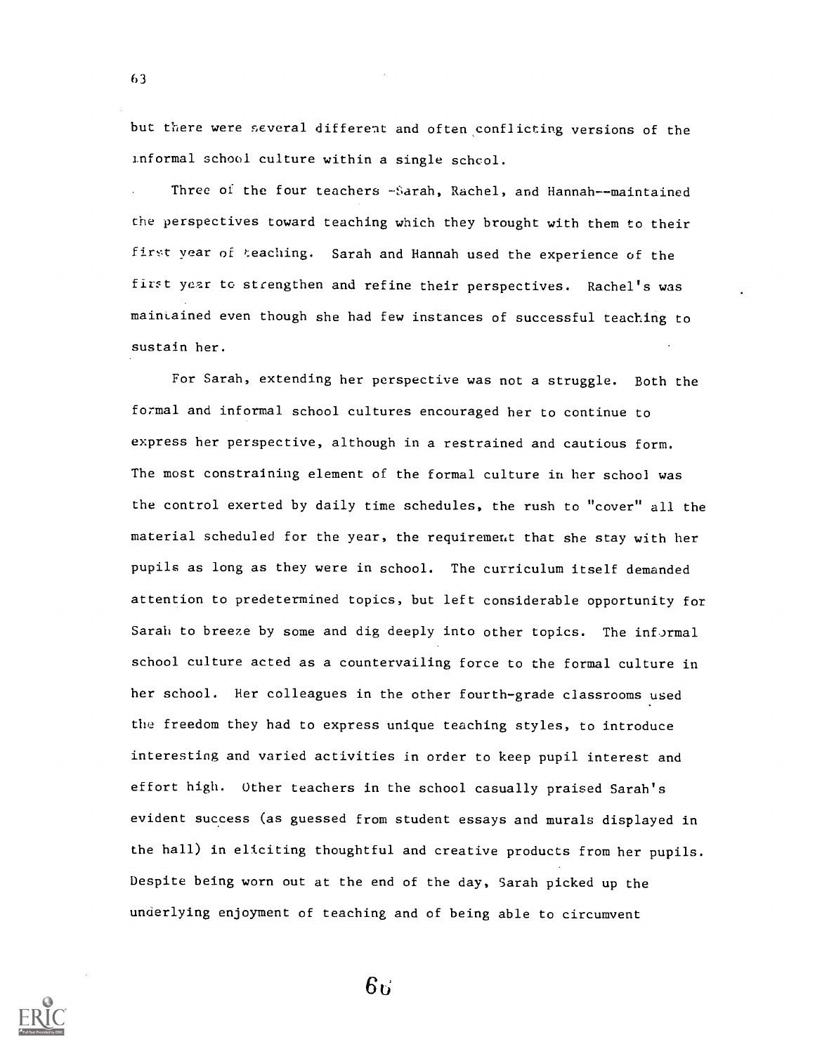but there were several different and often conflicting versions of the informal school culture within a single school.

Three of the four teachers --Sarah, Rachel, and Hannah--maintained the perspectives toward teaching which they brought with them to their first year of teaching. Sarah and Hannah used the experience of the first year to strengthen and refine their perspectives. Rachel's was maintained even though she had few instances of successful teaching to sustain her.

For Sarah, extending her perspective was not a struggle. Both the formal and informal school cultures encouraged her to continue to express her perspective, although in a restrained and cautious form. The most constraining element of the formal culture in her school was the control exerted by daily time schedules, the rush to "cover" all the material scheduled for the year, the requirement that she stay with her pupils as long as they were in school. The curriculum itself demanded attention to predetermined topics, but left considerable opportunity for Sarah to breeze by some and dig deeply into other topics. The informal school culture acted as a countervailing force to the formal culture in her school. Her colleagues in the other fourth-grade classrooms used the freedom they had to express unique teaching styles, to introduce interesting and varied activities in order to keep pupil interest and effort high. Other teachers in the school casually praised Sarah's evident success (as guessed from student essays and murals displayed in the hall) in eliciting thoughtful and creative products from her pupils. Despite being worn out at the end of the day, Sarah picked up the underlying enjoyment of teaching and of being able to circumvent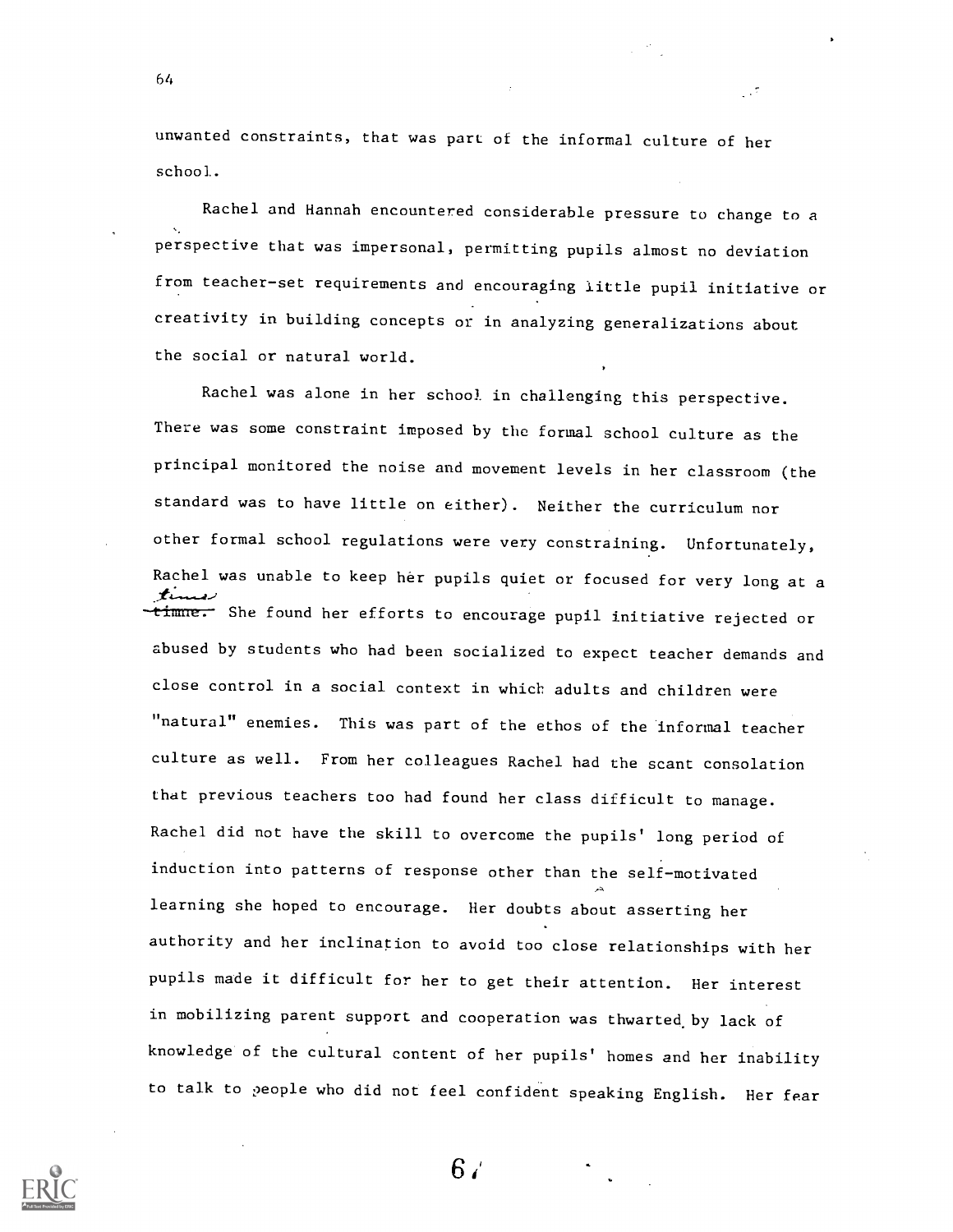unwanted constraints, that was part of the informal culture of her school.

Rachel and Hannah encountered considerable pressure to change to a perspective that was impersonal, permitting pupils almost no deviation from teacher-set requirements and encouraging little pupil initiative or creativity in building concepts or in analyzing generalizations about the social or natural world.

Rachel was alone in her school in challenging this perspective. There was some constraint imposed by the formal school culture as the principal monitored the noise and movement levels in her classroom (the standard was to have little on either). Neither the curriculum nor other formal school regulations were very constraining. Unfortunately, Rachel was unable to keep her pupils quiet or focused for very long at a time. She found her efforts to encourage pupil initiative rejected or abused by students who had been socialized to expect teacher demands and close control in a social context in which adults and children were "natural" enemies. This was part of the ethos of the informal teacher culture as well. From her colleagues Rachel had the scant consolation that previous teachers too had found her class difficult to manage. Rachel did not have the skill to overcome the pupils' long period of induction into patterns of response other than the self-motivated learning she hoped to encourage. Her doubts about asserting her authority and her inclination to avoid too close relationships with her pupils made it difficult for her to get their attention. Her interest in mobilizing parent support and cooperation was thwarted by lack of knowledge of the cultural content of her pupils' homes and her inability to talk to people who did not feel confident speaking English. Her fear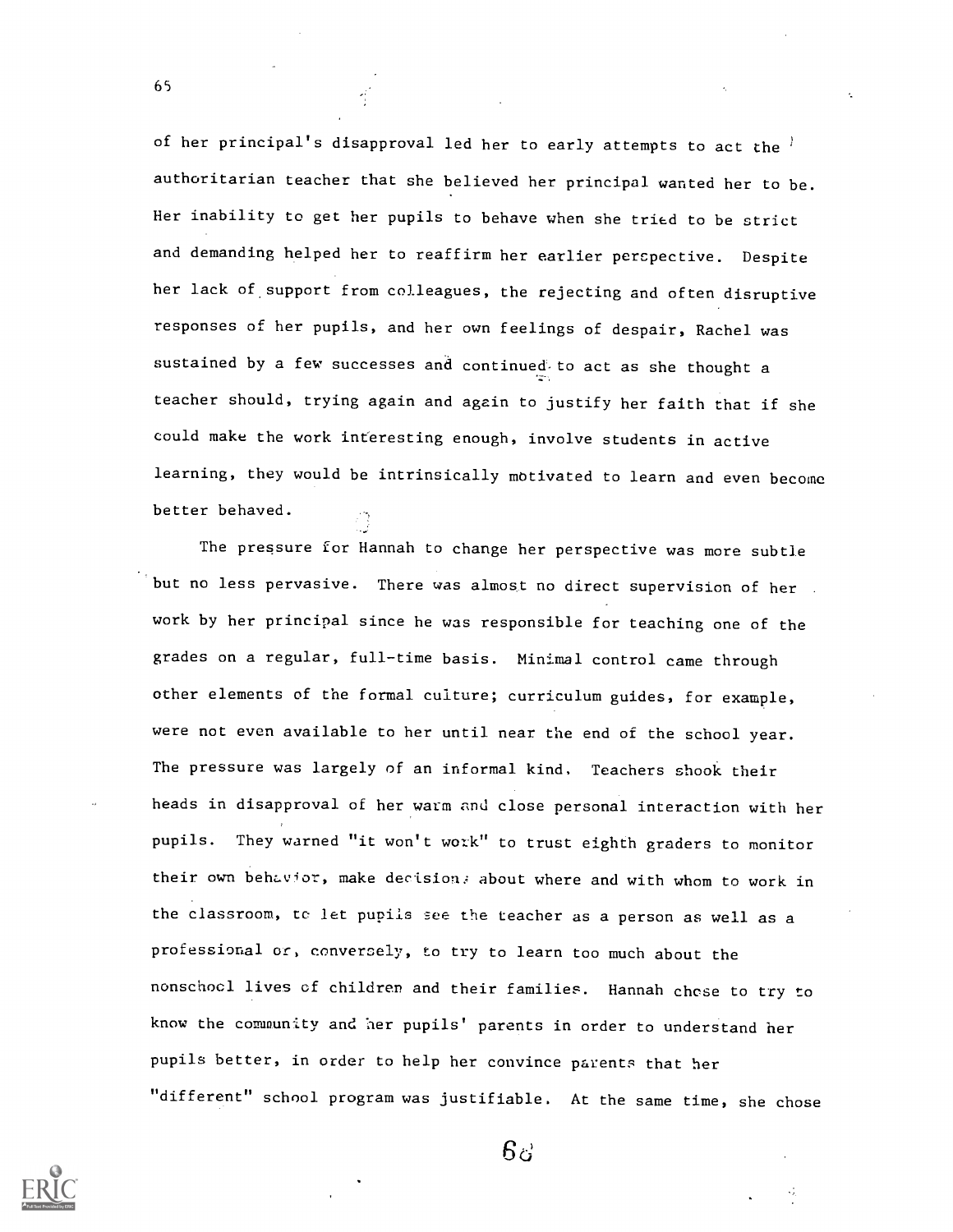of her principal's disapproval led her to early attempts to act the authoritarian teacher that she believed her principal wanted her to be. Her inability to get her pupils to behave when she tried to be strict and demanding helped her to reaffirm her earlier perspective. Despite her lack of support from colleagues, the rejecting and often disruptive responses of her pupils, and her own feelings of despair, Rachel was sustained by a few successes and continued to act as she thought a teacher should, trying again and again to justify her faith that if she could make the work interesting enough, involve students in active learning, they would be intrinsically motivated to learn and even become better behaved.

The pressure for Hannah to change her perspective was more subtle but no less pervasive. There was almost no direct supervision of her work by her principal since he was responsible for teaching one of the grades on a regular, full-time basis. Minimal control came through other elements of the formal culture; curriculum guides, for example, were not even available to her until near the end of the school year. The pressure was largely of an informal kind. Teachers shook their heads in disapproval of her warm and close personal interaction with her pupils. They warned "it won't work" to trust eighth graders to monitor their own behavior, make decisions about where and with whom to work in the classroom, to let pupils see the teacher as a person as well as a professional or, conversely, to try to learn too much about the nonschool lives of children and their families. Hannah chose to try to know the community and her pupils' parents in order to understand her pupils better, in order to help her convince parents that her "different" school program was justifiable. At the same time, she chose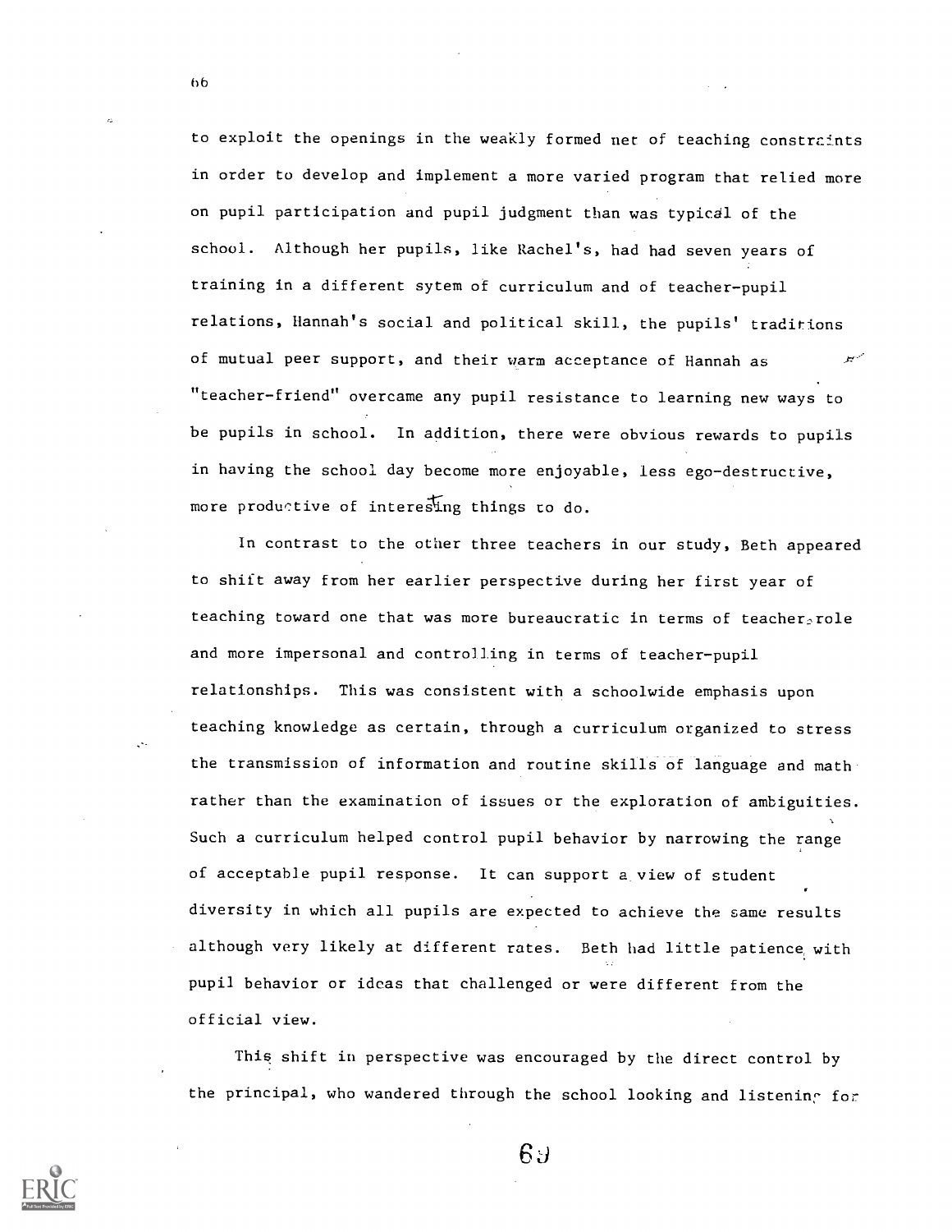to exploit the openings in the weakly formed net of teaching constraints in order to develop and implement a more varied program that relied more on pupil participation and pupil judgment than was typical of the school. Although her pupils, like Rachel's, had had seven years of training in a different sytem of curriculum and of teacher-pupil relations, Hannah's social and political skill, the pupils' traditions of mutual peer support, and their warm acceptance of Hannah as "teacher-friend" overcame any pupil resistance to learning new ways to be pupils in school. In addition, there were obvious rewards to pupils in having the school day become more enjoyable, less ego-destructive, more productive of interesting things to do.

In contrast to the other three teachers in our study, Beth appeared to shift away from her earlier perspective during her first year of teaching toward one that was more bureaucratic in terms of teacher role and more impersonal and controlling in terms of teacher-pupil relationships. This was consistent with a schoolwide emphasis upon teaching knowledge as certain, through a curriculum organized to stress the transmission of information and routine skills of language and math rather than the examination of issues or the exploration of ambiguities. Such a curriculum helped control pupil behavior by narrowing the range of acceptable pupil response. It can support a view of student diversity in which all pupils are expected to achieve the same results although very likely at different rates. Beth had little patience with pupil behavior or ideas that challenged or were different from the official view.

This shift in perspective was encouraged by the direct control by the principal, who wandered through the school looking and listening for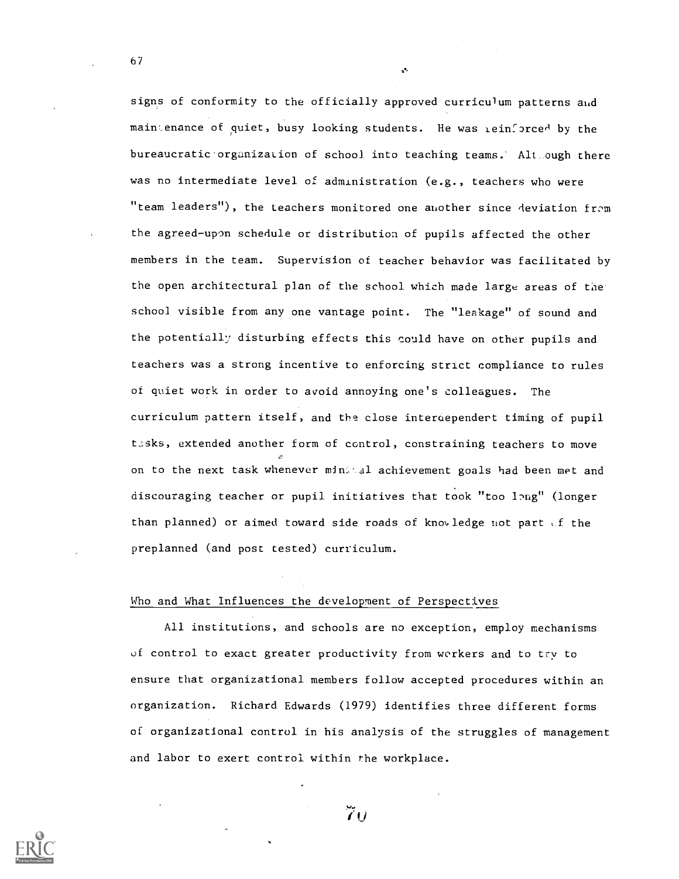signs of conformity to the officially approved curriculum patterns and maintenance of quiet, busy looking students. He was reinforced by the bureaucratic organization of school into teaching teams. Although there was no intermediate level of administration (e.g., teachers who were "team leaders"), the teachers monitored one another since deviation from the agreed-upon schedule or distribution of pupils affected the other members in the team. Supervision of teacher behavior was facilitated by the open architectural plan of the school which made large areas of the school visible from any one vantage point. The "leakage" of sound and the potentially disturbing effects this could have on other pupils and teachers was a strong incentive to enforcing strict compliance to rules of quiet work in order to avoid annoying one's colleagues. The curriculum pattern itself, and the close interdependent timing of pupil tasks, extended another form of control, constraining teachers to move on to the next task whenever minimal achievement goals had been met and discouraging teacher or pupil initiatives that took "too long" (longer than planned) or aimed toward side roads of knowledge not part of the preplanned (and post tested) curriculum.

## Who and What Influences the development of Perspectives

All institutions, and schools are no exception, employ mechanisms of control to exact greater productivity from workers and to try to ensure that organizational members follow accepted procedures within an organization. Richard Edwards (1979) identifies three different forms of organizational control in his analysis of the struggles of management and labor to exert control within the workplace.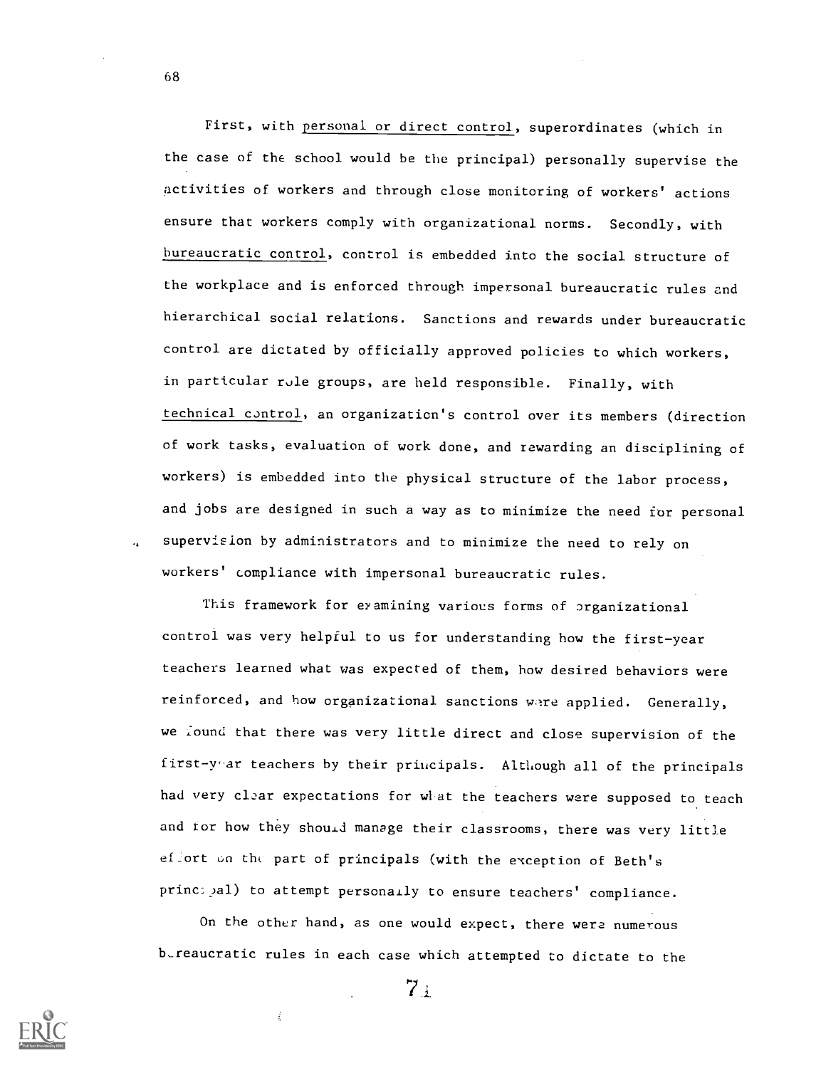First, with personal or direct control, superordinates (which in the case of the school would be the principal) personally supervise the activities of workers and through close monitoring of workers' actions ensure that workers comply with organizational norms. Secondly, with bureaucratic control, control is embedded into the social structure of the workplace and is enforced through impersonal bureaucratic rules and hierarchical social relations. Sanctions and rewards under bureaucratic control are dictated by officially approved policies to which workers, in particular role groups, are held responsible. Finally, with technical control, an organization's control over its members (direction of work tasks, evaluation of work done, and rewarding an disciplining of workers) is embedded into the physical structure of the labor process, and jobs are designed in such a way as to minimize the need for personal supervision by administrators and to minimize the need to rely on workers' compliance with impersonal bureaucratic rules.

This framework for examining various forms of organizational control was very helpful to us for understanding how the first-year teachers learned what was expected of them, how desired behaviors were reinforced, and how organizational sanctions were applied. Generally, we found that there was very little direct and close supervision of the first-year teachers by their principals. Although all of the principals had very clear expectations for what the teachers were supposed to teach and for how they should manage their classrooms, there was very little effort on the part of principals (with the exception of Beth's principal) to attempt personally to ensure teachers' compliance.

On the other hand, as one would expect, there were numerous bureaucratic rules in each case which attempted to dictate to the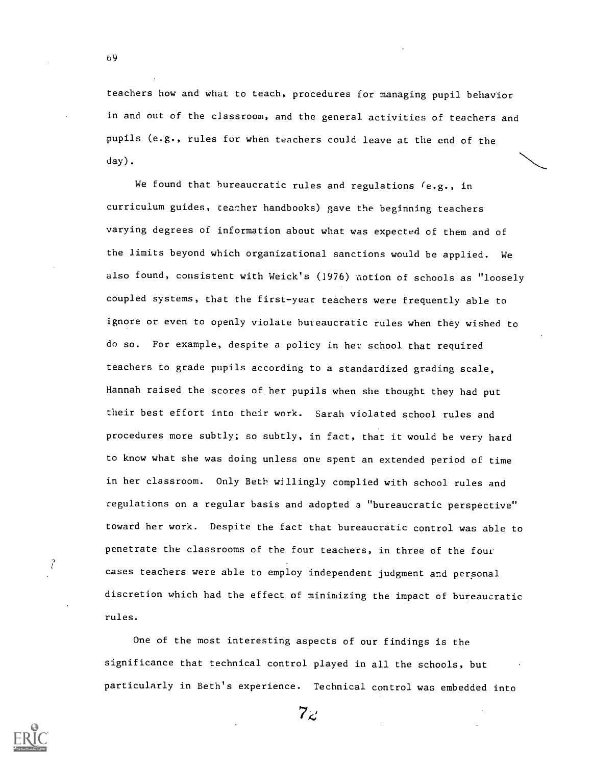teachers how and what to teach, procedures for managing pupil behavior in and out of the classroom, and the general activities of teachers and pupils (e.g., rules for when teachers could leave at the end of the day).

We found that bureaucratic rules and regulations (e.g., in curriculum guides, teacher handbooks) gave the beginning teachers varying degrees of information about what was expected of them and of the limits beyond which organizational sanctions would be applied. We also found, consistent with Weick's (1976) notion of schools as "loosely coupled systems, that the first-year teachers were frequently able to ignore or even to openly violate bureaucratic rules when they wished to do so. For example, despite a policy in her school that required teachers to grade pupils according to a standardized grading scale, Hannah raised the scores of her pupils when she thought they had put their best effort into their work. Sarah violated school rules and procedures more subtly; so subtly, in fact, that it would be very hard to know what she was doing unless one spent an extended period of time in her classroom. Only Beth willingly complied with school rules and regulations on a regular basis and adopted a "bureaucratic perspective" toward her work. Despite the fact that bureaucratic control was able to penetrate the classrooms of the four teachers, in three of the four cases teachers were able to employ independent judgment and personal discretion which had the effect of minimizing the impact of bureaucratic rules.

One of the most interesting aspects of our findings is the significance that technical control played in all the schools, but particularly in Beth's experience. Technical control was embedded into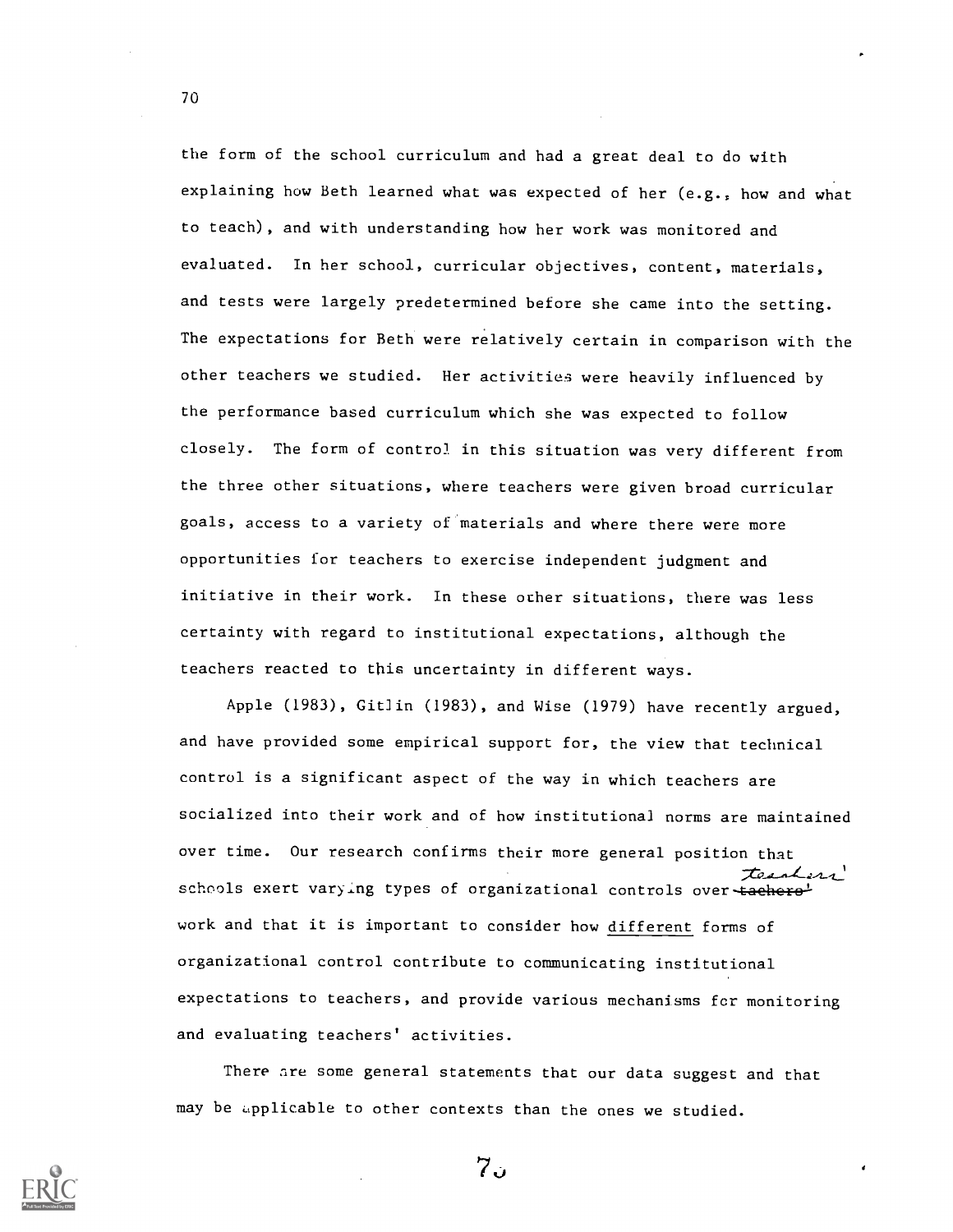the form of the school curriculum and had a great deal to do with explaining how Beth learned what was expected of her (e.g., how and what to teach), and with understanding how her work was monitored and evaluated. In her school, curricular objectives, content, materials, and tests were largely predetermined before she came into the setting. The expectations for Beth were relatively certain in comparison with the other teachers we studied. Her activities were heavily influenced by the performance based curriculum which she was expected to follow closely. The form of control in this situation was very different from the three other situations, where teachers were given broad curricular goals, access to a variety of materials and where there were more opportunities for teachers to exercise independent judgment and initiative in their work. In these other situations, there was less certainty with regard to institutional expectations, although the teachers reacted to this uncertainty in different ways.

Apple (1983), Gitlin (1983), and Wise (1979) have recently argued, and have provided some empirical support for, the view that technical control is a significant aspect of the way in which teachers are socialized into their work and of how institutional norms are maintained over time. Our research confirms their more general position that schools exert varying types of organizational controls over teachers' work and that it is important to consider how different forms of organizational control contribute to communicating institutional expectations to teachers, and provide various mechanisms for monitoring and evaluating teachers' activities.

There are some general statements that our data suggest and that may be applicable to other contexts than the ones we studied.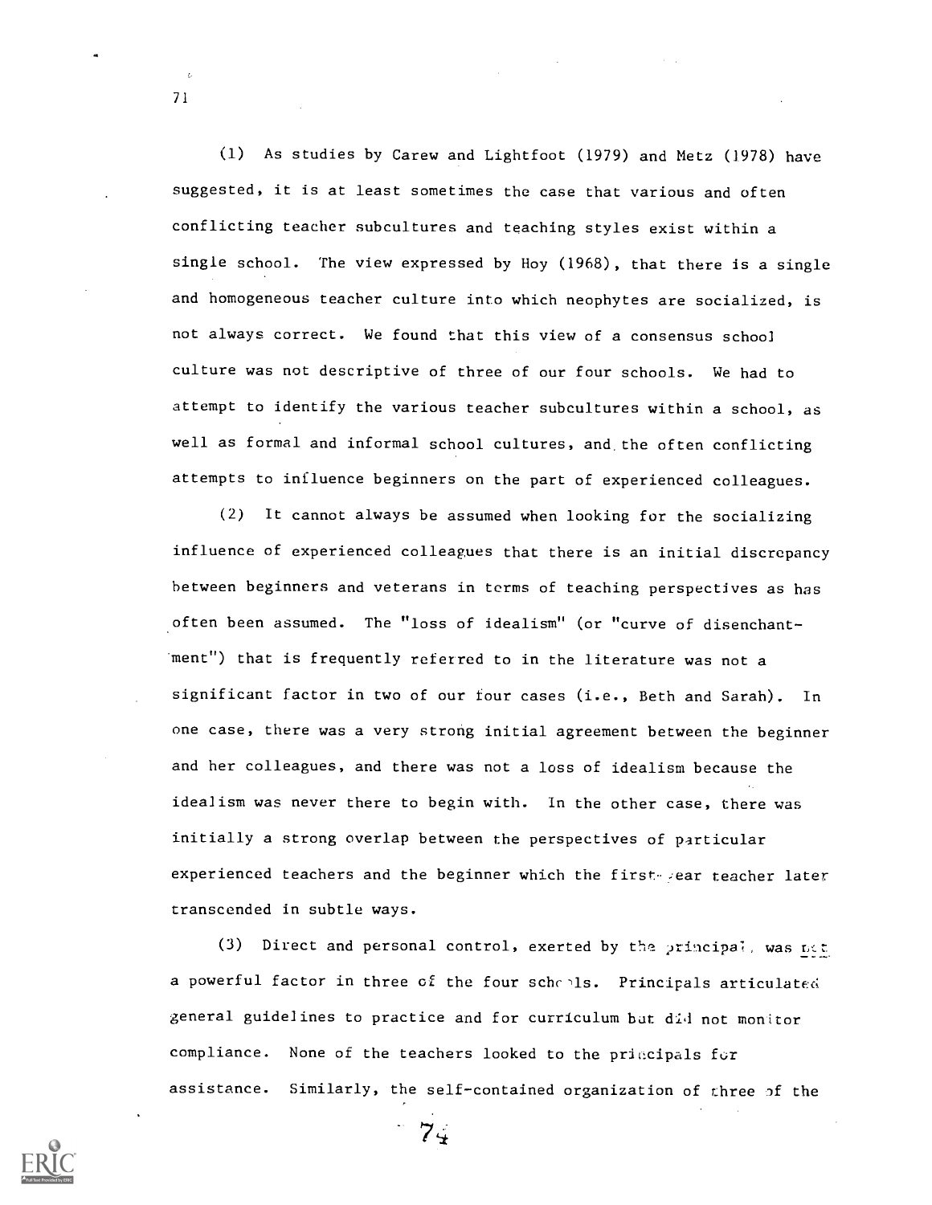(1) As studies by Carew and Lightfoot (1979) and Metz (1978) have suggested, it is at least sometimes the case that various and often conflicting teacher subcultures and teaching styles exist within a single school. The view expressed by Hoy (1968), that there is a single and homogeneous teacher culture into which neophytes are socialized, is not always correct. We found that this view of a consensus school culture was not descriptive of three of our four schools. We had to attempt to identify the various teacher subcultures within a school, as well as formal and informal school cultures, and the often conflicting attempts to influence beginners on the part of experienced colleagues.

(2) It cannot always be assumed when looking for the socializing influence of experienced colleagues that there is an initial discrepancy between beginners and veterans in terms of teaching perspectives as has often been assumed. The "loss of idealism" (or "curve of disenchantment") that is frequently referred to in the literature was not a significant factor in two of our four cases (i.e., Beth and Sarah). In one case, there was a very strong initial agreement between the beginner and her colleagues, and there was not a loss of idealism because the idealism was never there to begin with. In the other case, there was initially a strong overlap between the perspectives of particular experienced teachers and the beginner which the first-year teacher later transcended in subtle ways.

(3) Direct and personal control, exerted by the principal, was not a powerful factor in three of the four schools. Principals articulated general guidelines to practice and for curriculum but did not monitor compliance. None of the teachers looked to the principals for assistance. Similarly, the self-contained organization of three of the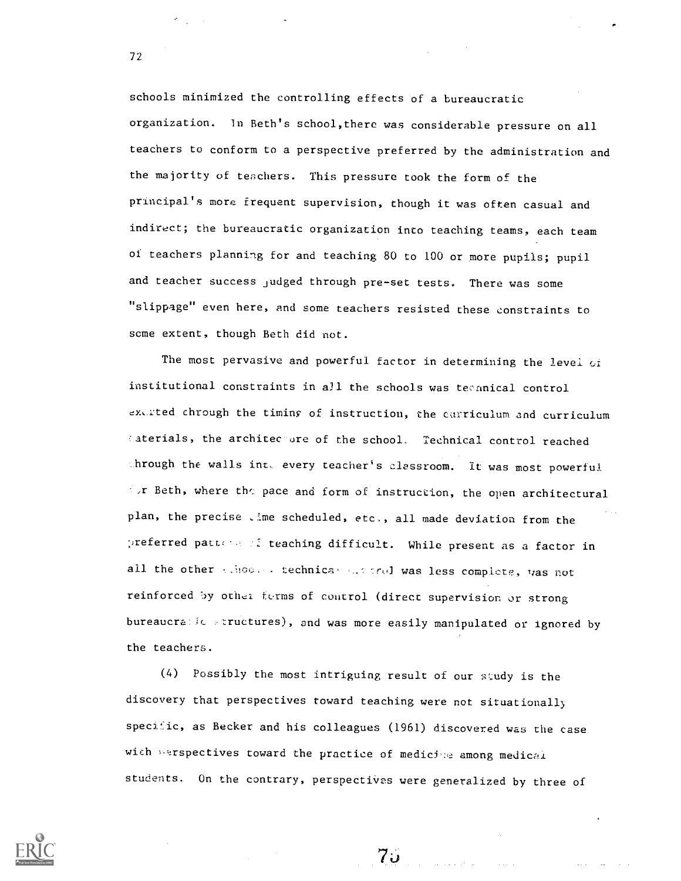schools minimized the controlling effects of a bureaucratic organization. In Beth's school, there was considerable pressure on all teachers to conform to a perspective preferred by the administration and the majority of teachers. This pressure took the form of the principal's more frequent supervision, though it was often casual and indirect; the bureaucratic organization into teaching teams, each team of teachers planning for and teaching 80 to 100 or more pupils; pupil and teacher success judged through pre-set tests. There was some "slippage" even here, and some teachers resisted these constraints to some extent, though Beth did not.

The most pervasive and powerful factor in determining the level of institutional constraints in all the schools was technical control exerted through the timing of instruction, the curriculum and curriculum materials, the architecture of the school. Technical control reached through the walls into every teacher's classroom. It was most powerful for Beth, where the pace and form of instruction, the open architectural plan, the precise time scheduled, etc., all made deviation from the preferred pattern of teaching difficult. While present as a factor in all the other schools, technical control was less complete, was not reinforced by other forms of control (direct supervision or strong bureaucratic structures), and was more easily manipulated or ignored by the teachers.

(4) Possibly the most intriguing result of our study is the discovery that perspectives toward teaching were not situationally specific, as Becker and his colleagues (1961) discovered was the case with perspectives toward the practice of medicine among medical students. On the contrary, perspectives were generalized by three of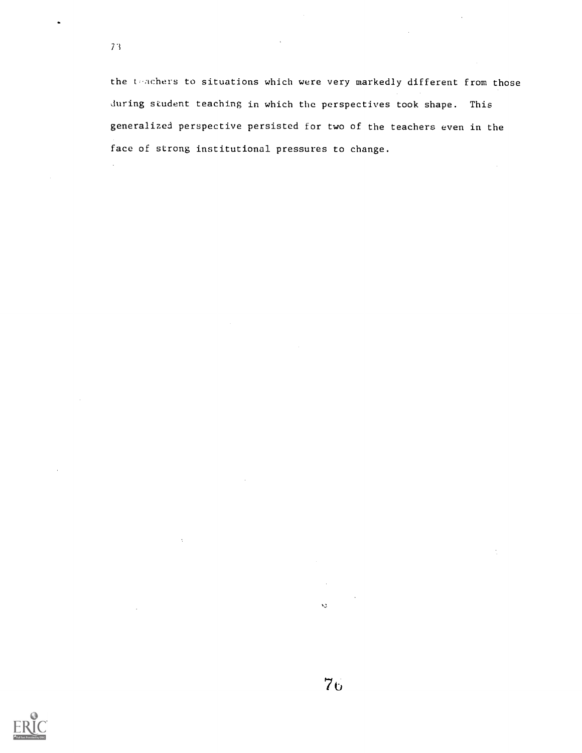the teachers to situations which were very markedly different from those during student teaching in which the perspectives took shape. This generalized perspective persisted for two of the teachers even in the face of strong institutional pressures to change.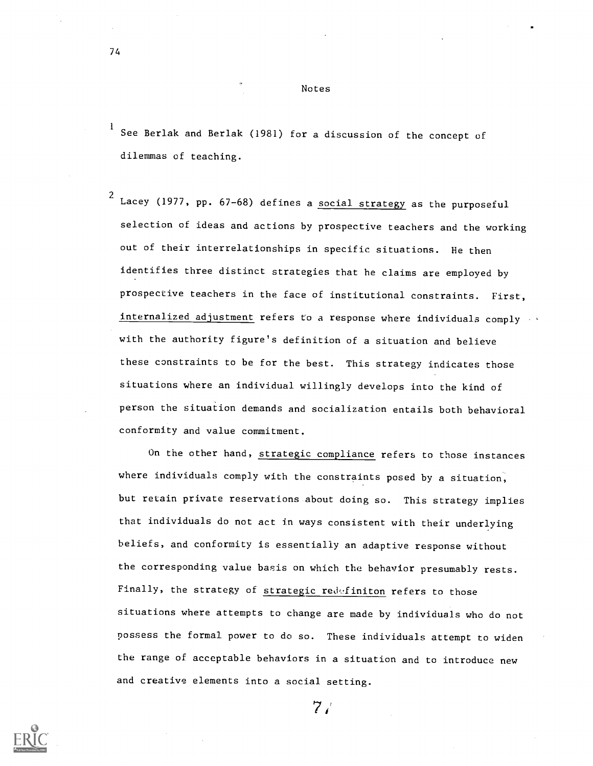# Notes

[1] See Berlak and Berlak (1981) for a discussion of the concept of dilemmas of teaching.

[2] Lacey (1977, pp. 67-68) defines a social strategy as the purposeful selection of ideas and actions by prospective teachers and the working out of their interrelationships in specific situations. He then identifies three distinct strategies that he claims are employed by prospective teachers in the face of institutional constraints. First, internalized adjustment refers to a response where individuals comply with the authority figure's definition of a situation and believe these constraints to be for the best. This strategy indicates those situations where an individual willingly develops into the kind of person the situation demands and socialization entails both behavioral conformity and value commitment.

On the other hand, strategic compliance refers to those instances where individuals comply with the constraints posed by a situation, but retain private reservations about doing so. This strategy implies that individuals do not act in ways consistent with their underlying beliefs, and conformity is essentially an adaptive response without the corresponding value basis on which the behavior presumably rests. Finally, the strategy of strategic redefiniton refers to those situations where attempts to change are made by individuals who do not possess the formal power to do so. These individuals attempt to widen the range of acceptable behaviors in a situation and to introduce new and creative elements into a social setting.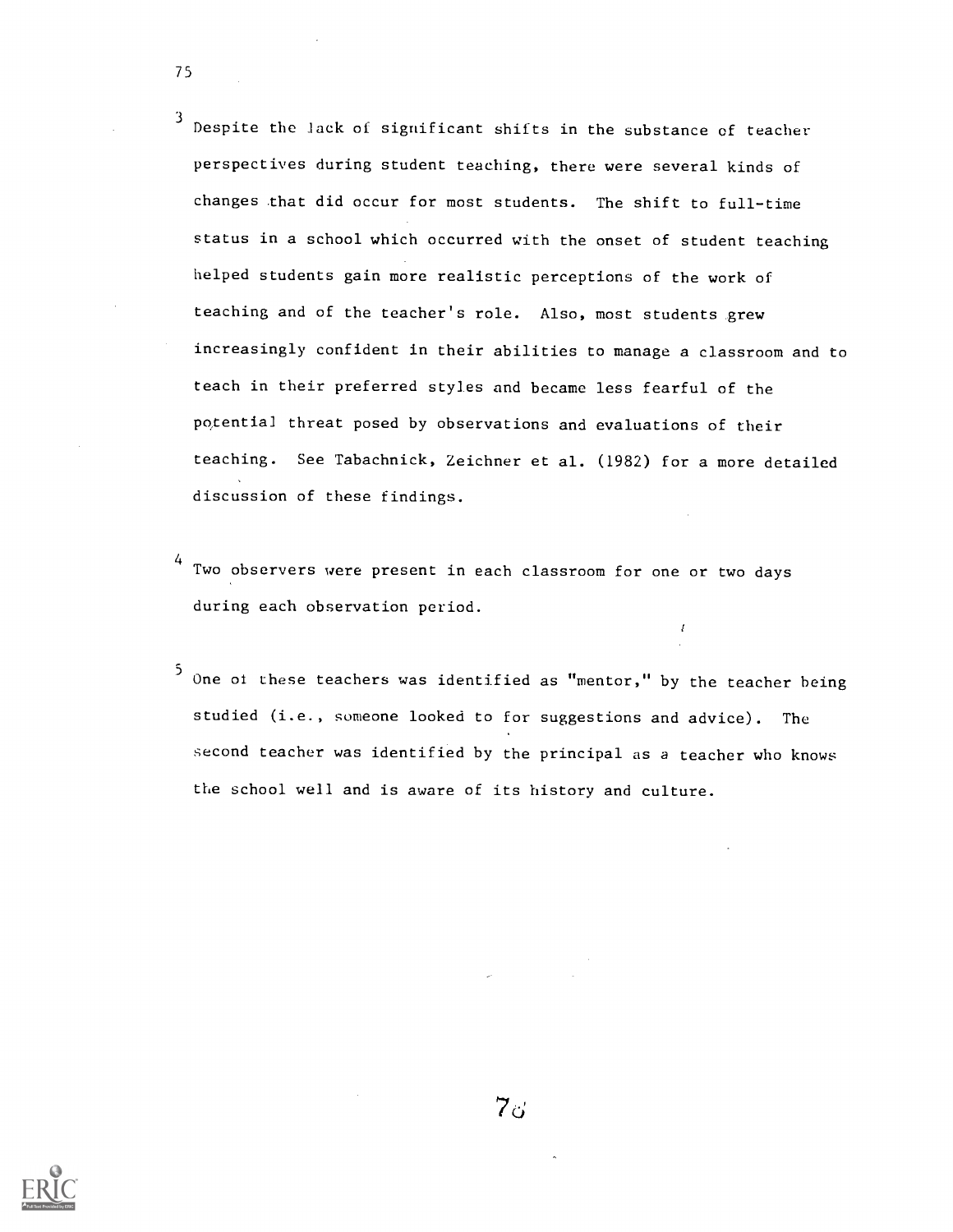[3] Despite the lack of significant shifts in the substance of teacher perspectives during student teaching, there were several kinds of changes that did occur for most students. The shift to full-time status in a school which occurred with the onset of student teaching helped students gain more realistic perceptions of the work of teaching and of the teacher's role. Also, most students grew increasingly confident in their abilities to manage a classroom and to teach in their preferred styles and became less fearful of the potential threat posed by observations and evaluations of their teaching. See Tabachnick, Zeichner et al. (1982) for a more detailed discussion of these findings.

[4] Two observers were present in each classroom for one or two days during each observation period.

[5] One of these teachers was identified as "mentor," by the teacher being studied (i.e., someone looked to for suggestions and advice). The second teacher was identified by the principal as a teacher who knows the school well and is aware of its history and culture.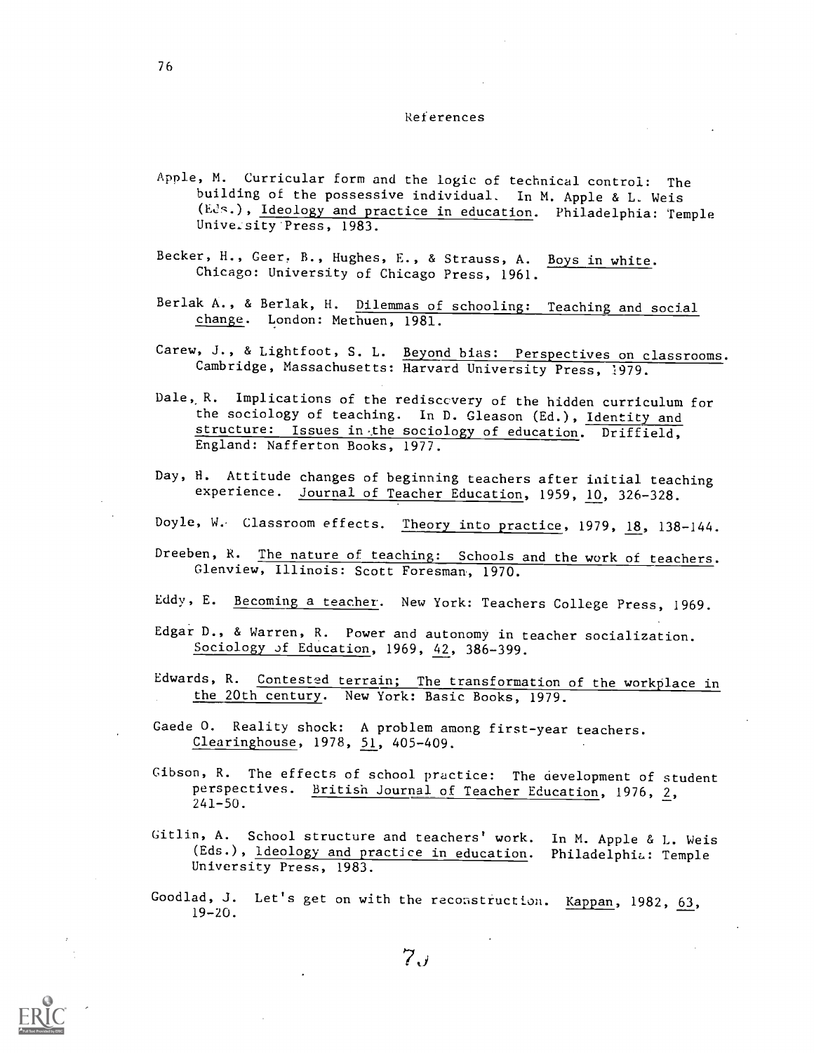# References

Apple, M. Curricular form and the logic of technical control: The building of the possessive individual. In M. Apple & L. Weis (Eds.), Ideology and practice in education. Philadelphia: Temple University Press, 1983.

Becker, H., Geer, B., Hughes, E., & Strauss, A. Boys in white. Chicago: University of Chicago Press, 1961.

Berlak A., & Berlak, H. Dilemmas of schooling: Teaching and social change. London: Methuen, 1981.

Carew, J., & Lightfoot, S. L. Beyond bias: Perspectives on classrooms. Cambridge, Massachusetts: Harvard University Press, 1979.

Dale, R. Implications of the rediscovery of the hidden curriculum for the sociology of teaching. In D. Gleason (Ed.), Identity and structure: Issues in the sociology of education. Driffield, England: Nafferton Books, 1977.

Day, H. Attitude changes of beginning teachers after initial teaching experience. Journal of Teacher Education, 1959, 10, 326-328.

Doyle, W. Classroom effects. Theory into practice, 1979, 18, 138-144.

Dreeben, R. The nature of teaching: Schools and the work of teachers. Glenview, Illinois: Scott Foresman, 1970.

Eddy, E. Becoming a teacher. New York: Teachers College Press, 1969.

Edgar D., & Warren, R. Power and autonomy in teacher socialization. Sociology of Education, 1969, 42, 386-399.

Edwards, R. Contested terrain; The transformation of the workplace in the 20th century. New York: Basic Books, 1979.

Gaede O. Reality shock: A problem among first-year teachers. Clearinghouse, 1978, 51, 405-409.

Gibson, R. The effects of school practice: The development of student perspectives. British Journal of Teacher Education, 1976, 2, 241-50.

Gitlin, A. School structure and teachers' work. In M. Apple & L. Weis (Eds.), Ideology and practice in education. Philadelphia: Temple University Press, 1983.

Goodlad, J. Let's get on with the reconstruction. Kappan, 1982, 63, 19-20.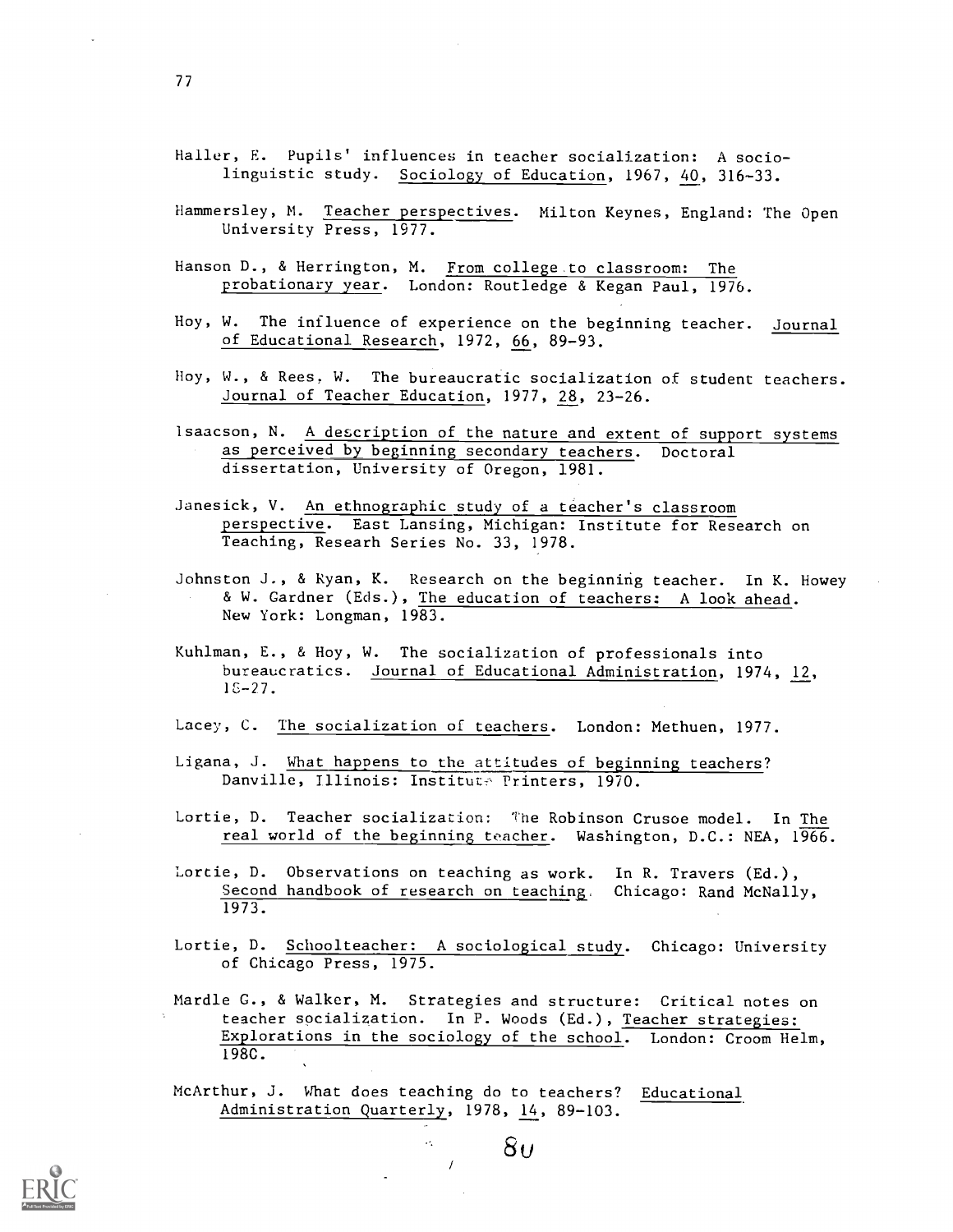Haller, E. Pupils' influences in teacher socialization: A socio-linguistic study. Sociology of Education, 1967, 40, 316-33.

Hammersley, M. Teacher perspectives. Milton Keynes, England: The Open University Press, 1977.

Hanson D., & Herrington, M. From college to classroom: The probationary year. London: Routledge & Kegan Paul, 1976.

Hoy, W. The influence of experience on the beginning teacher. Journal of Educational Research, 1972, 66, 89-93.

Hoy, W., & Rees, W. The bureaucratic socialization of student teachers. Journal of Teacher Education, 1977, 28, 23-26.

Isaacson, N. A description of the nature and extent of support systems as perceived by beginning secondary teachers. Doctoral dissertation, University of Oregon, 1981.

Janesick, V. An ethnographic study of a teacher's classroom perspective. East Lansing, Michigan: Institute for Research on Teaching, Researh Series No. 33, 1978.

Johnston J., & Ryan, K. Research on the beginning teacher. In K. Howey & W. Gardner (Eds.), The education of teachers: A look ahead. New York: Longman, 1983.

Kuhlman, E., & Hoy, W. The socialization of professionals into bureaucratics. Journal of Educational Administration, 1974, 12, 18-27.

Lacey, C. The socialization of teachers. London: Methuen, 1977.

Ligana, J. What happens to the attitudes of beginning teachers? Danville, Illinois: Institute Printers, 1970.

Lortie, D. Teacher socialization: The Robinson Crusoe model. In The real world of the beginning teacher. Washington, D.C.: NEA, 1966.

Lortie, D. Observations on teaching as work. In R. Travers (Ed.), Second handbook of research on teaching. Chicago: Rand McNally, 1973.

Lortie, D. Schoolteacher: A sociological study. Chicago: University of Chicago Press, 1975.

Mardle G., & Walker, M. Strategies and structure: Critical notes on teacher socialization. In P. Woods (Ed.), Teacher strategies: Explorations in the sociology of the school. London: Croom Helm, 1980.

McArthur, J. What does teaching do to teachers? Educational Administration Quarterly, 1978, 14, 89-103.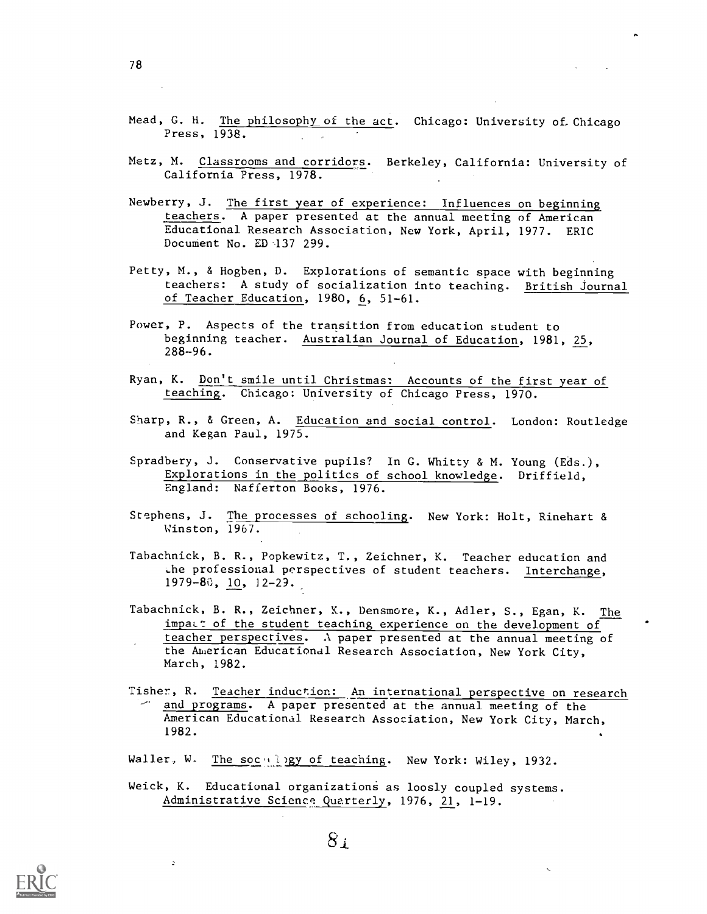Mead, G. H. The philosophy of the act. Chicago: University of Chicago Press, 1938.

Metz, M. Classrooms and corridors. Berkeley, California: University of California Press, 1978.

Newberry, J. The first year of experience: Influences on beginning teachers. A paper presented at the annual meeting of American Educational Research Association, New York, April, 1977. ERIC Document No. ED 137 299.

Petty, M., & Hogben, D. Explorations of semantic space with beginning teachers: A study of socialization into teaching. British Journal of Teacher Education, 1980, 6, 51-61.

Power, P. Aspects of the transition from education student to beginning teacher. Australian Journal of Education, 1981, 25, 288-96.

Ryan, K. Don't smile until Christmas: Accounts of the first year of teaching. Chicago: University of Chicago Press, 1970.

Sharp, R., & Green, A. Education and social control. London: Routledge and Kegan Paul, 1975.

Spradbery, J. Conservative pupils? In G. Whitty & M. Young (Eds.), Explorations in the politics of school knowledge. Driffield, England: Nafferton Books, 1976.

Stephens, J. The processes of schooling. New York: Holt, Rinehart & Winston, 1967.

Tabachnick, B. R., Popkewitz, T., Zeichner, K. Teacher education and the professional perspectives of student teachers. Interchange, 1979-80, 10, 12-29.

Tabachnick, B. R., Zeichner, K., Densmore, K., Adler, S., Egan, K. The impact of the student teaching experience on the development of teacher perspectives. A paper presented at the annual meeting of the American Educational Research Association, New York City, March, 1982.

Tisher, R. Teacher induction: An international perspective on research and programs. A paper presented at the annual meeting of the American Educational Research Association, New York City, March, 1982.

Waller, W. The sociology of teaching. New York: Wiley, 1932.

Weick, K. Educational organizations as loosely coupled systems. Administrative Science Quarterly, 1976, 21, 1-19.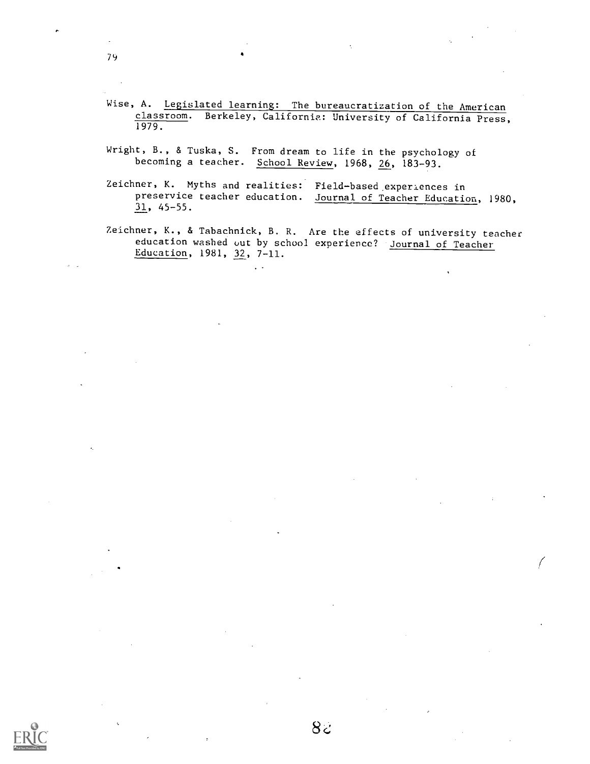Wise, A. Legislated learning: The bureaucratization of the American classroom. Berkeley, California: University of California Press, 1979.

Wright, B., & Tuska, S. From dream to life in the psychology of becoming a teacher. School Review, 1968, 26, 183-93.

Zeichner, K. Myths and realities: Field-based experiences in preservice teacher education. Journal of Teacher Education, 1980, 31, 45-55.

Zeichner, K., & Tabachnick, B. R. Are the effects of university teacher education washed out by school experience? Journal of Teacher Education, 1981, 32, 7-11.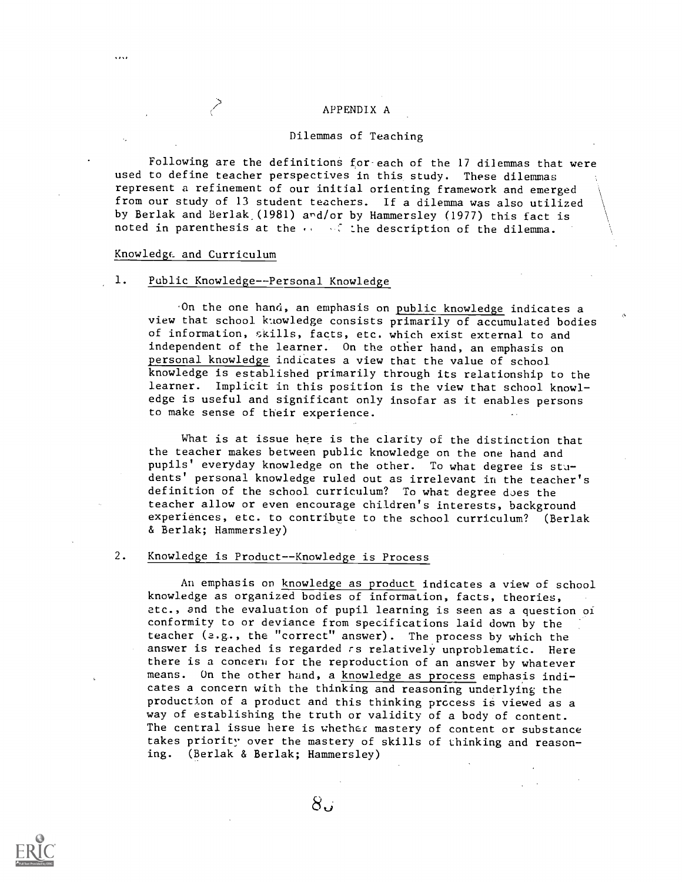# APPENDIX A

## Dilemmas of Teaching

Following are the definitions for each of the 17 dilemmas that were used to define teacher perspectives in this study. These dilemmas represent a refinement of our initial orienting framework and emerged from our study of 13 student teachers. If a dilemma was also utilized by Berlak and Berlak (1981) and/or by Hammersley (1977) this fact is noted in parenthesis at the end of the description of the dilemma.

### Knowledge and Curriculum

1. Public Knowledge--Personal Knowledge

On the one hand, an emphasis on public knowledge indicates a view that school knowledge consists primarily of accumulated bodies of information, skills, facts, etc. which exist external to and independent of the learner. On the other hand, an emphasis on personal knowledge indicates a view that the value of school knowledge is established primarily through its relationship to the learner. Implicit in this position is the view that school knowledge is useful and significant only insofar as it enables persons to make sense of their experience.

What is at issue here is the clarity of the distinction that the teacher makes between public knowledge on the one hand and pupils' everyday knowledge on the other. To what degree is students' personal knowledge ruled out as irrelevant in the teacher's definition of the school curriculum? To what degree does the teacher allow or even encourage children's interests, background experiences, etc. to contribute to the school curriculum? (Berlak & Berlak; Hammersley)

2. Knowledge is Product--Knowledge is Process

An emphasis on knowledge as product indicates a view of school knowledge as organized bodies of information, facts, theories, etc., and the evaluation of pupil learning is seen as a question of conformity to or deviance from specifications laid down by the teacher (e.g., the "correct" answer). The process by which the answer is reached is regarded as relatively unproblematic. Here there is a concern for the reproduction of an answer by whatever means. On the other hand, a knowledge as process emphasis indicates a concern with the thinking and reasoning underlying the production of a product and this thinking process is viewed as a way of establishing the truth or validity of a body of content. The central issue here is whether mastery of content or substance takes priority over the mastery of skills of thinking and reasoning. (Berlak & Berlak; Hammersley)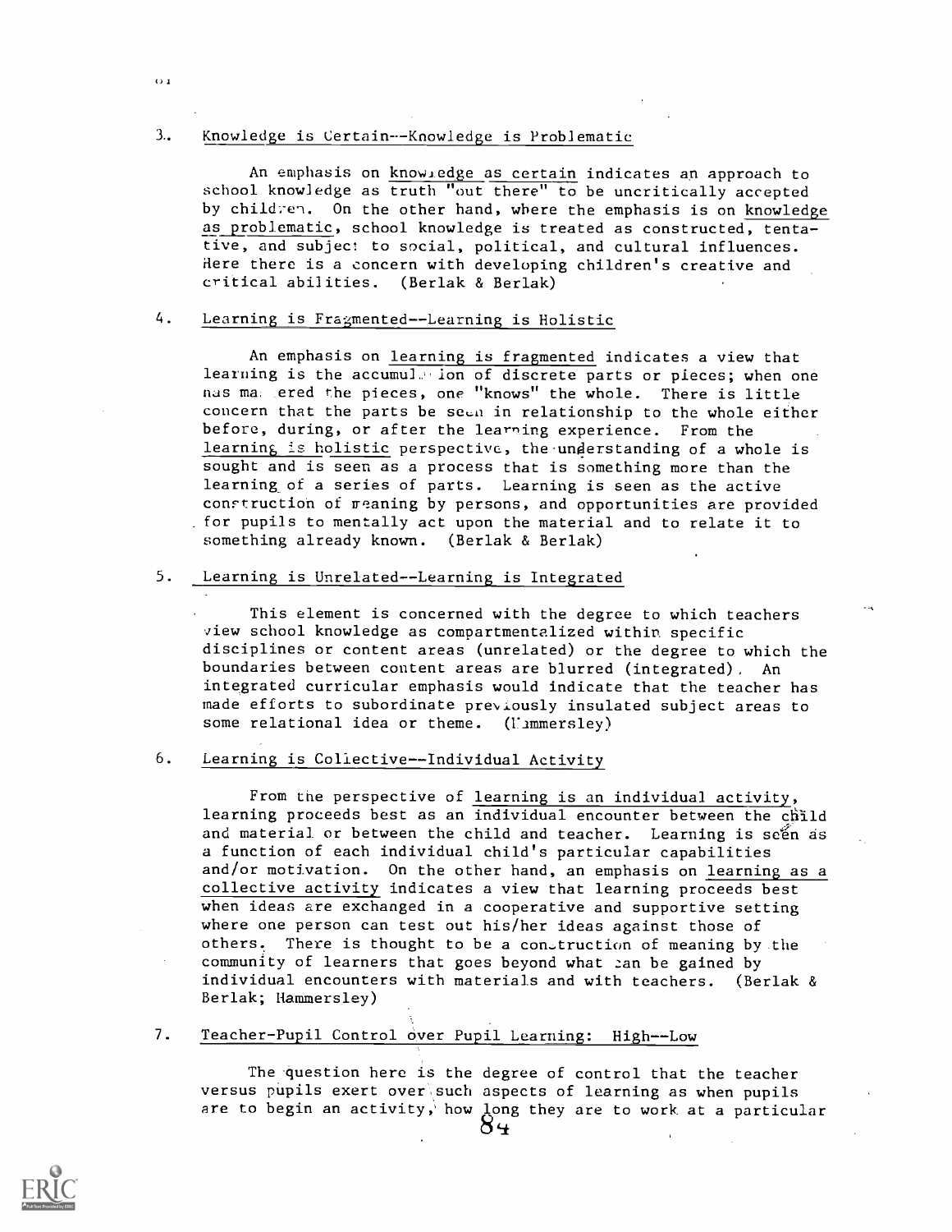3. Knowledge is Certain--Knowledge is Problematic

An emphasis on knowledge as certain indicates an approach to school knowledge as truth "out there" to be uncritically accepted by children. On the other hand, where the emphasis is on knowledge as problematic, school knowledge is treated as constructed, tentative, and subject to social, political, and cultural influences. Here there is a concern with developing children's creative and critical abilities. (Berlak & Berlak)

4. Learning is Fragmented--Learning is Holistic

An emphasis on learning is fragmented indicates a view that learning is the accumulation of discrete parts or pieces; when one has mastered the pieces, one "knows" the whole. There is little concern that the parts be seen in relationship to the whole either before, during, or after the learning experience. From the learning is holistic perspective, the understanding of a whole is sought and is seen as a process that is something more than the learning of a series of parts. Learning is seen as the active construction of meaning by persons, and opportunities are provided for pupils to mentally act upon the material and to relate it to something already known. (Berlak & Berlak)

5. Learning is Unrelated--Learning is Integrated

This element is concerned with the degree to which teachers view school knowledge as compartmentalized within specific disciplines or content areas (unrelated) or the degree to which the boundaries between content areas are blurred (integrated). An integrated curricular emphasis would indicate that the teacher has made efforts to subordinate previously insulated subject areas to some relational idea or theme. (Hammersley)

6. Learning is Collective--Individual Activity

From the perspective of learning is an individual activity, learning proceeds best as an individual encounter between the child and material or between the child and teacher. Learning is seen as a function of each individual child's particular capabilities and/or motivation. On the other hand, an emphasis on learning as a collective activity indicates a view that learning proceeds best when ideas are exchanged in a cooperative and supportive setting where one person can test out his/her ideas against those of others. There is thought to be a construction of meaning by the community of learners that goes beyond what can be gained by individual encounters with materials and with teachers. (Berlak & Berlak; Hammersley)

7. Teacher-Pupil Control over Pupil Learning: High--Low

The question here is the degree of control that the teacher versus pupils exert over such aspects of learning as when pupils are to begin an activity, how long they are to work at a particular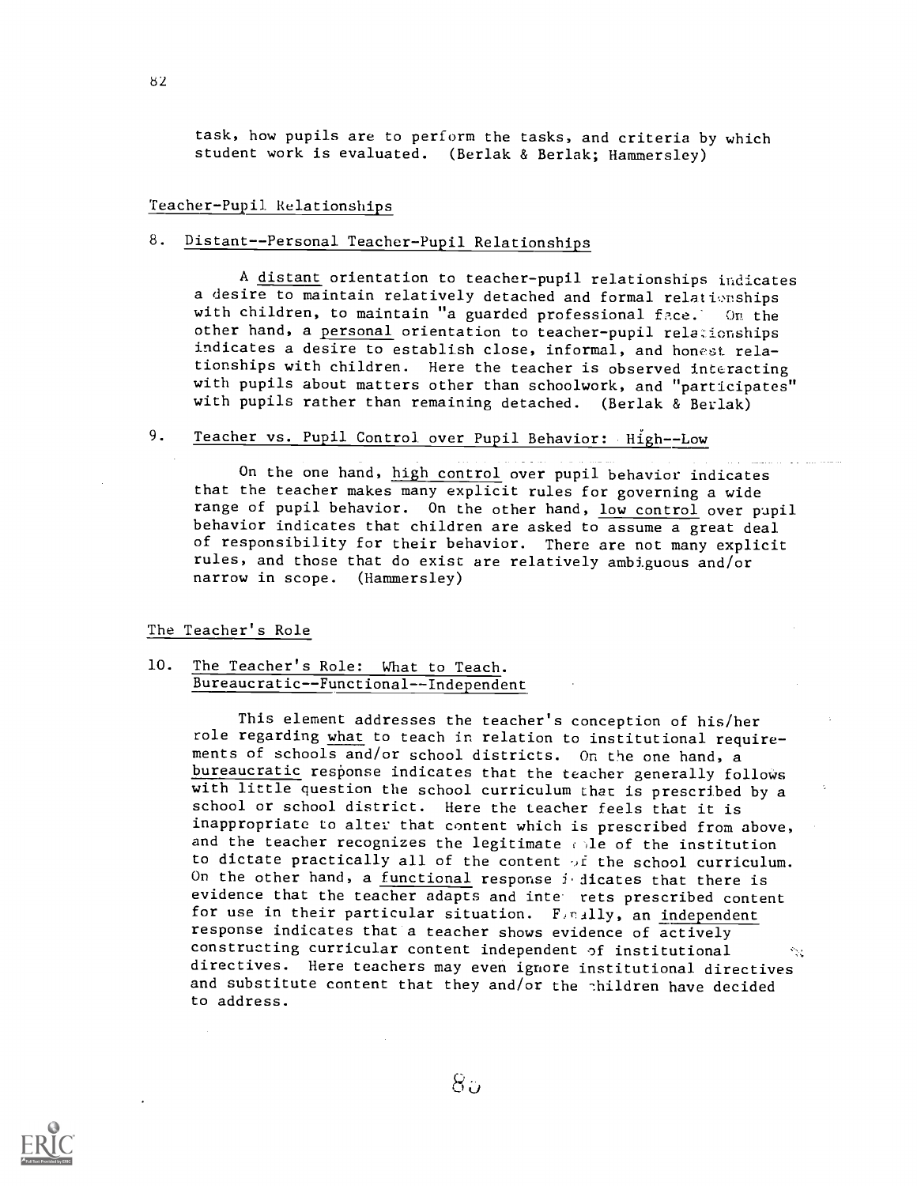task, how pupils are to perform the tasks, and criteria by which student work is evaluated. (Berlak & Berlak; Hammersley)

## Teacher-Pupil Relationships

### 8. Distant--Personal Teacher-Pupil Relationships

A distant orientation to teacher-pupil relationships indicates a desire to maintain relatively detached and formal relationships with children, to maintain "a guarded professional face." On the other hand, a personal orientation to teacher-pupil relationships indicates a desire to establish close, informal, and honest relationships with children. Here the teacher is observed interacting with pupils about matters other than schoolwork, and "participates" with pupils rather than remaining detached. (Berlak & Berlak)

### 9. Teacher vs. Pupil Control over Pupil Behavior: High--Low

On the one hand, high control over pupil behavior indicates that the teacher makes many explicit rules for governing a wide range of pupil behavior. On the other hand, low control over pupil behavior indicates that children are asked to assume a great deal of responsibility for their behavior. There are not many explicit rules, and those that do exist are relatively ambiguous and/or narrow in scope. (Hammersley)

## The Teacher's Role

### 10. The Teacher's Role: What to Teach. Bureaucratic--Functional--Independent

This element addresses the teacher's conception of his/her role regarding what to teach in relation to institutional requirements of schools and/or school districts. On the one hand, a bureaucratic response indicates that the teacher generally follows with little question the school curriculum that is prescribed by a school or school district. Here the teacher feels that it is inappropriate to alter that content which is prescribed from above, and the teacher recognizes the legitimate role of the institution to dictate practically all of the content of the school curriculum. On the other hand, a functional response indicates that there is evidence that the teacher adapts and interprets prescribed content for use in their particular situation. Finally, an independent response indicates that a teacher shows evidence of actively constructing curricular content independent of institutional directives. Here teachers may even ignore institutional directives and substitute content that they and/or the children have decided to address.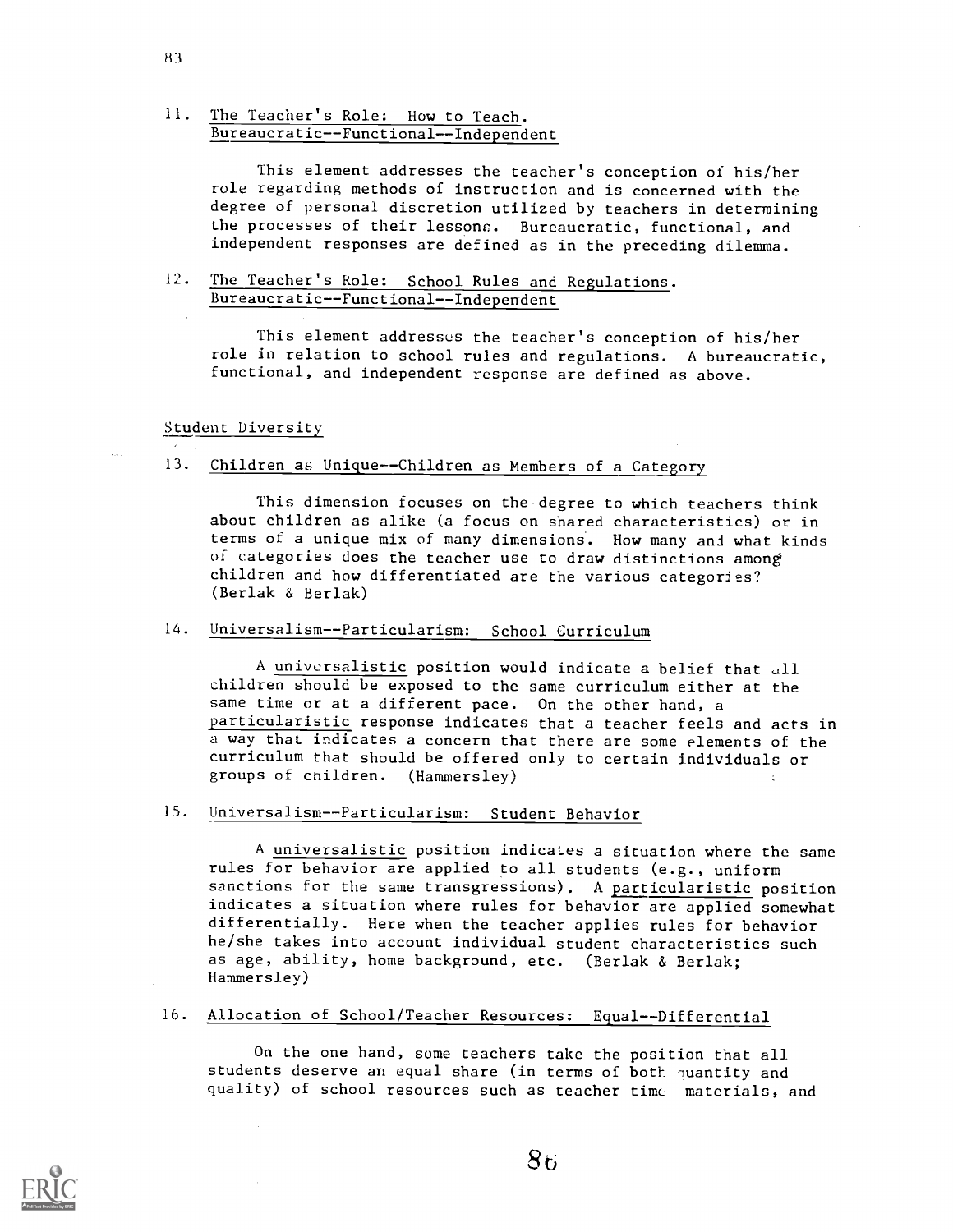11. <u>The Teacher's Role: How to Teach.</u>
<u>Bureaucratic--Functional--Independent</u>

This element addresses the teacher's conception of his/her role regarding methods of instruction and is concerned with the degree of personal discretion utilized by teachers in determining the processes of their lessons. Bureaucratic, functional, and independent responses are defined as in the preceding dilemma.

12. <u>The Teacher's Role: School Rules and Regulations.</u>
<u>Bureaucratic--Functional--Independent</u>

This element addresses the teacher's conception of his/her role in relation to school rules and regulations. A bureaucratic, functional, and independent response are defined as above.

<u>Student Diversity</u>

13. <u>Children as Unique--Children as Members of a Category</u>

This dimension focuses on the degree to which teachers think about children as alike (a focus on shared characteristics) or in terms of a unique mix of many dimensions. How many and what kinds of categories does the teacher use to draw distinctions among children and how differentiated are the various categories? (Berlak & Berlak)

14. <u>Universalism--Particularism: School Curriculum</u>

A <u>universalistic</u> position would indicate a belief that all children should be exposed to the same curriculum either at the same time or at a different pace. On the other hand, a <u>particularistic</u> response indicates that a teacher feels and acts in a way that indicates a concern that there are some elements of the curriculum that should be offered only to certain individuals or groups of children. (Hammersley)

15. <u>Universalism--Particularism: Student Behavior</u>

A <u>universalistic</u> position indicates a situation where the same rules for behavior are applied to all students (e.g., uniform sanctions for the same transgressions). A <u>particularistic</u> position indicates a situation where rules for behavior are applied somewhat differentially. Here when the teacher applies rules for behavior he/she takes into account individual student characteristics such as age, ability, home background, etc. (Berlak & Berlak; Hammersley)

16. <u>Allocation of School/Teacher Resources: Equal--Differential</u>

On the one hand, some teachers take the position that all students deserve an equal share (in terms of both quantity and quality) of school resources such as teacher time, materials, and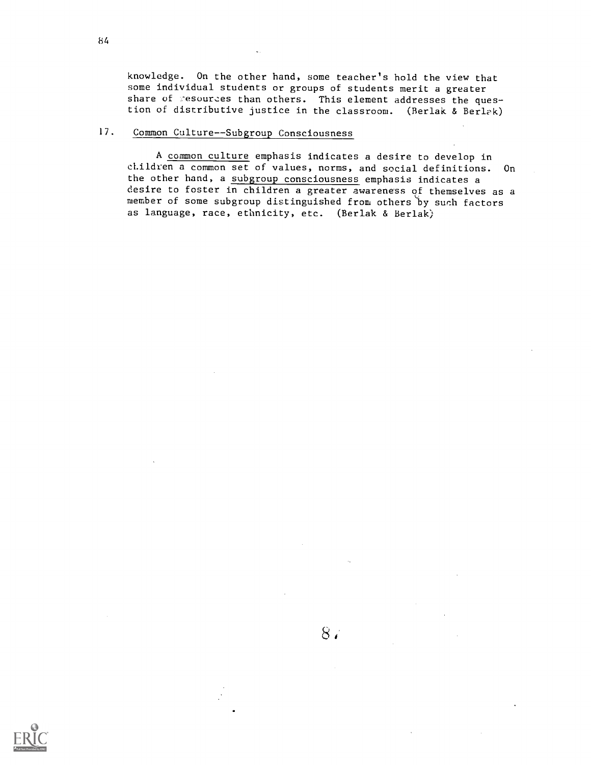knowledge. On the other hand, some teacher's hold the view that some individual students or groups of students merit a greater share of resources than others. This element addresses the question of distributive justice in the classroom. (Berlak & Berlak)

17. Common Culture--Subgroup Consciousness

A common culture emphasis indicates a desire to develop in children a common set of values, norms, and social definitions. On the other hand, a subgroup consciousness emphasis indicates a desire to foster in children a greater awareness of themselves as a member of some subgroup distinguished from others by such factors as language, race, ethnicity, etc. (Berlak & Berlak)